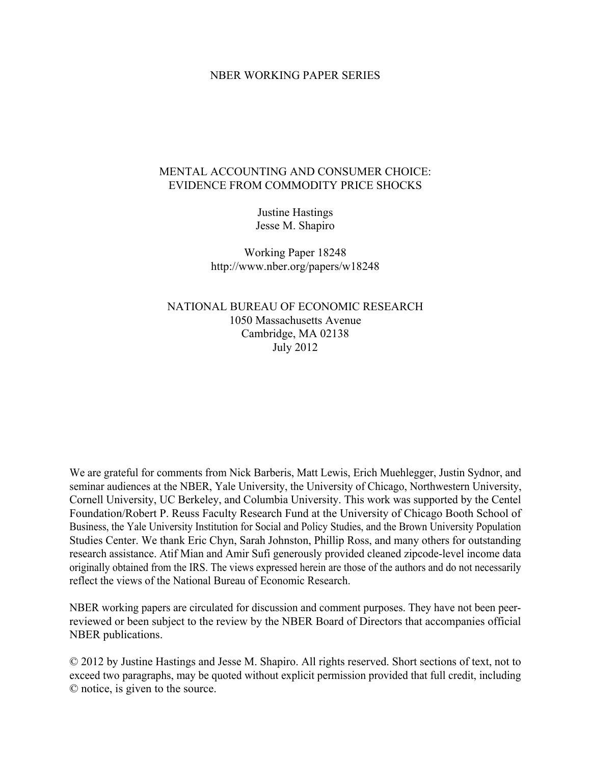NBER WORKING PAPER SERIES

# MENTAL ACCOUNTING AND CONSUMER CHOICE: EVIDENCE FROM COMMODITY PRICE SHOCKS

Justine Hastings
Jesse M. Shapiro

Working Paper 18248
http://www.nber.org/papers/w18248

NATIONAL BUREAU OF ECONOMIC RESEARCH
1050 Massachusetts Avenue
Cambridge, MA 02138
July 2012

We are grateful for comments from Nick Barberis, Matt Lewis, Erich Muehlegger, Justin Sydnor, and seminar audiences at the NBER, Yale University, the University of Chicago, Northwestern University, Cornell University, UC Berkeley, and Columbia University. This work was supported by the Centel Foundation/Robert P. Reuss Faculty Research Fund at the University of Chicago Booth School of Business, the Yale University Institution for Social and Policy Studies, and the Brown University Population Studies Center. We thank Eric Chyn, Sarah Johnston, Phillip Ross, and many others for outstanding research assistance. Atif Mian and Amir Sufi generously provided cleaned zipcode-level income data originally obtained from the IRS. The views expressed herein are those of the authors and do not necessarily reflect the views of the National Bureau of Economic Research.

NBER working papers are circulated for discussion and comment purposes. They have not been peer-reviewed or been subject to the review by the NBER Board of Directors that accompanies official NBER publications.

© 2012 by Justine Hastings and Jesse M. Shapiro. All rights reserved. Short sections of text, not to exceed two paragraphs, may be quoted without explicit permission provided that full credit, including © notice, is given to the source.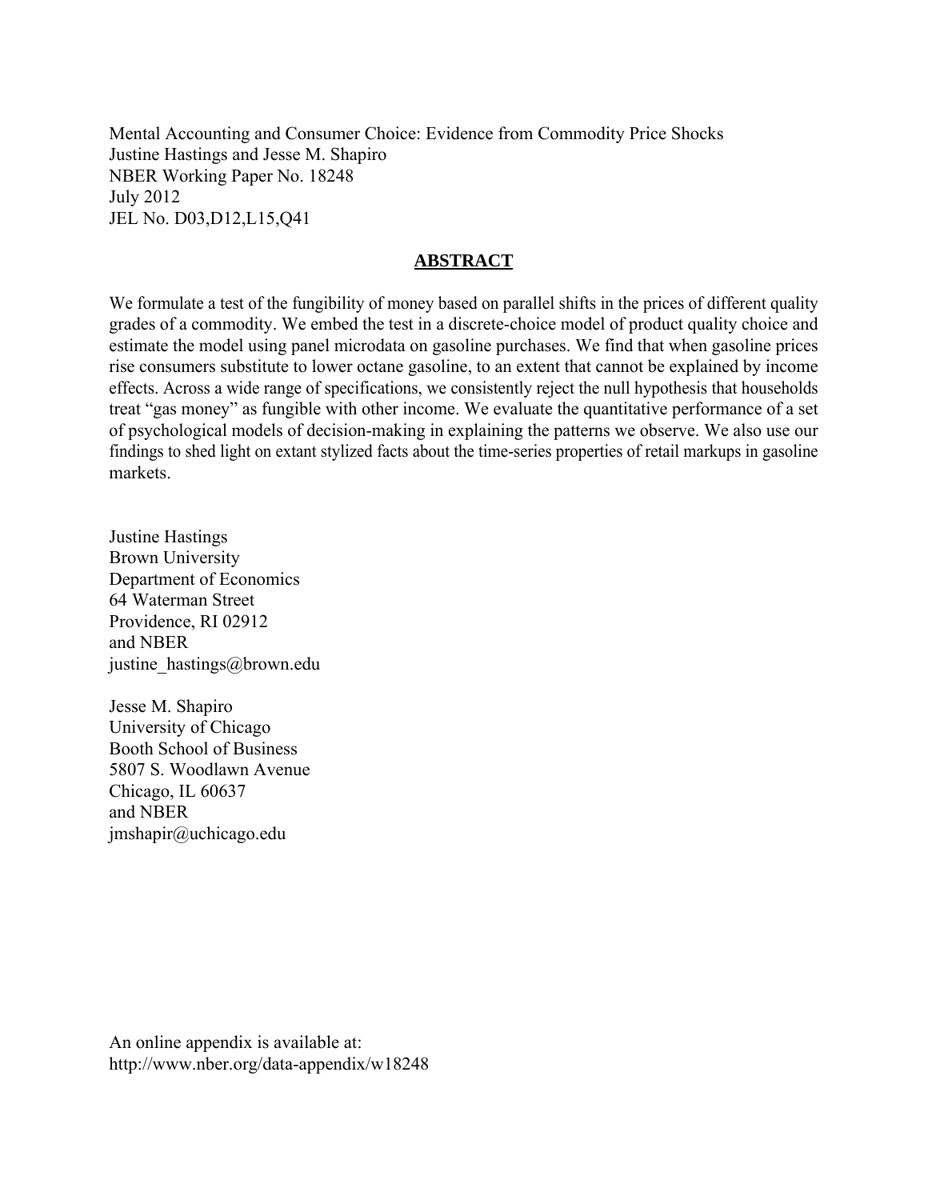Mental Accounting and Consumer Choice: Evidence from Commodity Price Shocks
Justine Hastings and Jesse M. Shapiro
NBER Working Paper No. 18248
July 2012
JEL No. D03,D12,L15,Q41

## ABSTRACT

We formulate a test of the fungibility of money based on parallel shifts in the prices of different quality grades of a commodity. We embed the test in a discrete-choice model of product quality choice and estimate the model using panel microdata on gasoline purchases. We find that when gasoline prices rise consumers substitute to lower octane gasoline, to an extent that cannot be explained by income effects. Across a wide range of specifications, we consistently reject the null hypothesis that households treat "gas money" as fungible with other income. We evaluate the quantitative performance of a set of psychological models of decision-making in explaining the patterns we observe. We also use our findings to shed light on extant stylized facts about the time-series properties of retail markups in gasoline markets.

Justine Hastings
Brown University
Department of Economics
64 Waterman Street
Providence, RI 02912
and NBER
justine_hastings@brown.edu

Jesse M. Shapiro
University of Chicago
Booth School of Business
5807 S. Woodlawn Avenue
Chicago, IL 60637
and NBER
jmshapir@uchicago.edu

An online appendix is available at:
http://www.nber.org/data-appendix/w18248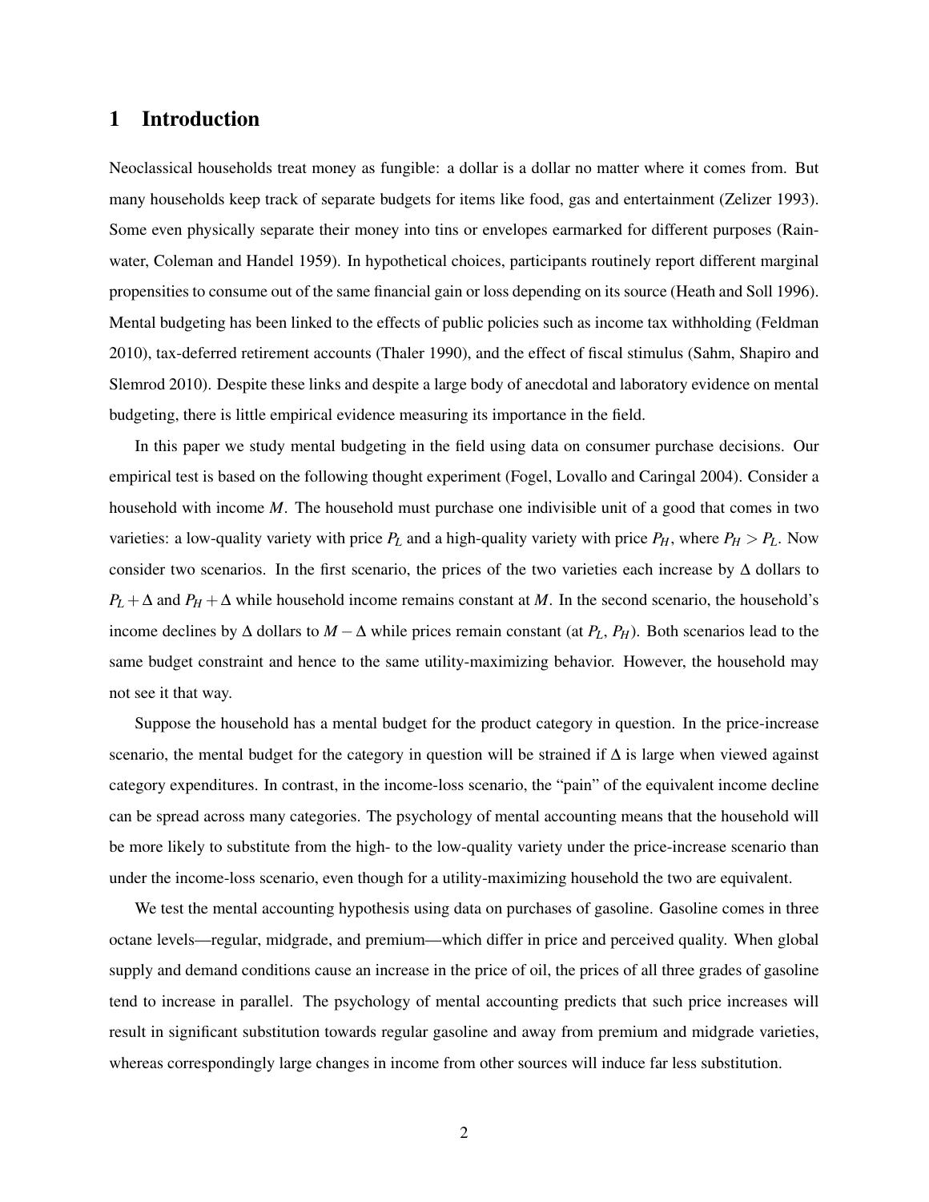# 1 Introduction

Neoclassical households treat money as fungible: a dollar is a dollar no matter where it comes from. But many households keep track of separate budgets for items like food, gas and entertainment (Zelizer 1993). Some even physically separate their money into tins or envelopes earmarked for different purposes (Rainwater, Coleman and Handel 1959). In hypothetical choices, participants routinely report different marginal propensities to consume out of the same financial gain or loss depending on its source (Heath and Soll 1996). Mental budgeting has been linked to the effects of public policies such as income tax withholding (Feldman 2010), tax-deferred retirement accounts (Thaler 1990), and the effect of fiscal stimulus (Sahm, Shapiro and Slemrod 2010). Despite these links and despite a large body of anecdotal and laboratory evidence on mental budgeting, there is little empirical evidence measuring its importance in the field.

In this paper we study mental budgeting in the field using data on consumer purchase decisions. Our empirical test is based on the following thought experiment (Fogel, Lovallo and Caringal 2004). Consider a household with income $M$. The household must purchase one indivisible unit of a good that comes in two varieties: a low-quality variety with price $P_L$ and a high-quality variety with price $P_H$, where $P_H > P_L$. Now consider two scenarios. In the first scenario, the prices of the two varieties each increase by $\Delta$ dollars to $P_L + \Delta$ and $P_H + \Delta$ while household income remains constant at $M$. In the second scenario, the household's income declines by $\Delta$ dollars to $M - \Delta$ while prices remain constant (at $P_L$, $P_H$). Both scenarios lead to the same budget constraint and hence to the same utility-maximizing behavior. However, the household may not see it that way.

Suppose the household has a mental budget for the product category in question. In the price-increase scenario, the mental budget for the category in question will be strained if $\Delta$ is large when viewed against category expenditures. In contrast, in the income-loss scenario, the "pain" of the equivalent income decline can be spread across many categories. The psychology of mental accounting means that the household will be more likely to substitute from the high- to the low-quality variety under the price-increase scenario than under the income-loss scenario, even though for a utility-maximizing household the two are equivalent.

We test the mental accounting hypothesis using data on purchases of gasoline. Gasoline comes in three octane levels—regular, midgrade, and premium—which differ in price and perceived quality. When global supply and demand conditions cause an increase in the price of oil, the prices of all three grades of gasoline tend to increase in parallel. The psychology of mental accounting predicts that such price increases will result in significant substitution towards regular gasoline and away from premium and midgrade varieties, whereas correspondingly large changes in income from other sources will induce far less substitution.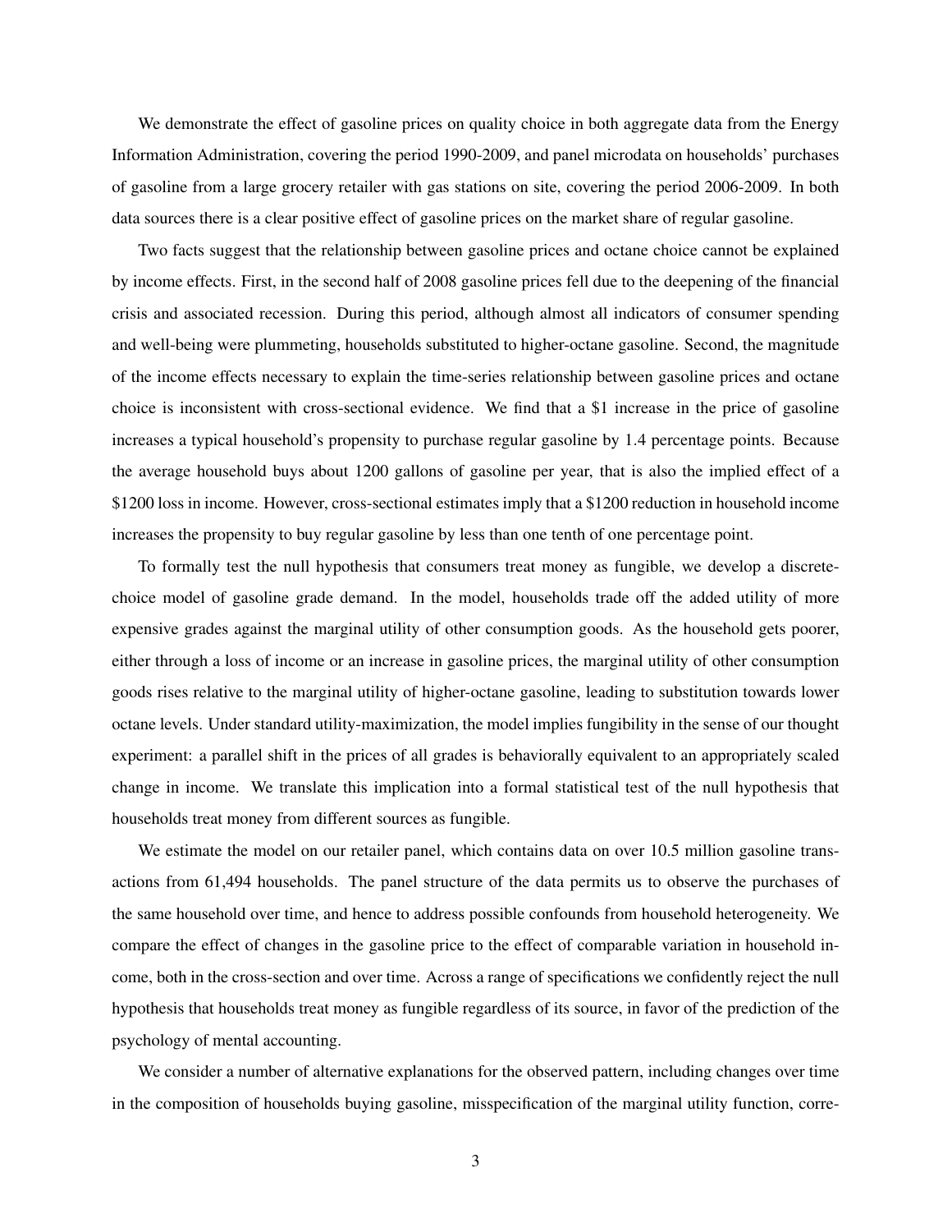We demonstrate the effect of gasoline prices on quality choice in both aggregate data from the Energy Information Administration, covering the period 1990-2009, and panel microdata on households' purchases of gasoline from a large grocery retailer with gas stations on site, covering the period 2006-2009. In both data sources there is a clear positive effect of gasoline prices on the market share of regular gasoline.

Two facts suggest that the relationship between gasoline prices and octane choice cannot be explained by income effects. First, in the second half of 2008 gasoline prices fell due to the deepening of the financial crisis and associated recession. During this period, although almost all indicators of consumer spending and well-being were plummeting, households substituted to higher-octane gasoline. Second, the magnitude of the income effects necessary to explain the time-series relationship between gasoline prices and octane choice is inconsistent with cross-sectional evidence. We find that a $1 increase in the price of gasoline increases a typical household's propensity to purchase regular gasoline by 1.4 percentage points. Because the average household buys about 1200 gallons of gasoline per year, that is also the implied effect of a $1200 loss in income. However, cross-sectional estimates imply that a $1200 reduction in household income increases the propensity to buy regular gasoline by less than one tenth of one percentage point.

To formally test the null hypothesis that consumers treat money as fungible, we develop a discrete-choice model of gasoline grade demand. In the model, households trade off the added utility of more expensive grades against the marginal utility of other consumption goods. As the household gets poorer, either through a loss of income or an increase in gasoline prices, the marginal utility of other consumption goods rises relative to the marginal utility of higher-octane gasoline, leading to substitution towards lower octane levels. Under standard utility-maximization, the model implies fungibility in the sense of our thought experiment: a parallel shift in the prices of all grades is behaviorally equivalent to an appropriately scaled change in income. We translate this implication into a formal statistical test of the null hypothesis that households treat money from different sources as fungible.

We estimate the model on our retailer panel, which contains data on over 10.5 million gasoline transactions from 61,494 households. The panel structure of the data permits us to observe the purchases of the same household over time, and hence to address possible confounds from household heterogeneity. We compare the effect of changes in the gasoline price to the effect of comparable variation in household income, both in the cross-section and over time. Across a range of specifications we confidently reject the null hypothesis that households treat money as fungible regardless of its source, in favor of the prediction of the psychology of mental accounting.

We consider a number of alternative explanations for the observed pattern, including changes over time in the composition of households buying gasoline, misspecification of the marginal utility function, corre-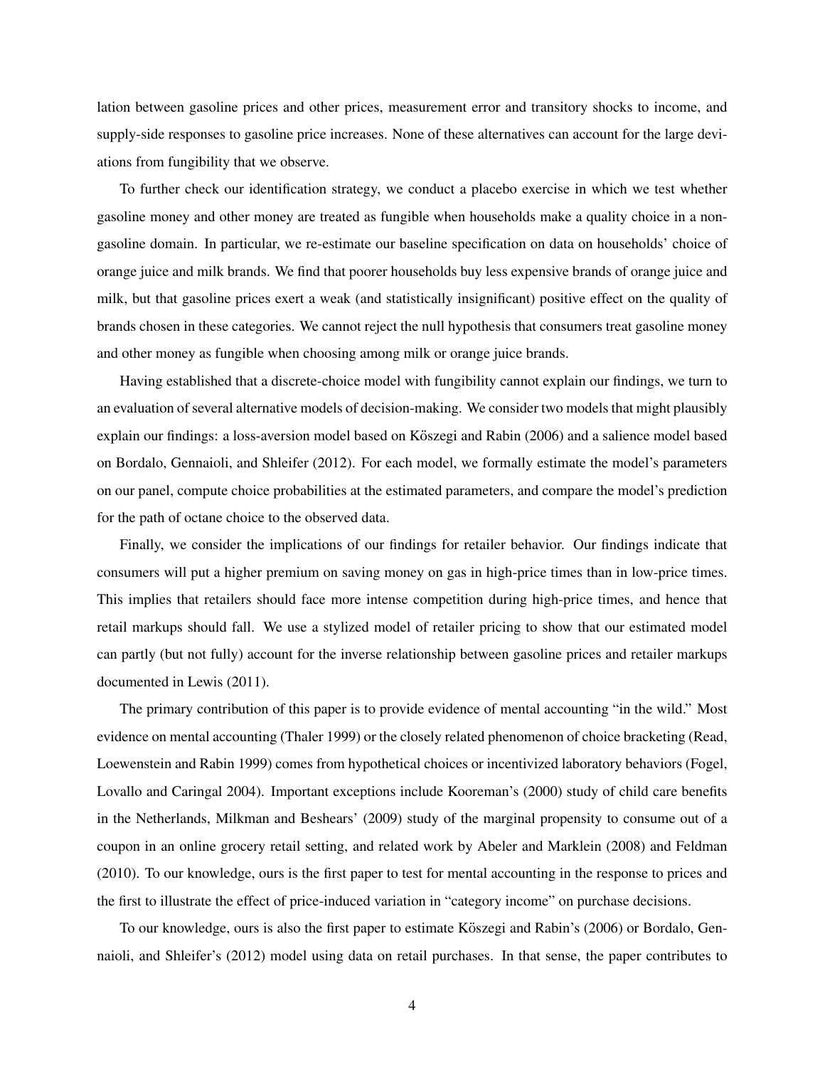lation between gasoline prices and other prices, measurement error and transitory shocks to income, and supply-side responses to gasoline price increases. None of these alternatives can account for the large deviations from fungibility that we observe.

To further check our identification strategy, we conduct a placebo exercise in which we test whether gasoline money and other money are treated as fungible when households make a quality choice in a non-gasoline domain. In particular, we re-estimate our baseline specification on data on households' choice of orange juice and milk brands. We find that poorer households buy less expensive brands of orange juice and milk, but that gasoline prices exert a weak (and statistically insignificant) positive effect on the quality of brands chosen in these categories. We cannot reject the null hypothesis that consumers treat gasoline money and other money as fungible when choosing among milk or orange juice brands.

Having established that a discrete-choice model with fungibility cannot explain our findings, we turn to an evaluation of several alternative models of decision-making. We consider two models that might plausibly explain our findings: a loss-aversion model based on Köszegi and Rabin (2006) and a salience model based on Bordalo, Gennaioli, and Shleifer (2012). For each model, we formally estimate the model's parameters on our panel, compute choice probabilities at the estimated parameters, and compare the model's prediction for the path of octane choice to the observed data.

Finally, we consider the implications of our findings for retailer behavior. Our findings indicate that consumers will put a higher premium on saving money on gas in high-price times than in low-price times. This implies that retailers should face more intense competition during high-price times, and hence that retail markups should fall. We use a stylized model of retailer pricing to show that our estimated model can partly (but not fully) account for the inverse relationship between gasoline prices and retailer markups documented in Lewis (2011).

The primary contribution of this paper is to provide evidence of mental accounting "in the wild." Most evidence on mental accounting (Thaler 1999) or the closely related phenomenon of choice bracketing (Read, Loewenstein and Rabin 1999) comes from hypothetical choices or incentivized laboratory behaviors (Fogel, Lovallo and Caringal 2004). Important exceptions include Kooreman's (2000) study of child care benefits in the Netherlands, Milkman and Beshears' (2009) study of the marginal propensity to consume out of a coupon in an online grocery retail setting, and related work by Abeler and Marklein (2008) and Feldman (2010). To our knowledge, ours is the first paper to test for mental accounting in the response to prices and the first to illustrate the effect of price-induced variation in "category income" on purchase decisions.

To our knowledge, ours is also the first paper to estimate Köszegi and Rabin's (2006) or Bordalo, Gennaioli, and Shleifer's (2012) model using data on retail purchases. In that sense, the paper contributes to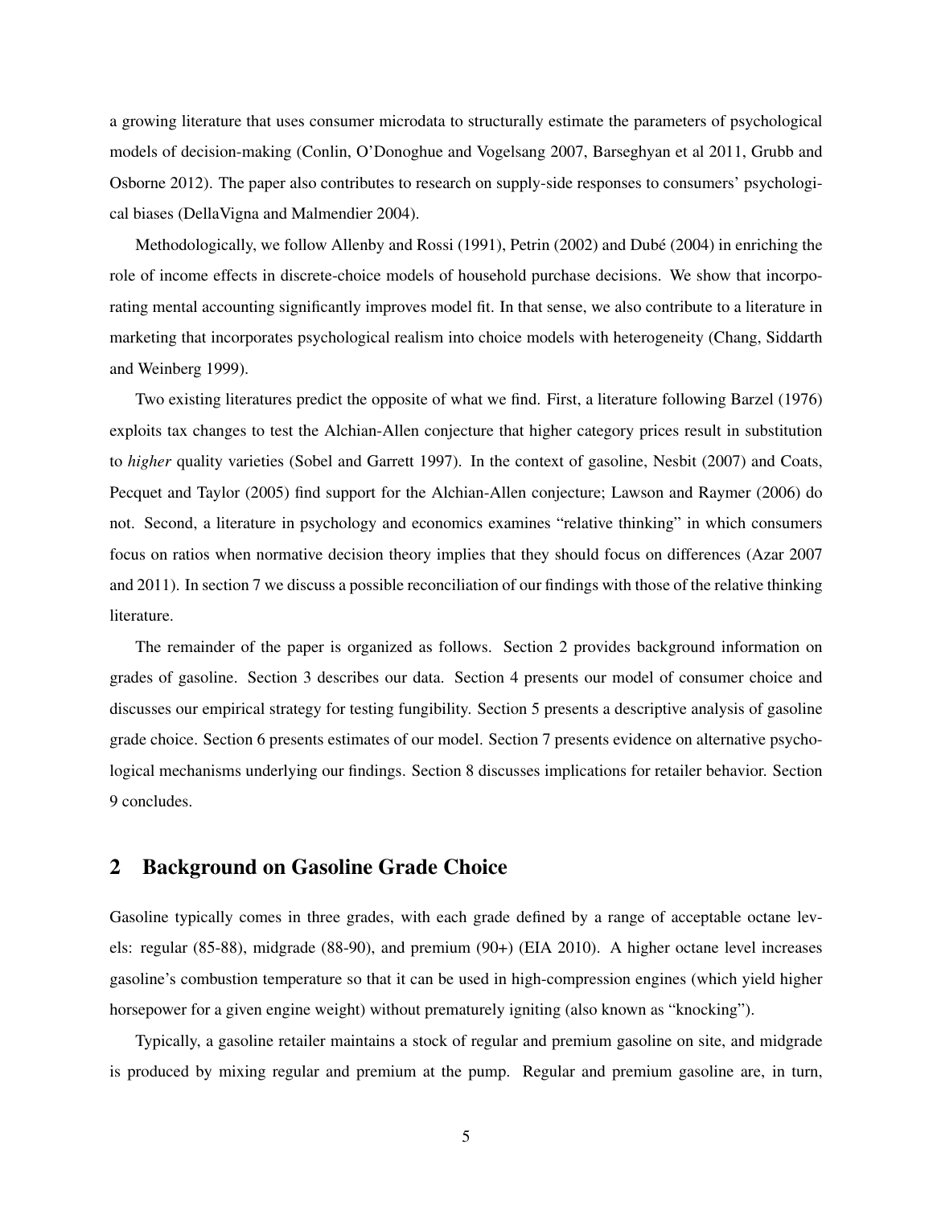a growing literature that uses consumer microdata to structurally estimate the parameters of psychological models of decision-making (Conlin, O'Donoghue and Vogelsang 2007, Barseghyan et al 2011, Grubb and Osborne 2012). The paper also contributes to research on supply-side responses to consumers' psychological biases (DellaVigna and Malmendier 2004).

Methodologically, we follow Allenby and Rossi (1991), Petrin (2002) and Dubé (2004) in enriching the role of income effects in discrete-choice models of household purchase decisions. We show that incorporating mental accounting significantly improves model fit. In that sense, we also contribute to a literature in marketing that incorporates psychological realism into choice models with heterogeneity (Chang, Siddarth and Weinberg 1999).

Two existing literatures predict the opposite of what we find. First, a literature following Barzel (1976) exploits tax changes to test the Alchian-Allen conjecture that higher category prices result in substitution to *higher* quality varieties (Sobel and Garrett 1997). In the context of gasoline, Nesbit (2007) and Coats, Pecquet and Taylor (2005) find support for the Alchian-Allen conjecture; Lawson and Raymer (2006) do not. Second, a literature in psychology and economics examines "relative thinking" in which consumers focus on ratios when normative decision theory implies that they should focus on differences (Azar 2007 and 2011). In section 7 we discuss a possible reconciliation of our findings with those of the relative thinking literature.

The remainder of the paper is organized as follows. Section 2 provides background information on grades of gasoline. Section 3 describes our data. Section 4 presents our model of consumer choice and discusses our empirical strategy for testing fungibility. Section 5 presents a descriptive analysis of gasoline grade choice. Section 6 presents estimates of our model. Section 7 presents evidence on alternative psychological mechanisms underlying our findings. Section 8 discusses implications for retailer behavior. Section 9 concludes.

## 2 Background on Gasoline Grade Choice

Gasoline typically comes in three grades, with each grade defined by a range of acceptable octane levels: regular (85-88), midgrade (88-90), and premium (90+) (EIA 2010). A higher octane level increases gasoline's combustion temperature so that it can be used in high-compression engines (which yield higher horsepower for a given engine weight) without prematurely igniting (also known as "knocking").

Typically, a gasoline retailer maintains a stock of regular and premium gasoline on site, and midgrade is produced by mixing regular and premium at the pump. Regular and premium gasoline are, in turn,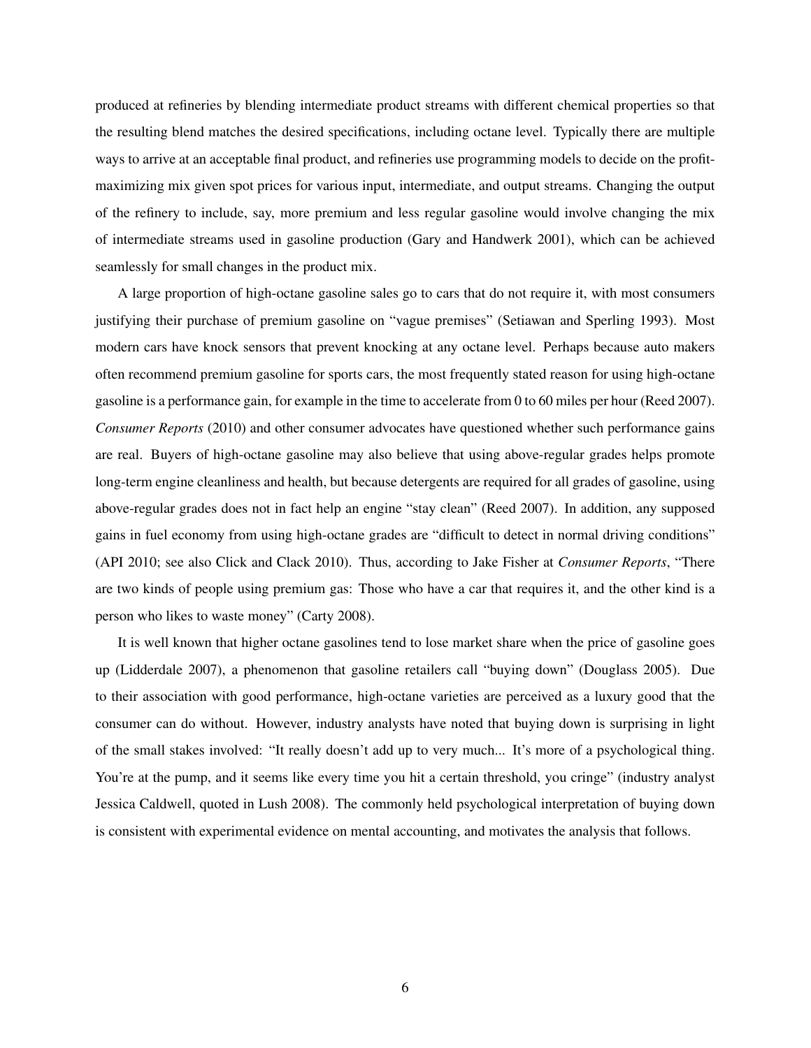produced at refineries by blending intermediate product streams with different chemical properties so that the resulting blend matches the desired specifications, including octane level. Typically there are multiple ways to arrive at an acceptable final product, and refineries use programming models to decide on the profit-maximizing mix given spot prices for various input, intermediate, and output streams. Changing the output of the refinery to include, say, more premium and less regular gasoline would involve changing the mix of intermediate streams used in gasoline production (Gary and Handwerk 2001), which can be achieved seamlessly for small changes in the product mix.

A large proportion of high-octane gasoline sales go to cars that do not require it, with most consumers justifying their purchase of premium gasoline on "vague premises" (Setiawan and Sperling 1993). Most modern cars have knock sensors that prevent knocking at any octane level. Perhaps because auto makers often recommend premium gasoline for sports cars, the most frequently stated reason for using high-octane gasoline is a performance gain, for example in the time to accelerate from 0 to 60 miles per hour (Reed 2007). *Consumer Reports* (2010) and other consumer advocates have questioned whether such performance gains are real. Buyers of high-octane gasoline may also believe that using above-regular grades helps promote long-term engine cleanliness and health, but because detergents are required for all grades of gasoline, using above-regular grades does not in fact help an engine "stay clean" (Reed 2007). In addition, any supposed gains in fuel economy from using high-octane grades are "difficult to detect in normal driving conditions" (API 2010; see also Click and Clack 2010). Thus, according to Jake Fisher at *Consumer Reports*, "There are two kinds of people using premium gas: Those who have a car that requires it, and the other kind is a person who likes to waste money" (Carty 2008).

It is well known that higher octane gasolines tend to lose market share when the price of gasoline goes up (Lidderdale 2007), a phenomenon that gasoline retailers call "buying down" (Douglass 2005). Due to their association with good performance, high-octane varieties are perceived as a luxury good that the consumer can do without. However, industry analysts have noted that buying down is surprising in light of the small stakes involved: "It really doesn't add up to very much... It's more of a psychological thing. You're at the pump, and it seems like every time you hit a certain threshold, you cringe" (industry analyst Jessica Caldwell, quoted in Lush 2008). The commonly held psychological interpretation of buying down is consistent with experimental evidence on mental accounting, and motivates the analysis that follows.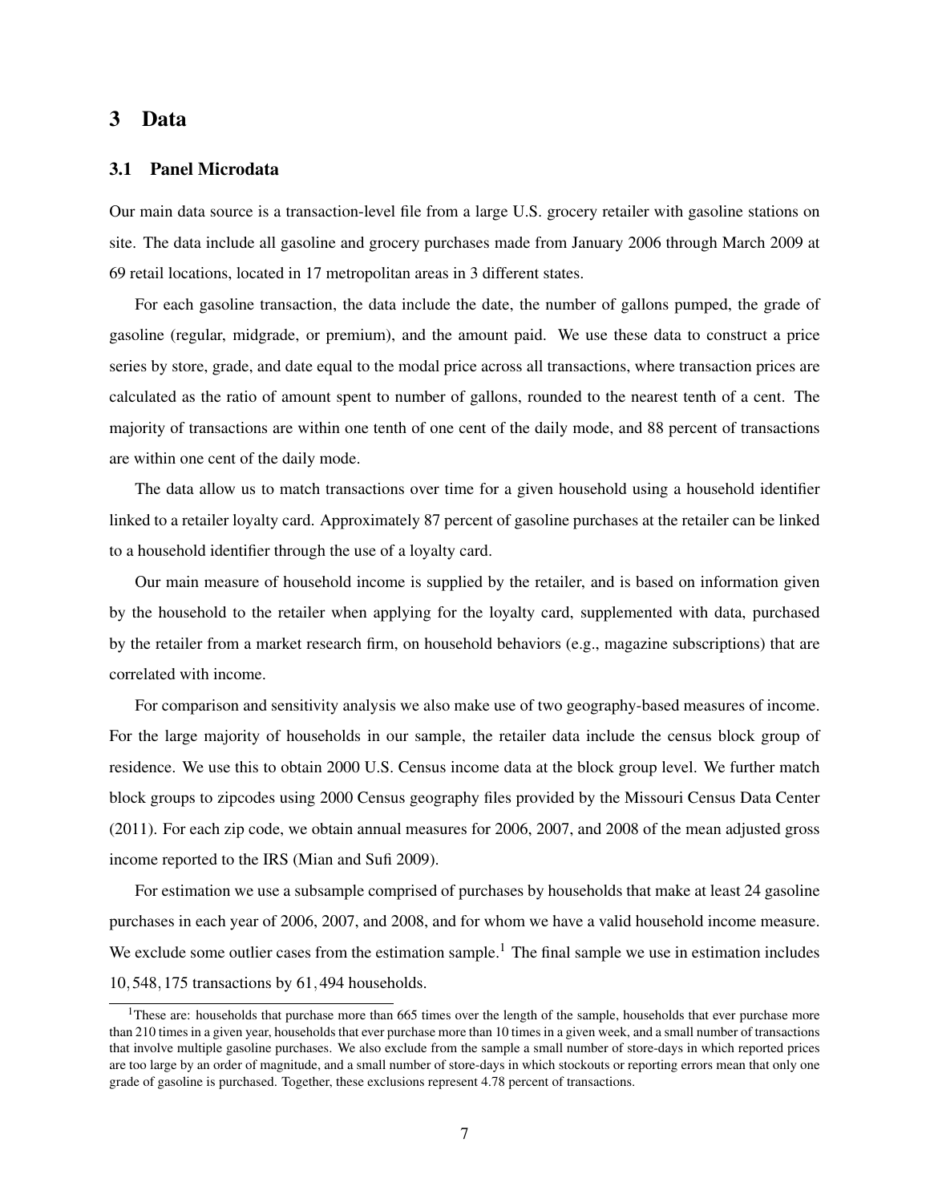# 3 Data

## 3.1 Panel Microdata

Our main data source is a transaction-level file from a large U.S. grocery retailer with gasoline stations on site. The data include all gasoline and grocery purchases made from January 2006 through March 2009 at 69 retail locations, located in 17 metropolitan areas in 3 different states.

For each gasoline transaction, the data include the date, the number of gallons pumped, the grade of gasoline (regular, midgrade, or premium), and the amount paid. We use these data to construct a price series by store, grade, and date equal to the modal price across all transactions, where transaction prices are calculated as the ratio of amount spent to number of gallons, rounded to the nearest tenth of a cent. The majority of transactions are within one tenth of one cent of the daily mode, and 88 percent of transactions are within one cent of the daily mode.

The data allow us to match transactions over time for a given household using a household identifier linked to a retailer loyalty card. Approximately 87 percent of gasoline purchases at the retailer can be linked to a household identifier through the use of a loyalty card.

Our main measure of household income is supplied by the retailer, and is based on information given by the household to the retailer when applying for the loyalty card, supplemented with data, purchased by the retailer from a market research firm, on household behaviors (e.g., magazine subscriptions) that are correlated with income.

For comparison and sensitivity analysis we also make use of two geography-based measures of income. For the large majority of households in our sample, the retailer data include the census block group of residence. We use this to obtain 2000 U.S. Census income data at the block group level. We further match block groups to zipcodes using 2000 Census geography files provided by the Missouri Census Data Center (2011). For each zip code, we obtain annual measures for 2006, 2007, and 2008 of the mean adjusted gross income reported to the IRS (Mian and Sufi 2009).

For estimation we use a subsample comprised of purchases by households that make at least 24 gasoline purchases in each year of 2006, 2007, and 2008, and for whom we have a valid household income measure. We exclude some outlier cases from the estimation sample.[1] The final sample we use in estimation includes $10,548,175$ transactions by $61,494$ households.

[1] These are: households that purchase more than 665 times over the length of the sample, households that ever purchase more than 210 times in a given year, households that ever purchase more than 10 times in a given week, and a small number of transactions that involve multiple gasoline purchases. We also exclude from the sample a small number of store-days in which reported prices are too large by an order of magnitude, and a small number of store-days in which stockouts or reporting errors mean that only one grade of gasoline is purchased. Together, these exclusions represent 4.78 percent of transactions.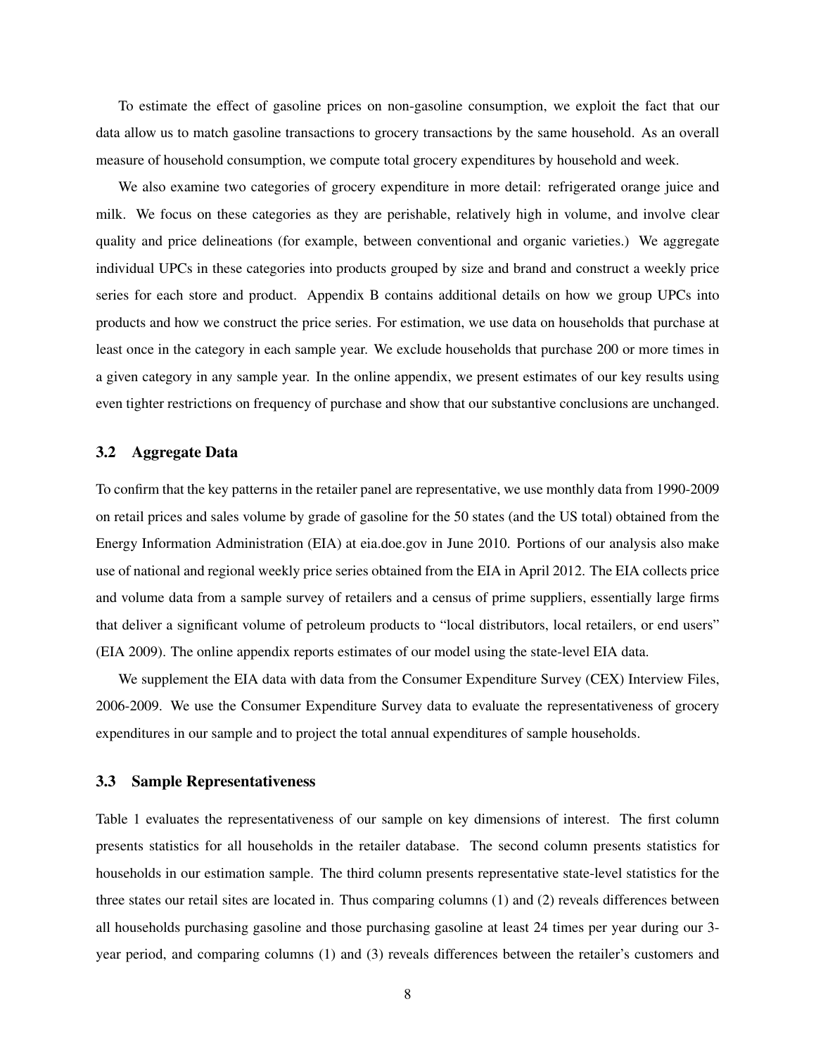To estimate the effect of gasoline prices on non-gasoline consumption, we exploit the fact that our data allow us to match gasoline transactions to grocery transactions by the same household. As an overall measure of household consumption, we compute total grocery expenditures by household and week.

We also examine two categories of grocery expenditure in more detail: refrigerated orange juice and milk. We focus on these categories as they are perishable, relatively high in volume, and involve clear quality and price delineations (for example, between conventional and organic varieties.) We aggregate individual UPCs in these categories into products grouped by size and brand and construct a weekly price series for each store and product. Appendix B contains additional details on how we group UPCs into products and how we construct the price series. For estimation, we use data on households that purchase at least once in the category in each sample year. We exclude households that purchase 200 or more times in a given category in any sample year. In the online appendix, we present estimates of our key results using even tighter restrictions on frequency of purchase and show that our substantive conclusions are unchanged.

### 3.2 Aggregate Data

To confirm that the key patterns in the retailer panel are representative, we use monthly data from 1990-2009 on retail prices and sales volume by grade of gasoline for the 50 states (and the US total) obtained from the Energy Information Administration (EIA) at eia.doe.gov in June 2010. Portions of our analysis also make use of national and regional weekly price series obtained from the EIA in April 2012. The EIA collects price and volume data from a sample survey of retailers and a census of prime suppliers, essentially large firms that deliver a significant volume of petroleum products to "local distributors, local retailers, or end users" (EIA 2009). The online appendix reports estimates of our model using the state-level EIA data.

We supplement the EIA data with data from the Consumer Expenditure Survey (CEX) Interview Files, 2006-2009. We use the Consumer Expenditure Survey data to evaluate the representativeness of grocery expenditures in our sample and to project the total annual expenditures of sample households.

### 3.3 Sample Representativeness

Table 1 evaluates the representativeness of our sample on key dimensions of interest. The first column presents statistics for all households in the retailer database. The second column presents statistics for households in our estimation sample. The third column presents representative state-level statistics for the three states our retail sites are located in. Thus comparing columns (1) and (2) reveals differences between all households purchasing gasoline and those purchasing gasoline at least 24 times per year during our 3-year period, and comparing columns (1) and (3) reveals differences between the retailer's customers and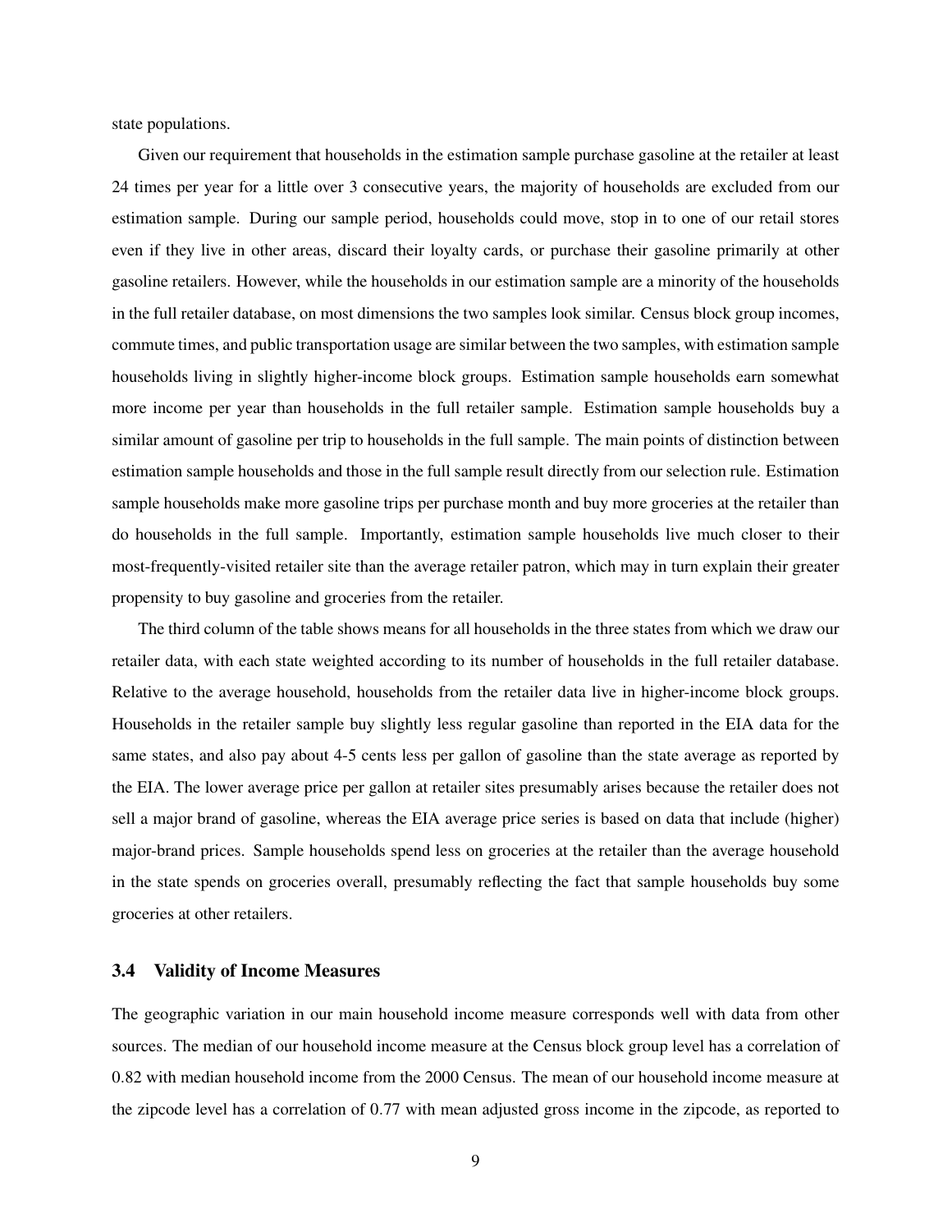state populations.

Given our requirement that households in the estimation sample purchase gasoline at the retailer at least 24 times per year for a little over 3 consecutive years, the majority of households are excluded from our estimation sample. During our sample period, households could move, stop in to one of our retail stores even if they live in other areas, discard their loyalty cards, or purchase their gasoline primarily at other gasoline retailers. However, while the households in our estimation sample are a minority of the households in the full retailer database, on most dimensions the two samples look similar. Census block group incomes, commute times, and public transportation usage are similar between the two samples, with estimation sample households living in slightly higher-income block groups. Estimation sample households earn somewhat more income per year than households in the full retailer sample. Estimation sample households buy a similar amount of gasoline per trip to households in the full sample. The main points of distinction between estimation sample households and those in the full sample result directly from our selection rule. Estimation sample households make more gasoline trips per purchase month and buy more groceries at the retailer than do households in the full sample. Importantly, estimation sample households live much closer to their most-frequently-visited retailer site than the average retailer patron, which may in turn explain their greater propensity to buy gasoline and groceries from the retailer.

The third column of the table shows means for all households in the three states from which we draw our retailer data, with each state weighted according to its number of households in the full retailer database. Relative to the average household, households from the retailer data live in higher-income block groups. Households in the retailer sample buy slightly less regular gasoline than reported in the EIA data for the same states, and also pay about 4-5 cents less per gallon of gasoline than the state average as reported by the EIA. The lower average price per gallon at retailer sites presumably arises because the retailer does not sell a major brand of gasoline, whereas the EIA average price series is based on data that include (higher) major-brand prices. Sample households spend less on groceries at the retailer than the average household in the state spends on groceries overall, presumably reflecting the fact that sample households buy some groceries at other retailers.

### 3.4 Validity of Income Measures

The geographic variation in our main household income measure corresponds well with data from other sources. The median of our household income measure at the Census block group level has a correlation of 0.82 with median household income from the 2000 Census. The mean of our household income measure at the zipcode level has a correlation of 0.77 with mean adjusted gross income in the zipcode, as reported to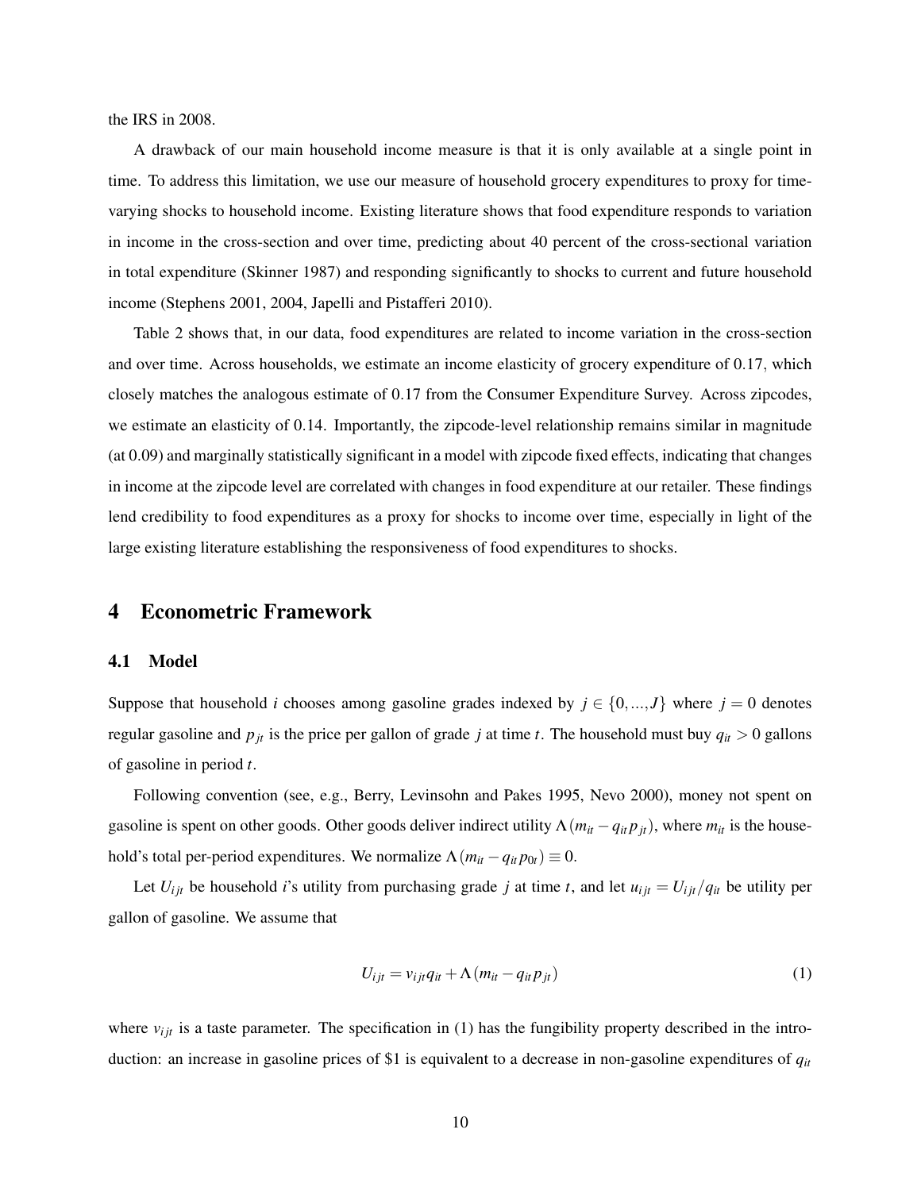the IRS in 2008.

A drawback of our main household income measure is that it is only available at a single point in time. To address this limitation, we use our measure of household grocery expenditures to proxy for time-varying shocks to household income. Existing literature shows that food expenditure responds to variation in income in the cross-section and over time, predicting about 40 percent of the cross-sectional variation in total expenditure (Skinner 1987) and responding significantly to shocks to current and future household income (Stephens 2001, 2004, Japelli and Pistafferi 2010).

Table 2 shows that, in our data, food expenditures are related to income variation in the cross-section and over time. Across households, we estimate an income elasticity of grocery expenditure of 0.17, which closely matches the analogous estimate of 0.17 from the Consumer Expenditure Survey. Across zipcodes, we estimate an elasticity of 0.14. Importantly, the zipcode-level relationship remains similar in magnitude (at 0.09) and marginally statistically significant in a model with zipcode fixed effects, indicating that changes in income at the zipcode level are correlated with changes in food expenditure at our retailer. These findings lend credibility to food expenditures as a proxy for shocks to income over time, especially in light of the large existing literature establishing the responsiveness of food expenditures to shocks.

# 4 Econometric Framework

## 4.1 Model

Suppose that household $i$ chooses among gasoline grades indexed by $j \in \{0, ..., J\}$ where $j = 0$ denotes regular gasoline and $p_{jt}$ is the price per gallon of grade $j$ at time $t$. The household must buy $q_{it} > 0$ gallons of gasoline in period $t$.

Following convention (see, e.g., Berry, Levinsohn and Pakes 1995, Nevo 2000), money not spent on gasoline is spent on other goods. Other goods deliver indirect utility $\Lambda(m_{it} - q_{it}p_{jt})$, where $m_{it}$ is the household's total per-period expenditures. We normalize $\Lambda(m_{it} - q_{it}p_{0t}) \equiv 0$.

Let $U_{ijt}$ be household $i$'s utility from purchasing grade $j$ at time $t$, and let $u_{ijt} = U_{ijt}/q_{it}$ be utility per gallon of gasoline. We assume that

$$U_{ijt} = v_{ijt}q_{it} + \Lambda(m_{it} - q_{it}p_{jt}) \tag{1}$$

where $v_{ijt}$ is a taste parameter. The specification in (1) has the fungibility property described in the introduction: an increase in gasoline prices of \$1 is equivalent to a decrease in non-gasoline expenditures of $q_{it}$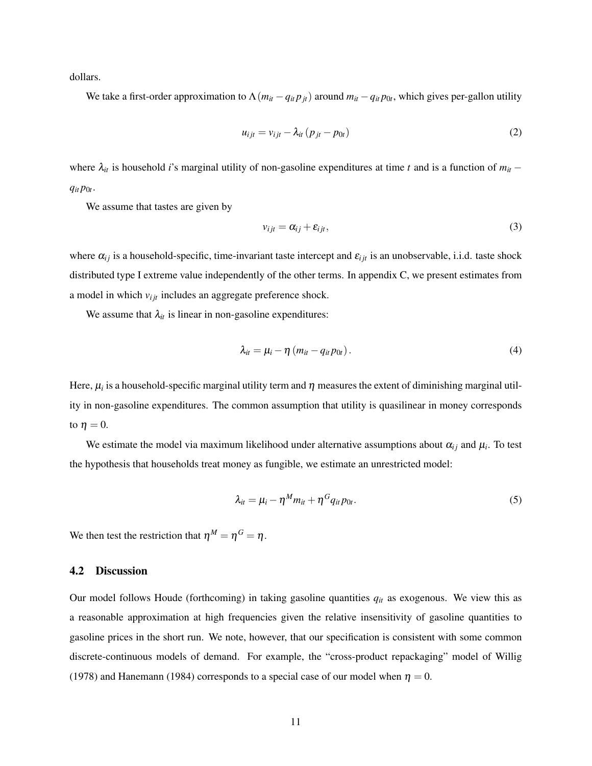dollars.

We take a first-order approximation to $\Lambda(m_{it} - q_{it}p_{jt})$ around $m_{it} - q_{it}p_{0t}$, which gives per-gallon utility

$$u_{ijt} = v_{ijt} - \lambda_{it}(p_{jt} - p_{0t}) \tag{2}$$

where $\lambda_{it}$ is household $i$'s marginal utility of non-gasoline expenditures at time $t$ and is a function of $m_{it} - q_{it}p_{0t}$.

We assume that tastes are given by

$$v_{ijt} = \alpha_{ij} + \varepsilon_{ijt}, \tag{3}$$

where $\alpha_{ij}$ is a household-specific, time-invariant taste intercept and $\varepsilon_{ijt}$ is an unobservable, i.i.d. taste shock distributed type I extreme value independently of the other terms. In appendix C, we present estimates from a model in which $v_{ijt}$ includes an aggregate preference shock.

We assume that $\lambda_{it}$ is linear in non-gasoline expenditures:

$$\lambda_{it} = \mu_i - \eta(m_{it} - q_{it}p_{0t}). \tag{4}$$

Here, $\mu_i$ is a household-specific marginal utility term and $\eta$ measures the extent of diminishing marginal utility in non-gasoline expenditures. The common assumption that utility is quasilinear in money corresponds to $\eta = 0$.

We estimate the model via maximum likelihood under alternative assumptions about $\alpha_{ij}$ and $\mu_i$. To test the hypothesis that households treat money as fungible, we estimate an unrestricted model:

$$\lambda_{it} = \mu_i - \eta^M m_{it} + \eta^G q_{it}p_{0t}. \tag{5}$$

We then test the restriction that $\eta^M = \eta^G = \eta$.

### 4.2 Discussion

Our model follows Houde (forthcoming) in taking gasoline quantities $q_{it}$ as exogenous. We view this as a reasonable approximation at high frequencies given the relative insensitivity of gasoline quantities to gasoline prices in the short run. We note, however, that our specification is consistent with some common discrete-continuous models of demand. For example, the "cross-product repackaging" model of Willig (1978) and Hanemann (1984) corresponds to a special case of our model when $\eta = 0$.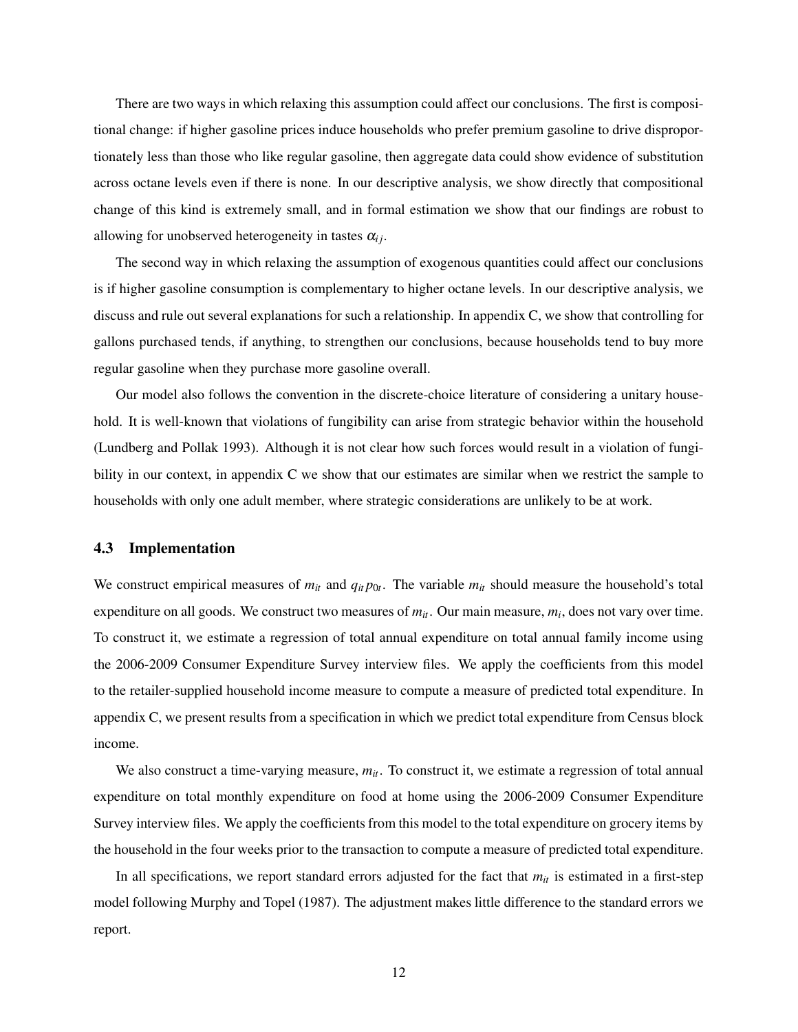There are two ways in which relaxing this assumption could affect our conclusions. The first is compositional change: if higher gasoline prices induce households who prefer premium gasoline to drive disproportionately less than those who like regular gasoline, then aggregate data could show evidence of substitution across octane levels even if there is none. In our descriptive analysis, we show directly that compositional change of this kind is extremely small, and in formal estimation we show that our findings are robust to allowing for unobserved heterogeneity in tastes $\alpha_{ij}$.

The second way in which relaxing the assumption of exogenous quantities could affect our conclusions is if higher gasoline consumption is complementary to higher octane levels. In our descriptive analysis, we discuss and rule out several explanations for such a relationship. In appendix C, we show that controlling for gallons purchased tends, if anything, to strengthen our conclusions, because households tend to buy more regular gasoline when they purchase more gasoline overall.

Our model also follows the convention in the discrete-choice literature of considering a unitary household. It is well-known that violations of fungibility can arise from strategic behavior within the household (Lundberg and Pollak 1993). Although it is not clear how such forces would result in a violation of fungibility in our context, in appendix C we show that our estimates are similar when we restrict the sample to households with only one adult member, where strategic considerations are unlikely to be at work.

### 4.3 Implementation

We construct empirical measures of $m_{it}$ and $q_{it}p_{0t}$. The variable $m_{it}$ should measure the household's total expenditure on all goods. We construct two measures of $m_{it}$. Our main measure, $m_i$, does not vary over time. To construct it, we estimate a regression of total annual expenditure on total annual family income using the 2006-2009 Consumer Expenditure Survey interview files. We apply the coefficients from this model to the retailer-supplied household income measure to compute a measure of predicted total expenditure. In appendix C, we present results from a specification in which we predict total expenditure from Census block income.

We also construct a time-varying measure, $m_{it}$. To construct it, we estimate a regression of total annual expenditure on total monthly expenditure on food at home using the 2006-2009 Consumer Expenditure Survey interview files. We apply the coefficients from this model to the total expenditure on grocery items by the household in the four weeks prior to the transaction to compute a measure of predicted total expenditure.

In all specifications, we report standard errors adjusted for the fact that $m_{it}$ is estimated in a first-step model following Murphy and Topel (1987). The adjustment makes little difference to the standard errors we report.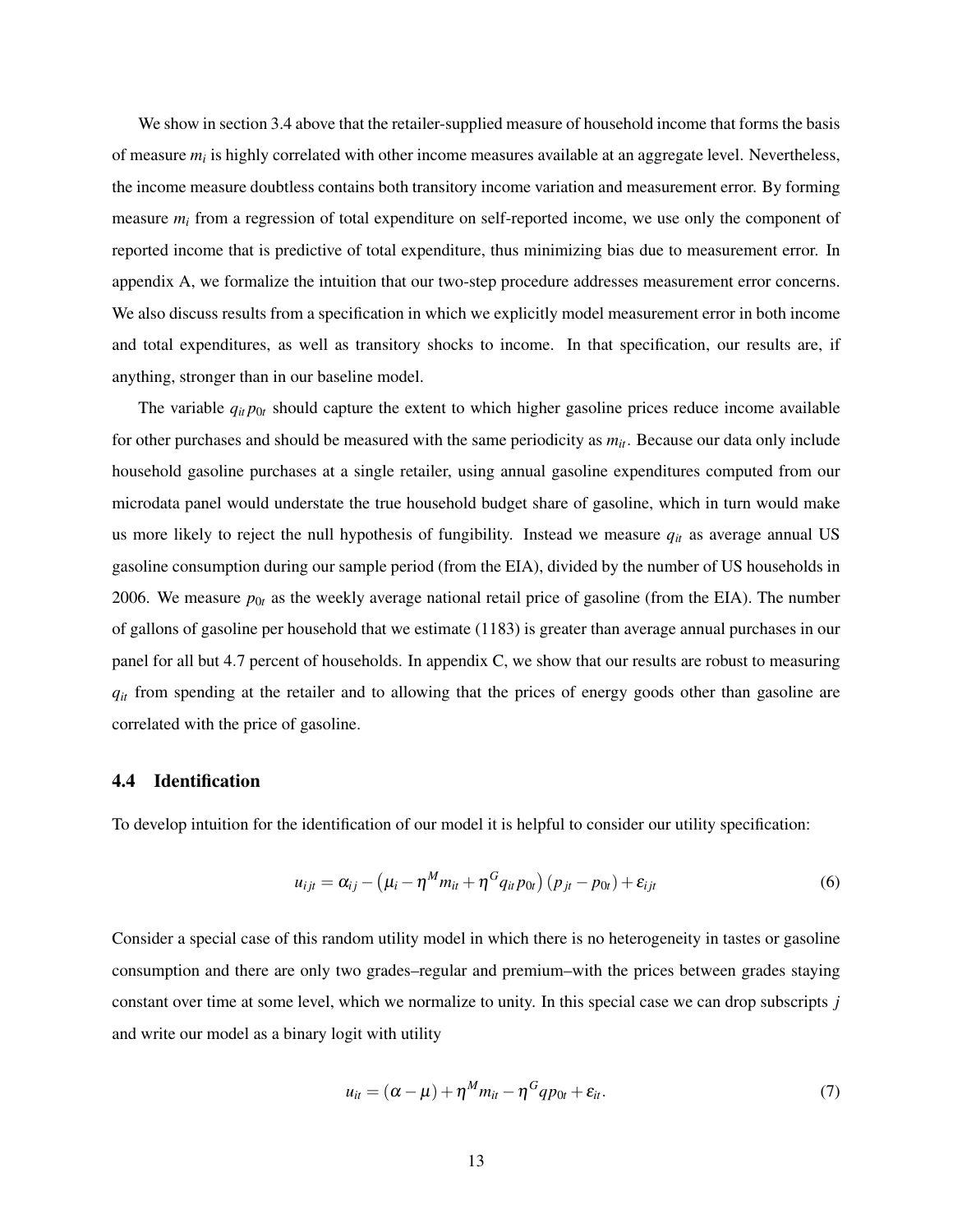We show in section 3.4 above that the retailer-supplied measure of household income that forms the basis of measure $m_i$ is highly correlated with other income measures available at an aggregate level. Nevertheless, the income measure doubtless contains both transitory income variation and measurement error. By forming measure $m_i$ from a regression of total expenditure on self-reported income, we use only the component of reported income that is predictive of total expenditure, thus minimizing bias due to measurement error. In appendix A, we formalize the intuition that our two-step procedure addresses measurement error concerns. We also discuss results from a specification in which we explicitly model measurement error in both income and total expenditures, as well as transitory shocks to income. In that specification, our results are, if anything, stronger than in our baseline model.

The variable $q_{it}p_{0t}$ should capture the extent to which higher gasoline prices reduce income available for other purchases and should be measured with the same periodicity as $m_{it}$. Because our data only include household gasoline purchases at a single retailer, using annual gasoline expenditures computed from our microdata panel would understate the true household budget share of gasoline, which in turn would make us more likely to reject the null hypothesis of fungibility. Instead we measure $q_{it}$ as average annual US gasoline consumption during our sample period (from the EIA), divided by the number of US households in 2006. We measure $p_{0t}$ as the weekly average national retail price of gasoline (from the EIA). The number of gallons of gasoline per household that we estimate (1183) is greater than average annual purchases in our panel for all but 4.7 percent of households. In appendix C, we show that our results are robust to measuring $q_{it}$ from spending at the retailer and to allowing that the prices of energy goods other than gasoline are correlated with the price of gasoline.

### 4.4 Identification

To develop intuition for the identification of our model it is helpful to consider our utility specification:

$$u_{ijt} = \alpha_{ij} - \left(\mu_i - \eta^M m_{it} + \eta^G q_{it} p_{0t}\right)\left(p_{jt} - p_{0t}\right) + \varepsilon_{ijt} \tag{6}$$

Consider a special case of this random utility model in which there is no heterogeneity in tastes or gasoline consumption and there are only two grades–regular and premium–with the prices between grades staying constant over time at some level, which we normalize to unity. In this special case we can drop subscripts $j$ and write our model as a binary logit with utility

$$u_{it} = (\alpha - \mu) + \eta^M m_{it} - \eta^G q p_{0t} + \varepsilon_{it}. \tag{7}$$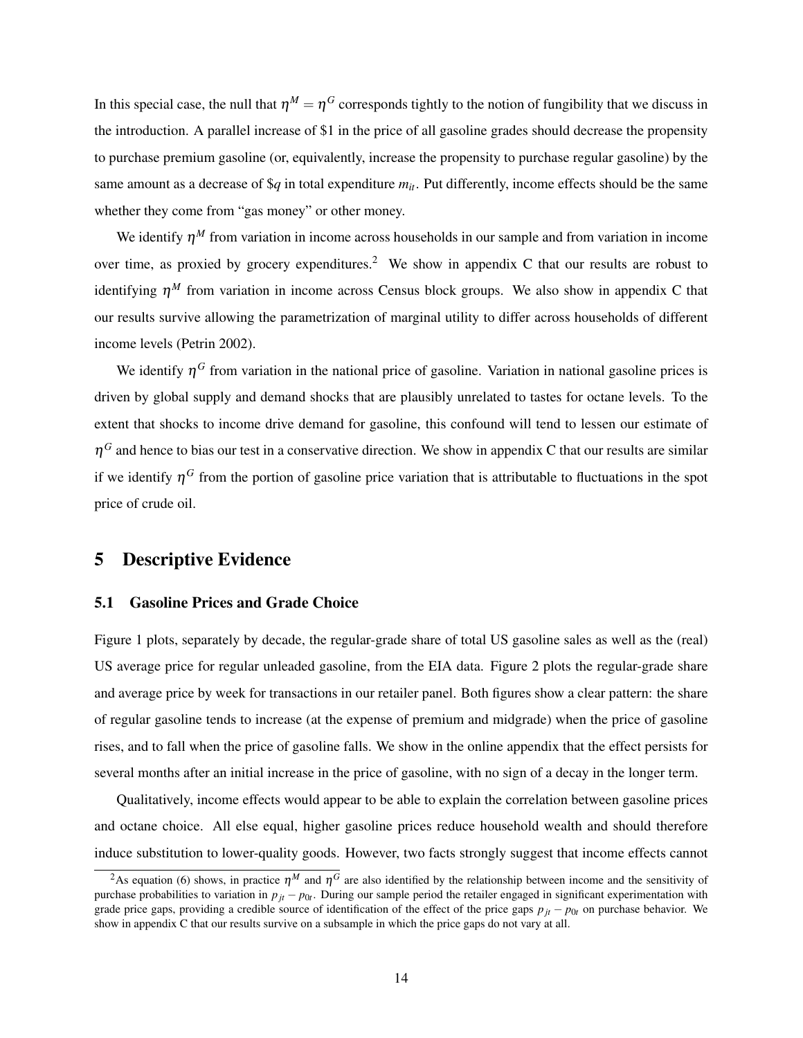In this special case, the null that $\eta^M = \eta^G$ corresponds tightly to the notion of fungibility that we discuss in the introduction. A parallel increase of \$1 in the price of all gasoline grades should decrease the propensity to purchase premium gasoline (or, equivalently, increase the propensity to purchase regular gasoline) by the same amount as a decrease of \$$q$ in total expenditure $m_{it}$. Put differently, income effects should be the same whether they come from "gas money" or other money.

We identify $\eta^M$ from variation in income across households in our sample and from variation in income over time, as proxied by grocery expenditures.[2] We show in appendix C that our results are robust to identifying $\eta^M$ from variation in income across Census block groups. We also show in appendix C that our results survive allowing the parametrization of marginal utility to differ across households of different income levels (Petrin 2002).

We identify $\eta^G$ from variation in the national price of gasoline. Variation in national gasoline prices is driven by global supply and demand shocks that are plausibly unrelated to tastes for octane levels. To the extent that shocks to income drive demand for gasoline, this confound will tend to lessen our estimate of $\eta^G$ and hence to bias our test in a conservative direction. We show in appendix C that our results are similar if we identify $\eta^G$ from the portion of gasoline price variation that is attributable to fluctuations in the spot price of crude oil.

# 5 Descriptive Evidence

## 5.1 Gasoline Prices and Grade Choice

Figure 1 plots, separately by decade, the regular-grade share of total US gasoline sales as well as the (real) US average price for regular unleaded gasoline, from the EIA data. Figure 2 plots the regular-grade share and average price by week for transactions in our retailer panel. Both figures show a clear pattern: the share of regular gasoline tends to increase (at the expense of premium and midgrade) when the price of gasoline rises, and to fall when the price of gasoline falls. We show in the online appendix that the effect persists for several months after an initial increase in the price of gasoline, with no sign of a decay in the longer term.

Qualitatively, income effects would appear to be able to explain the correlation between gasoline prices and octane choice. All else equal, higher gasoline prices reduce household wealth and should therefore induce substitution to lower-quality goods. However, two facts strongly suggest that income effects cannot

[2] As equation (6) shows, in practice $\eta^M$ and $\eta^G$ are also identified by the relationship between income and the sensitivity of purchase probabilities to variation in $p_{jt} - p_{0t}$. During our sample period the retailer engaged in significant experimentation with grade price gaps, providing a credible source of identification of the effect of the price gaps $p_{jt} - p_{0t}$ on purchase behavior. We show in appendix C that our results survive on a subsample in which the price gaps do not vary at all.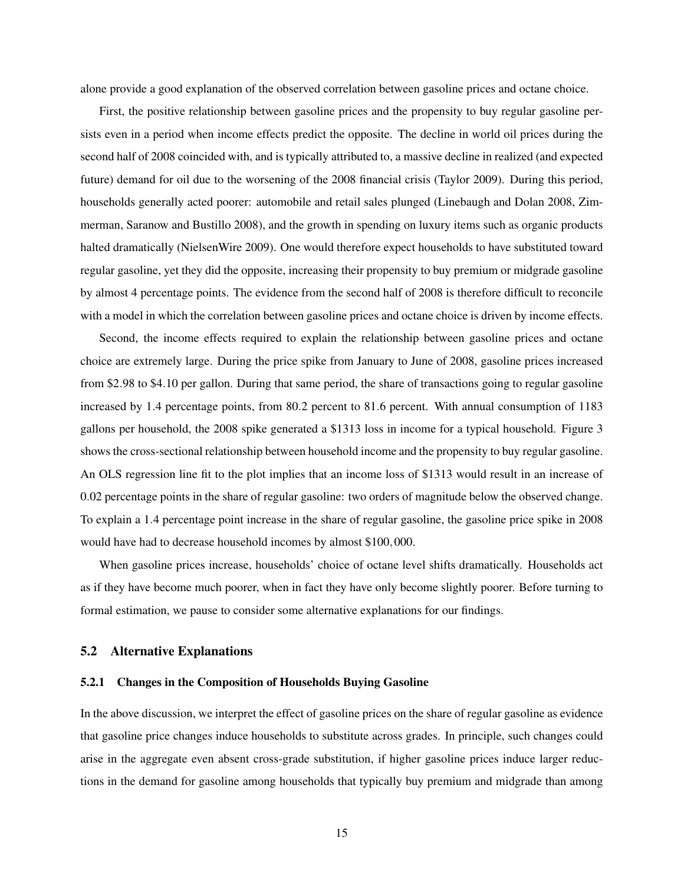alone provide a good explanation of the observed correlation between gasoline prices and octane choice.

First, the positive relationship between gasoline prices and the propensity to buy regular gasoline persists even in a period when income effects predict the opposite. The decline in world oil prices during the second half of 2008 coincided with, and is typically attributed to, a massive decline in realized (and expected future) demand for oil due to the worsening of the 2008 financial crisis (Taylor 2009). During this period, households generally acted poorer: automobile and retail sales plunged (Linebaugh and Dolan 2008, Zimmerman, Saranow and Bustillo 2008), and the growth in spending on luxury items such as organic products halted dramatically (NielsenWire 2009). One would therefore expect households to have substituted toward regular gasoline, yet they did the opposite, increasing their propensity to buy premium or midgrade gasoline by almost 4 percentage points. The evidence from the second half of 2008 is therefore difficult to reconcile with a model in which the correlation between gasoline prices and octane choice is driven by income effects.

Second, the income effects required to explain the relationship between gasoline prices and octane choice are extremely large. During the price spike from January to June of 2008, gasoline prices increased from \$2.98 to \$4.10 per gallon. During that same period, the share of transactions going to regular gasoline increased by 1.4 percentage points, from 80.2 percent to 81.6 percent. With annual consumption of 1183 gallons per household, the 2008 spike generated a \$1313 loss in income for a typical household. Figure 3 shows the cross-sectional relationship between household income and the propensity to buy regular gasoline. An OLS regression line fit to the plot implies that an income loss of \$1313 would result in an increase of 0.02 percentage points in the share of regular gasoline: two orders of magnitude below the observed change. To explain a 1.4 percentage point increase in the share of regular gasoline, the gasoline price spike in 2008 would have had to decrease household incomes by almost \$100,000.

When gasoline prices increase, households' choice of octane level shifts dramatically. Households act as if they have become much poorer, when in fact they have only become slightly poorer. Before turning to formal estimation, we pause to consider some alternative explanations for our findings.

## 5.2 Alternative Explanations

### 5.2.1 Changes in the Composition of Households Buying Gasoline

In the above discussion, we interpret the effect of gasoline prices on the share of regular gasoline as evidence that gasoline price changes induce households to substitute across grades. In principle, such changes could arise in the aggregate even absent cross-grade substitution, if higher gasoline prices induce larger reductions in the demand for gasoline among households that typically buy premium and midgrade than among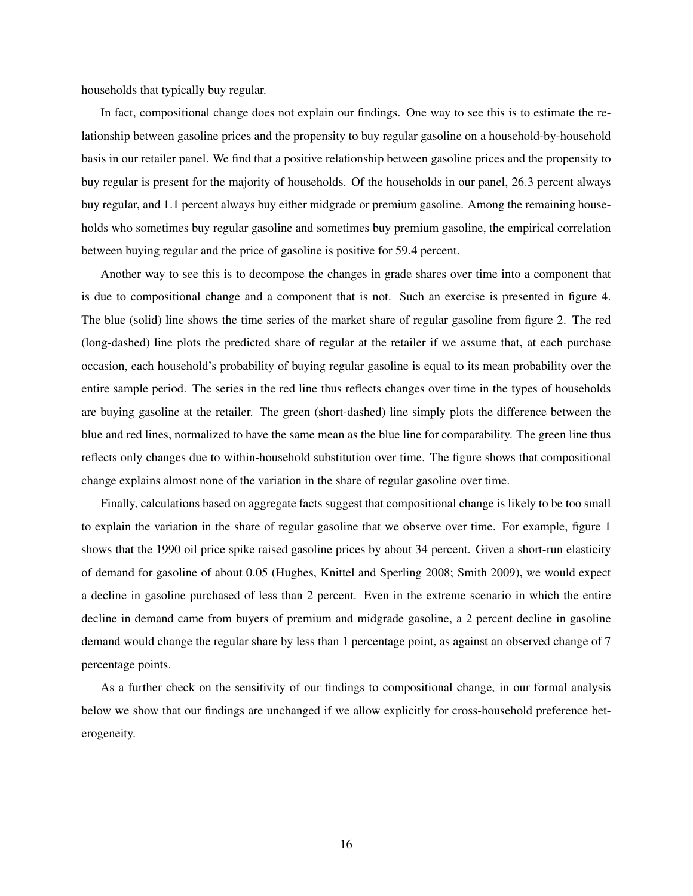households that typically buy regular.

In fact, compositional change does not explain our findings. One way to see this is to estimate the relationship between gasoline prices and the propensity to buy regular gasoline on a household-by-household basis in our retailer panel. We find that a positive relationship between gasoline prices and the propensity to buy regular is present for the majority of households. Of the households in our panel, 26.3 percent always buy regular, and 1.1 percent always buy either midgrade or premium gasoline. Among the remaining households who sometimes buy regular gasoline and sometimes buy premium gasoline, the empirical correlation between buying regular and the price of gasoline is positive for 59.4 percent.

Another way to see this is to decompose the changes in grade shares over time into a component that is due to compositional change and a component that is not. Such an exercise is presented in figure 4. The blue (solid) line shows the time series of the market share of regular gasoline from figure 2. The red (long-dashed) line plots the predicted share of regular at the retailer if we assume that, at each purchase occasion, each household's probability of buying regular gasoline is equal to its mean probability over the entire sample period. The series in the red line thus reflects changes over time in the types of households are buying gasoline at the retailer. The green (short-dashed) line simply plots the difference between the blue and red lines, normalized to have the same mean as the blue line for comparability. The green line thus reflects only changes due to within-household substitution over time. The figure shows that compositional change explains almost none of the variation in the share of regular gasoline over time.

Finally, calculations based on aggregate facts suggest that compositional change is likely to be too small to explain the variation in the share of regular gasoline that we observe over time. For example, figure 1 shows that the 1990 oil price spike raised gasoline prices by about 34 percent. Given a short-run elasticity of demand for gasoline of about 0.05 (Hughes, Knittel and Sperling 2008; Smith 2009), we would expect a decline in gasoline purchased of less than 2 percent. Even in the extreme scenario in which the entire decline in demand came from buyers of premium and midgrade gasoline, a 2 percent decline in gasoline demand would change the regular share by less than 1 percentage point, as against an observed change of 7 percentage points.

As a further check on the sensitivity of our findings to compositional change, in our formal analysis below we show that our findings are unchanged if we allow explicitly for cross-household preference heterogeneity.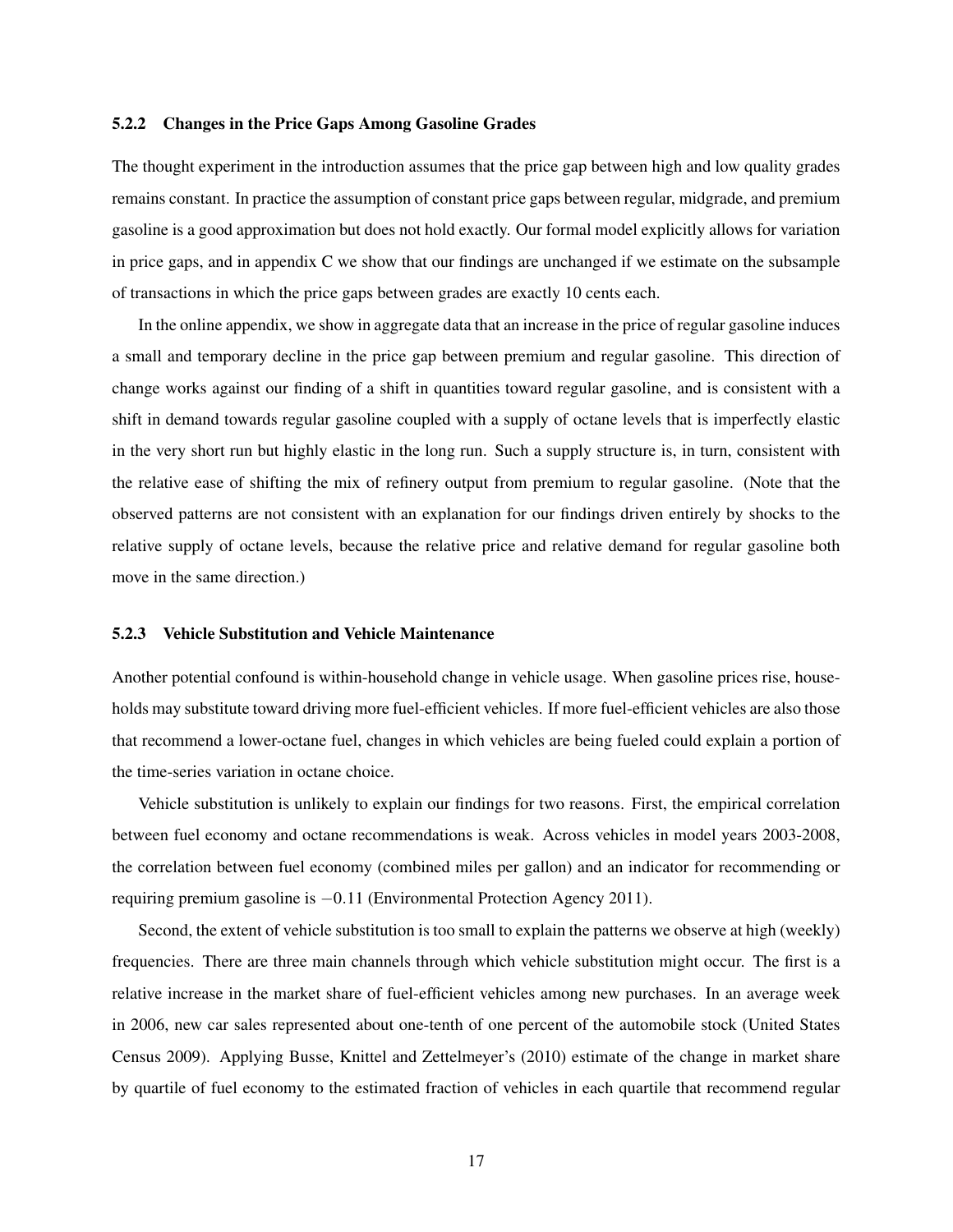### 5.2.2 Changes in the Price Gaps Among Gasoline Grades

The thought experiment in the introduction assumes that the price gap between high and low quality grades remains constant. In practice the assumption of constant price gaps between regular, midgrade, and premium gasoline is a good approximation but does not hold exactly. Our formal model explicitly allows for variation in price gaps, and in appendix C we show that our findings are unchanged if we estimate on the subsample of transactions in which the price gaps between grades are exactly 10 cents each.

In the online appendix, we show in aggregate data that an increase in the price of regular gasoline induces a small and temporary decline in the price gap between premium and regular gasoline. This direction of change works against our finding of a shift in quantities toward regular gasoline, and is consistent with a shift in demand towards regular gasoline coupled with a supply of octane levels that is imperfectly elastic in the very short run but highly elastic in the long run. Such a supply structure is, in turn, consistent with the relative ease of shifting the mix of refinery output from premium to regular gasoline. (Note that the observed patterns are not consistent with an explanation for our findings driven entirely by shocks to the relative supply of octane levels, because the relative price and relative demand for regular gasoline both move in the same direction.)

### 5.2.3 Vehicle Substitution and Vehicle Maintenance

Another potential confound is within-household change in vehicle usage. When gasoline prices rise, households may substitute toward driving more fuel-efficient vehicles. If more fuel-efficient vehicles are also those that recommend a lower-octane fuel, changes in which vehicles are being fueled could explain a portion of the time-series variation in octane choice.

Vehicle substitution is unlikely to explain our findings for two reasons. First, the empirical correlation between fuel economy and octane recommendations is weak. Across vehicles in model years 2003-2008, the correlation between fuel economy (combined miles per gallon) and an indicator for recommending or requiring premium gasoline is $-0.11$ (Environmental Protection Agency 2011).

Second, the extent of vehicle substitution is too small to explain the patterns we observe at high (weekly) frequencies. There are three main channels through which vehicle substitution might occur. The first is a relative increase in the market share of fuel-efficient vehicles among new purchases. In an average week in 2006, new car sales represented about one-tenth of one percent of the automobile stock (United States Census 2009). Applying Busse, Knittel and Zettelmeyer's (2010) estimate of the change in market share by quartile of fuel economy to the estimated fraction of vehicles in each quartile that recommend regular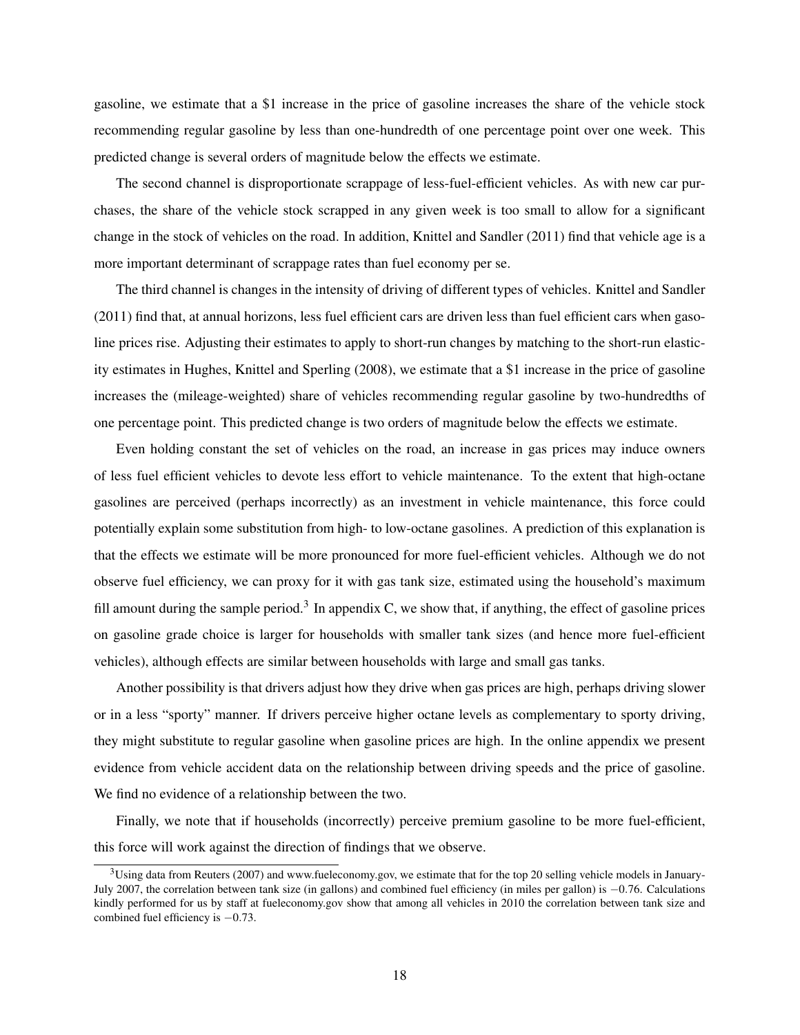gasoline, we estimate that a $1 increase in the price of gasoline increases the share of the vehicle stock recommending regular gasoline by less than one-hundredth of one percentage point over one week. This predicted change is several orders of magnitude below the effects we estimate.

The second channel is disproportionate scrappage of less-fuel-efficient vehicles. As with new car purchases, the share of the vehicle stock scrapped in any given week is too small to allow for a significant change in the stock of vehicles on the road. In addition, Knittel and Sandler (2011) find that vehicle age is a more important determinant of scrappage rates than fuel economy per se.

The third channel is changes in the intensity of driving of different types of vehicles. Knittel and Sandler (2011) find that, at annual horizons, less fuel efficient cars are driven less than fuel efficient cars when gasoline prices rise. Adjusting their estimates to apply to short-run changes by matching to the short-run elasticity estimates in Hughes, Knittel and Sperling (2008), we estimate that a $1 increase in the price of gasoline increases the (mileage-weighted) share of vehicles recommending regular gasoline by two-hundredths of one percentage point. This predicted change is two orders of magnitude below the effects we estimate.

Even holding constant the set of vehicles on the road, an increase in gas prices may induce owners of less fuel efficient vehicles to devote less effort to vehicle maintenance. To the extent that high-octane gasolines are perceived (perhaps incorrectly) as an investment in vehicle maintenance, this force could potentially explain some substitution from high- to low-octane gasolines. A prediction of this explanation is that the effects we estimate will be more pronounced for more fuel-efficient vehicles. Although we do not observe fuel efficiency, we can proxy for it with gas tank size, estimated using the household's maximum fill amount during the sample period.[3] In appendix C, we show that, if anything, the effect of gasoline prices on gasoline grade choice is larger for households with smaller tank sizes (and hence more fuel-efficient vehicles), although effects are similar between households with large and small gas tanks.

Another possibility is that drivers adjust how they drive when gas prices are high, perhaps driving slower or in a less "sporty" manner. If drivers perceive higher octane levels as complementary to sporty driving, they might substitute to regular gasoline when gasoline prices are high. In the online appendix we present evidence from vehicle accident data on the relationship between driving speeds and the price of gasoline. We find no evidence of a relationship between the two.

Finally, we note that if households (incorrectly) perceive premium gasoline to be more fuel-efficient, this force will work against the direction of findings that we observe.

[3] Using data from Reuters (2007) and www.fueleconomy.gov, we estimate that for the top 20 selling vehicle models in January-July 2007, the correlation between tank size (in gallons) and combined fuel efficiency (in miles per gallon) is $-0.76$. Calculations kindly performed for us by staff at fueleconomy.gov show that among all vehicles in 2010 the correlation between tank size and combined fuel efficiency is $-0.73$.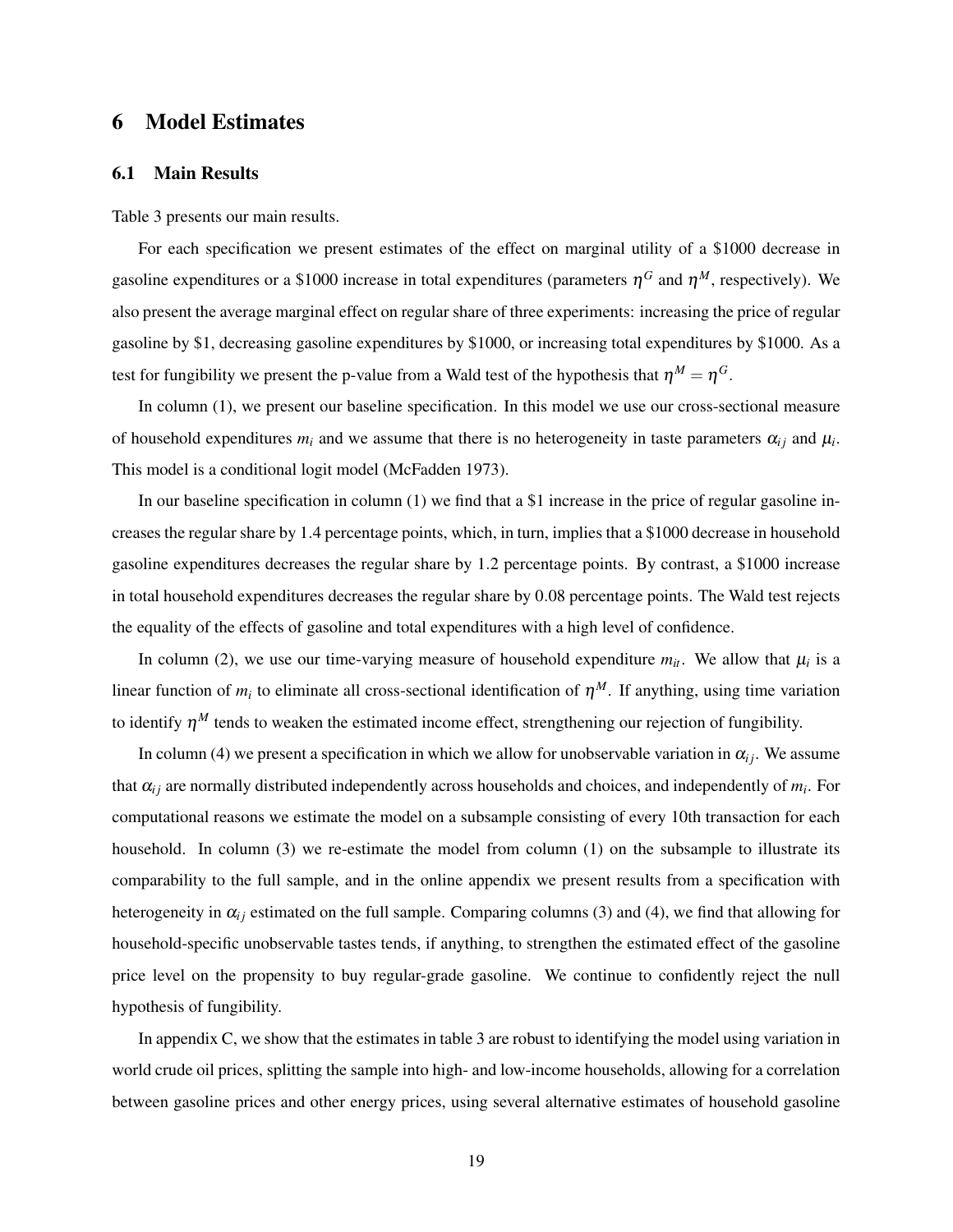# 6 Model Estimates

## 6.1 Main Results

Table 3 presents our main results.

For each specification we present estimates of the effect on marginal utility of a \$1000 decrease in gasoline expenditures or a \$1000 increase in total expenditures (parameters $\eta^G$ and $\eta^M$, respectively). We also present the average marginal effect on regular share of three experiments: increasing the price of regular gasoline by \$1, decreasing gasoline expenditures by \$1000, or increasing total expenditures by \$1000. As a test for fungibility we present the p-value from a Wald test of the hypothesis that $\eta^M = \eta^G$.

In column (1), we present our baseline specification. In this model we use our cross-sectional measure of household expenditures $m_i$ and we assume that there is no heterogeneity in taste parameters $\alpha_{ij}$ and $\mu_i$. This model is a conditional logit model (McFadden 1973).

In our baseline specification in column (1) we find that a \$1 increase in the price of regular gasoline increases the regular share by 1.4 percentage points, which, in turn, implies that a \$1000 decrease in household gasoline expenditures decreases the regular share by 1.2 percentage points. By contrast, a \$1000 increase in total household expenditures decreases the regular share by 0.08 percentage points. The Wald test rejects the equality of the effects of gasoline and total expenditures with a high level of confidence.

In column (2), we use our time-varying measure of household expenditure $m_{it}$. We allow that $\mu_i$ is a linear function of $m_i$ to eliminate all cross-sectional identification of $\eta^M$. If anything, using time variation to identify $\eta^M$ tends to weaken the estimated income effect, strengthening our rejection of fungibility.

In column (4) we present a specification in which we allow for unobservable variation in $\alpha_{ij}$. We assume that $\alpha_{ij}$ are normally distributed independently across households and choices, and independently of $m_i$. For computational reasons we estimate the model on a subsample consisting of every 10th transaction for each household. In column (3) we re-estimate the model from column (1) on the subsample to illustrate its comparability to the full sample, and in the online appendix we present results from a specification with heterogeneity in $\alpha_{ij}$ estimated on the full sample. Comparing columns (3) and (4), we find that allowing for household-specific unobservable tastes tends, if anything, to strengthen the estimated effect of the gasoline price level on the propensity to buy regular-grade gasoline. We continue to confidently reject the null hypothesis of fungibility.

In appendix C, we show that the estimates in table 3 are robust to identifying the model using variation in world crude oil prices, splitting the sample into high- and low-income households, allowing for a correlation between gasoline prices and other energy prices, using several alternative estimates of household gasoline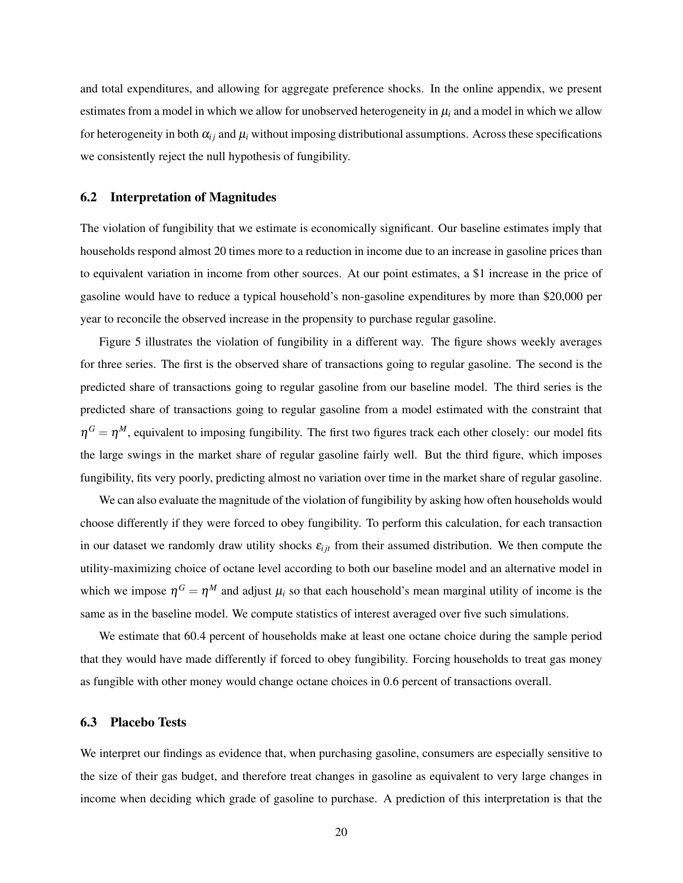and total expenditures, and allowing for aggregate preference shocks. In the online appendix, we present estimates from a model in which we allow for unobserved heterogeneity in $\mu_i$ and a model in which we allow for heterogeneity in both $\alpha_{ij}$ and $\mu_i$ without imposing distributional assumptions. Across these specifications we consistently reject the null hypothesis of fungibility.

### 6.2 Interpretation of Magnitudes

The violation of fungibility that we estimate is economically significant. Our baseline estimates imply that households respond almost 20 times more to a reduction in income due to an increase in gasoline prices than to equivalent variation in income from other sources. At our point estimates, a $1 increase in the price of gasoline would have to reduce a typical household's non-gasoline expenditures by more than $20,000 per year to reconcile the observed increase in the propensity to purchase regular gasoline.

Figure 5 illustrates the violation of fungibility in a different way. The figure shows weekly averages for three series. The first is the observed share of transactions going to regular gasoline. The second is the predicted share of transactions going to regular gasoline from our baseline model. The third series is the predicted share of transactions going to regular gasoline from a model estimated with the constraint that $\eta^G = \eta^M$, equivalent to imposing fungibility. The first two figures track each other closely: our model fits the large swings in the market share of regular gasoline fairly well. But the third figure, which imposes fungibility, fits very poorly, predicting almost no variation over time in the market share of regular gasoline.

We can also evaluate the magnitude of the violation of fungibility by asking how often households would choose differently if they were forced to obey fungibility. To perform this calculation, for each transaction in our dataset we randomly draw utility shocks $\varepsilon_{ijt}$ from their assumed distribution. We then compute the utility-maximizing choice of octane level according to both our baseline model and an alternative model in which we impose $\eta^G = \eta^M$ and adjust $\mu_i$ so that each household's mean marginal utility of income is the same as in the baseline model. We compute statistics of interest averaged over five such simulations.

We estimate that 60.4 percent of households make at least one octane choice during the sample period that they would have made differently if forced to obey fungibility. Forcing households to treat gas money as fungible with other money would change octane choices in 0.6 percent of transactions overall.

### 6.3 Placebo Tests

We interpret our findings as evidence that, when purchasing gasoline, consumers are especially sensitive to the size of their gas budget, and therefore treat changes in gasoline as equivalent to very large changes in income when deciding which grade of gasoline to purchase. A prediction of this interpretation is that the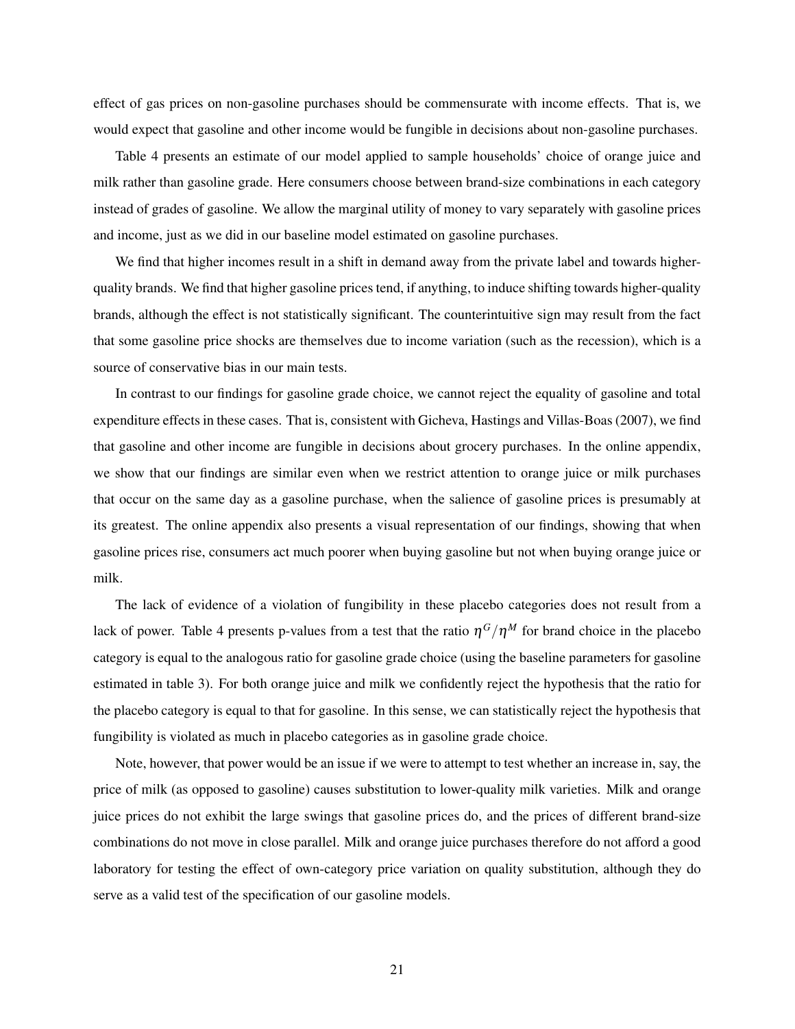effect of gas prices on non-gasoline purchases should be commensurate with income effects. That is, we would expect that gasoline and other income would be fungible in decisions about non-gasoline purchases.

Table 4 presents an estimate of our model applied to sample households' choice of orange juice and milk rather than gasoline grade. Here consumers choose between brand-size combinations in each category instead of grades of gasoline. We allow the marginal utility of money to vary separately with gasoline prices and income, just as we did in our baseline model estimated on gasoline purchases.

We find that higher incomes result in a shift in demand away from the private label and towards higher-quality brands. We find that higher gasoline prices tend, if anything, to induce shifting towards higher-quality brands, although the effect is not statistically significant. The counterintuitive sign may result from the fact that some gasoline price shocks are themselves due to income variation (such as the recession), which is a source of conservative bias in our main tests.

In contrast to our findings for gasoline grade choice, we cannot reject the equality of gasoline and total expenditure effects in these cases. That is, consistent with Gicheva, Hastings and Villas-Boas (2007), we find that gasoline and other income are fungible in decisions about grocery purchases. In the online appendix, we show that our findings are similar even when we restrict attention to orange juice or milk purchases that occur on the same day as a gasoline purchase, when the salience of gasoline prices is presumably at its greatest. The online appendix also presents a visual representation of our findings, showing that when gasoline prices rise, consumers act much poorer when buying gasoline but not when buying orange juice or milk.

The lack of evidence of a violation of fungibility in these placebo categories does not result from a lack of power. Table 4 presents p-values from a test that the ratio $\eta^G/\eta^M$ for brand choice in the placebo category is equal to the analogous ratio for gasoline grade choice (using the baseline parameters for gasoline estimated in table 3). For both orange juice and milk we confidently reject the hypothesis that the ratio for the placebo category is equal to that for gasoline. In this sense, we can statistically reject the hypothesis that fungibility is violated as much in placebo categories as in gasoline grade choice.

Note, however, that power would be an issue if we were to attempt to test whether an increase in, say, the price of milk (as opposed to gasoline) causes substitution to lower-quality milk varieties. Milk and orange juice prices do not exhibit the large swings that gasoline prices do, and the prices of different brand-size combinations do not move in close parallel. Milk and orange juice purchases therefore do not afford a good laboratory for testing the effect of own-category price variation on quality substitution, although they do serve as a valid test of the specification of our gasoline models.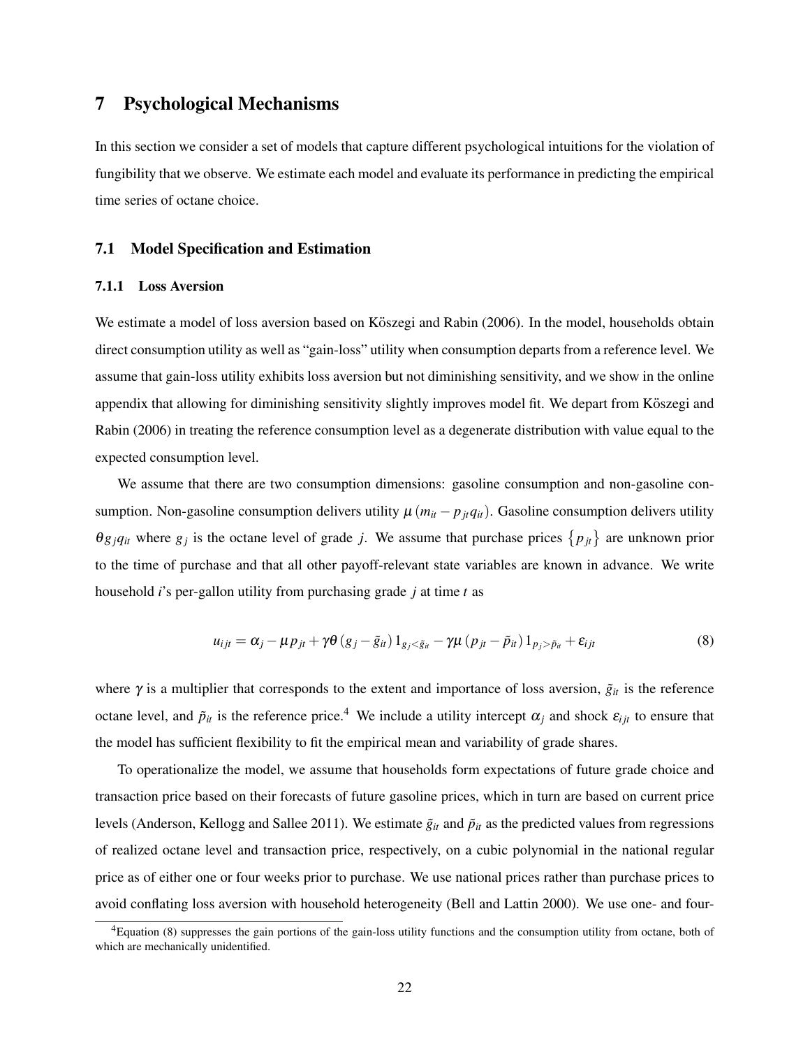# 7 Psychological Mechanisms

In this section we consider a set of models that capture different psychological intuitions for the violation of fungibility that we observe. We estimate each model and evaluate its performance in predicting the empirical time series of octane choice.

## 7.1 Model Specification and Estimation

### 7.1.1 Loss Aversion

We estimate a model of loss aversion based on Köszegi and Rabin (2006). In the model, households obtain direct consumption utility as well as "gain-loss" utility when consumption departs from a reference level. We assume that gain-loss utility exhibits loss aversion but not diminishing sensitivity, and we show in the online appendix that allowing for diminishing sensitivity slightly improves model fit. We depart from Köszegi and Rabin (2006) in treating the reference consumption level as a degenerate distribution with value equal to the expected consumption level.

We assume that there are two consumption dimensions: gasoline consumption and non-gasoline consumption. Non-gasoline consumption delivers utility $\mu(m_{it} - p_{jt}q_{it})$. Gasoline consumption delivers utility $\theta g_j q_{it}$ where $g_j$ is the octane level of grade $j$. We assume that purchase prices $\{p_{jt}\}$ are unknown prior to the time of purchase and that all other payoff-relevant state variables are known in advance. We write household $i$'s per-gallon utility from purchasing grade $j$ at time $t$ as

$$u_{ijt} = \alpha_j - \mu p_{jt} + \gamma\theta(g_j - \tilde{g}_{it})1_{g_j < \tilde{g}_{it}} - \gamma\mu(p_{jt} - \tilde{p}_{it})1_{p_j > \tilde{p}_{it}} + \varepsilon_{ijt} \tag{8}$$

where $\gamma$ is a multiplier that corresponds to the extent and importance of loss aversion, $\tilde{g}_{it}$ is the reference octane level, and $\tilde{p}_{it}$ is the reference price.[4] We include a utility intercept $\alpha_j$ and shock $\varepsilon_{ijt}$ to ensure that the model has sufficient flexibility to fit the empirical mean and variability of grade shares.

To operationalize the model, we assume that households form expectations of future grade choice and transaction price based on their forecasts of future gasoline prices, which in turn are based on current price levels (Anderson, Kellogg and Sallee 2011). We estimate $\tilde{g}_{it}$ and $\tilde{p}_{it}$ as the predicted values from regressions of realized octane level and transaction price, respectively, on a cubic polynomial in the national regular price as of either one or four weeks prior to purchase. We use national prices rather than purchase prices to avoid conflating loss aversion with household heterogeneity (Bell and Lattin 2000). We use one- and four-

[4] Equation (8) suppresses the gain portions of the gain-loss utility functions and the consumption utility from octane, both of which are mechanically unidentified.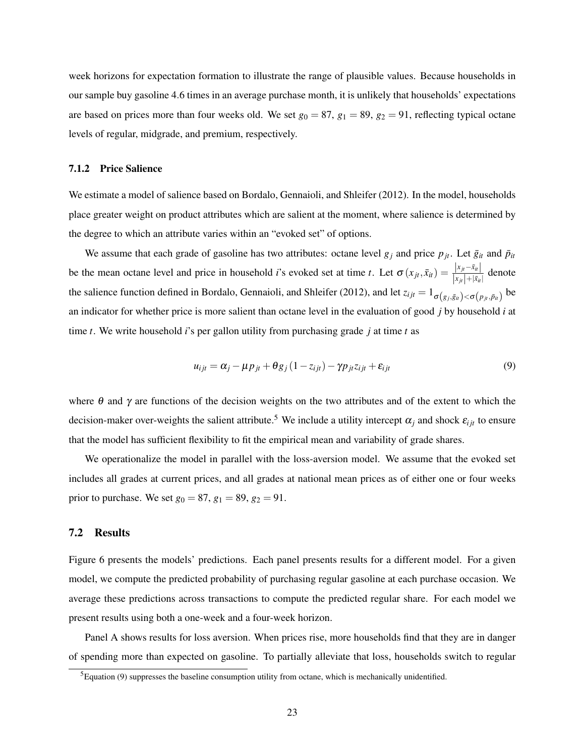week horizons for expectation formation to illustrate the range of plausible values. Because households in our sample buy gasoline 4.6 times in an average purchase month, it is unlikely that households' expectations are based on prices more than four weeks old. We set $g_0 = 87$, $g_1 = 89$, $g_2 = 91$, reflecting typical octane levels of regular, midgrade, and premium, respectively.

### 7.1.2 Price Salience

We estimate a model of salience based on Bordalo, Gennaioli, and Shleifer (2012). In the model, households place greater weight on product attributes which are salient at the moment, where salience is determined by the degree to which an attribute varies within an "evoked set" of options.

We assume that each grade of gasoline has two attributes: octane level $g_j$ and price $p_{jt}$. Let $\bar{g}_{it}$ and $\bar{p}_{it}$ be the mean octane level and price in household $i$'s evoked set at time $t$. Let $\sigma(x_{jt}, \bar{x}_{it}) = \frac{|x_{jt} - \bar{x}_{it}|}{|x_{jt}| + |\bar{x}_{it}|}$ denote the salience function defined in Bordalo, Gennaioli, and Shleifer (2012), and let $z_{ijt} = 1_{\sigma(g_j, \bar{g}_{it}) < \sigma(p_{jt}, \bar{p}_{it})}$ be an indicator for whether price is more salient than octane level in the evaluation of good $j$ by household $i$ at time $t$. We write household $i$'s per gallon utility from purchasing grade $j$ at time $t$ as

$$u_{ijt} = \alpha_j - \mu p_{jt} + \theta g_j (1 - z_{ijt}) - \gamma p_{jt} z_{ijt} + \varepsilon_{ijt} \tag{9}$$

where $\theta$ and $\gamma$ are functions of the decision weights on the two attributes and of the extent to which the decision-maker over-weights the salient attribute.[5] We include a utility intercept $\alpha_j$ and shock $\varepsilon_{ijt}$ to ensure that the model has sufficient flexibility to fit the empirical mean and variability of grade shares.

We operationalize the model in parallel with the loss-aversion model. We assume that the evoked set includes all grades at current prices, and all grades at national mean prices as of either one or four weeks prior to purchase. We set $g_0 = 87$, $g_1 = 89$, $g_2 = 91$.

## 7.2 Results

Figure 6 presents the models' predictions. Each panel presents results for a different model. For a given model, we compute the predicted probability of purchasing regular gasoline at each purchase occasion. We average these predictions across transactions to compute the predicted regular share. For each model we present results using both a one-week and a four-week horizon.

Panel A shows results for loss aversion. When prices rise, more households find that they are in danger of spending more than expected on gasoline. To partially alleviate that loss, households switch to regular

[5] Equation (9) suppresses the baseline consumption utility from octane, which is mechanically unidentified.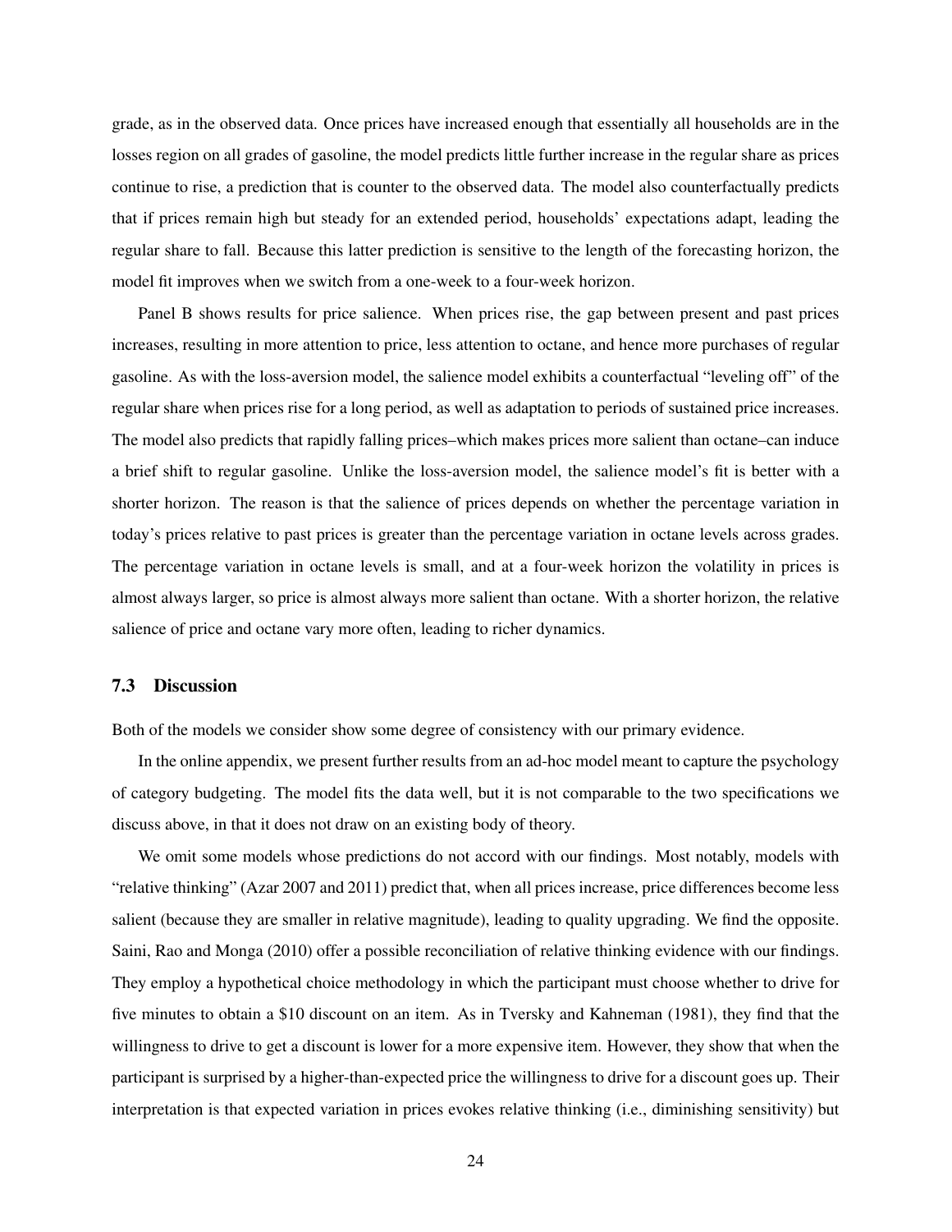grade, as in the observed data. Once prices have increased enough that essentially all households are in the losses region on all grades of gasoline, the model predicts little further increase in the regular share as prices continue to rise, a prediction that is counter to the observed data. The model also counterfactually predicts that if prices remain high but steady for an extended period, households' expectations adapt, leading the regular share to fall. Because this latter prediction is sensitive to the length of the forecasting horizon, the model fit improves when we switch from a one-week to a four-week horizon.

Panel B shows results for price salience. When prices rise, the gap between present and past prices increases, resulting in more attention to price, less attention to octane, and hence more purchases of regular gasoline. As with the loss-aversion model, the salience model exhibits a counterfactual "leveling off" of the regular share when prices rise for a long period, as well as adaptation to periods of sustained price increases. The model also predicts that rapidly falling prices–which makes prices more salient than octane–can induce a brief shift to regular gasoline. Unlike the loss-aversion model, the salience model's fit is better with a shorter horizon. The reason is that the salience of prices depends on whether the percentage variation in today's prices relative to past prices is greater than the percentage variation in octane levels across grades. The percentage variation in octane levels is small, and at a four-week horizon the volatility in prices is almost always larger, so price is almost always more salient than octane. With a shorter horizon, the relative salience of price and octane vary more often, leading to richer dynamics.

### 7.3 Discussion

Both of the models we consider show some degree of consistency with our primary evidence.

In the online appendix, we present further results from an ad-hoc model meant to capture the psychology of category budgeting. The model fits the data well, but it is not comparable to the two specifications we discuss above, in that it does not draw on an existing body of theory.

We omit some models whose predictions do not accord with our findings. Most notably, models with "relative thinking" (Azar 2007 and 2011) predict that, when all prices increase, price differences become less salient (because they are smaller in relative magnitude), leading to quality upgrading. We find the opposite. Saini, Rao and Monga (2010) offer a possible reconciliation of relative thinking evidence with our findings. They employ a hypothetical choice methodology in which the participant must choose whether to drive for five minutes to obtain a \$10 discount on an item. As in Tversky and Kahneman (1981), they find that the willingness to drive to get a discount is lower for a more expensive item. However, they show that when the participant is surprised by a higher-than-expected price the willingness to drive for a discount goes up. Their interpretation is that expected variation in prices evokes relative thinking (i.e., diminishing sensitivity) but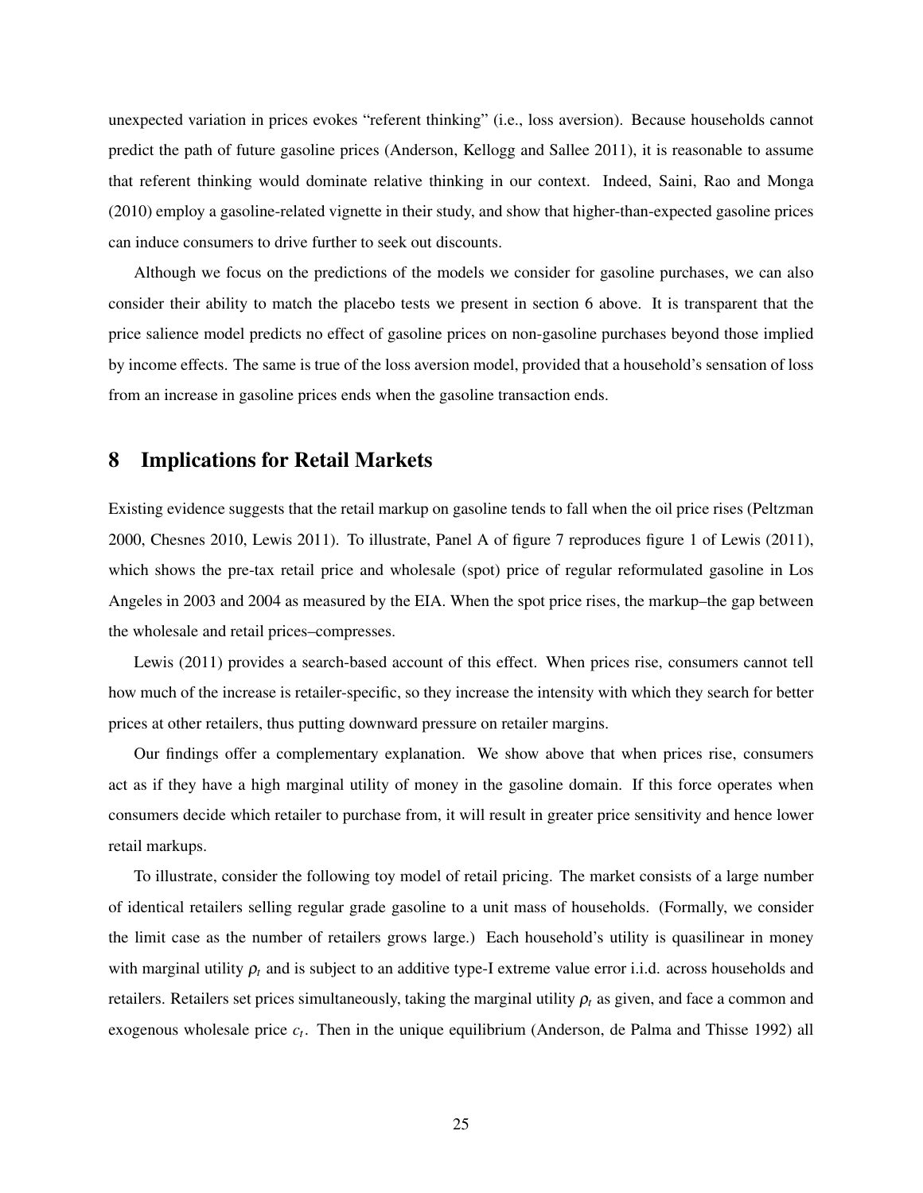unexpected variation in prices evokes "referent thinking" (i.e., loss aversion). Because households cannot predict the path of future gasoline prices (Anderson, Kellogg and Sallee 2011), it is reasonable to assume that referent thinking would dominate relative thinking in our context. Indeed, Saini, Rao and Monga (2010) employ a gasoline-related vignette in their study, and show that higher-than-expected gasoline prices can induce consumers to drive further to seek out discounts.

Although we focus on the predictions of the models we consider for gasoline purchases, we can also consider their ability to match the placebo tests we present in section 6 above. It is transparent that the price salience model predicts no effect of gasoline prices on non-gasoline purchases beyond those implied by income effects. The same is true of the loss aversion model, provided that a household's sensation of loss from an increase in gasoline prices ends when the gasoline transaction ends.

## 8 Implications for Retail Markets

Existing evidence suggests that the retail markup on gasoline tends to fall when the oil price rises (Peltzman 2000, Chesnes 2010, Lewis 2011). To illustrate, Panel A of figure 7 reproduces figure 1 of Lewis (2011), which shows the pre-tax retail price and wholesale (spot) price of regular reformulated gasoline in Los Angeles in 2003 and 2004 as measured by the EIA. When the spot price rises, the markup–the gap between the wholesale and retail prices–compresses.

Lewis (2011) provides a search-based account of this effect. When prices rise, consumers cannot tell how much of the increase is retailer-specific, so they increase the intensity with which they search for better prices at other retailers, thus putting downward pressure on retailer margins.

Our findings offer a complementary explanation. We show above that when prices rise, consumers act as if they have a high marginal utility of money in the gasoline domain. If this force operates when consumers decide which retailer to purchase from, it will result in greater price sensitivity and hence lower retail markups.

To illustrate, consider the following toy model of retail pricing. The market consists of a large number of identical retailers selling regular grade gasoline to a unit mass of households. (Formally, we consider the limit case as the number of retailers grows large.) Each household's utility is quasilinear in money with marginal utility $\rho_t$ and is subject to an additive type-I extreme value error i.i.d. across households and retailers. Retailers set prices simultaneously, taking the marginal utility $\rho_t$ as given, and face a common and exogenous wholesale price $c_t$. Then in the unique equilibrium (Anderson, de Palma and Thisse 1992) all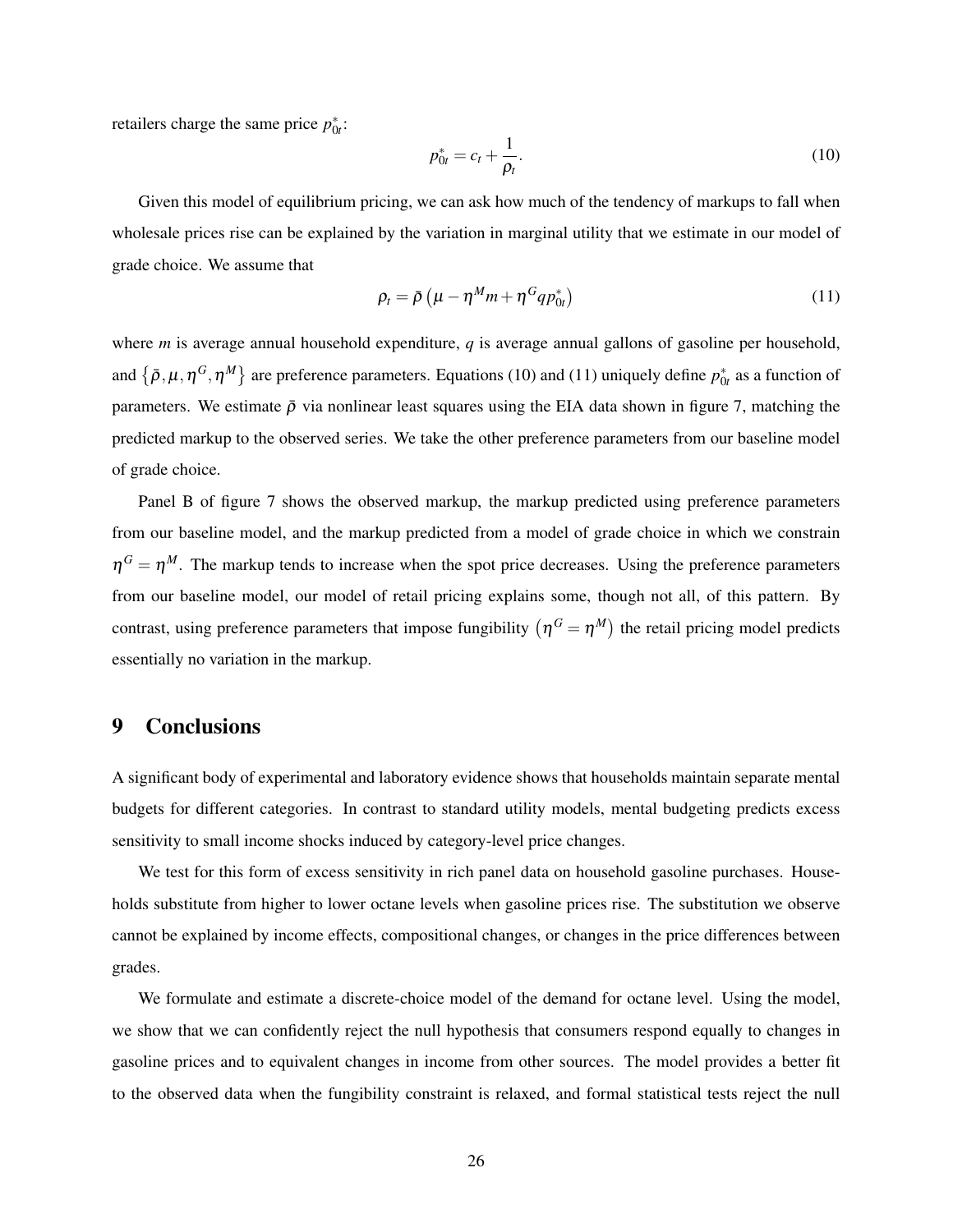retailers charge the same price $p_{0t}^{*}$:

$$p_{0t}^{*} = c_t + \frac{1}{\rho_t}. \tag{10}$$

Given this model of equilibrium pricing, we can ask how much of the tendency of markups to fall when wholesale prices rise can be explained by the variation in marginal utility that we estimate in our model of grade choice. We assume that

$$\rho_t = \bar{\rho}\left(\mu - \eta^{M} m + \eta^{G} q p_{0t}^{*}\right) \tag{11}$$

where $m$ is average annual household expenditure, $q$ is average annual gallons of gasoline per household, and $\left\{\bar{\rho}, \mu, \eta^{G}, \eta^{M}\right\}$ are preference parameters. Equations (10) and (11) uniquely define $p_{0t}^{*}$ as a function of parameters. We estimate $\bar{\rho}$ via nonlinear least squares using the EIA data shown in figure 7, matching the predicted markup to the observed series. We take the other preference parameters from our baseline model of grade choice.

Panel B of figure 7 shows the observed markup, the markup predicted using preference parameters from our baseline model, and the markup predicted from a model of grade choice in which we constrain $\eta^{G} = \eta^{M}$. The markup tends to increase when the spot price decreases. Using the preference parameters from our baseline model, our model of retail pricing explains some, though not all, of this pattern. By contrast, using preference parameters that impose fungibility $\left(\eta^{G} = \eta^{M}\right)$ the retail pricing model predicts essentially no variation in the markup.

# 9 Conclusions

A significant body of experimental and laboratory evidence shows that households maintain separate mental budgets for different categories. In contrast to standard utility models, mental budgeting predicts excess sensitivity to small income shocks induced by category-level price changes.

We test for this form of excess sensitivity in rich panel data on household gasoline purchases. Households substitute from higher to lower octane levels when gasoline prices rise. The substitution we observe cannot be explained by income effects, compositional changes, or changes in the price differences between grades.

We formulate and estimate a discrete-choice model of the demand for octane level. Using the model, we show that we can confidently reject the null hypothesis that consumers respond equally to changes in gasoline prices and to equivalent changes in income from other sources. The model provides a better fit to the observed data when the fungibility constraint is relaxed, and formal statistical tests reject the null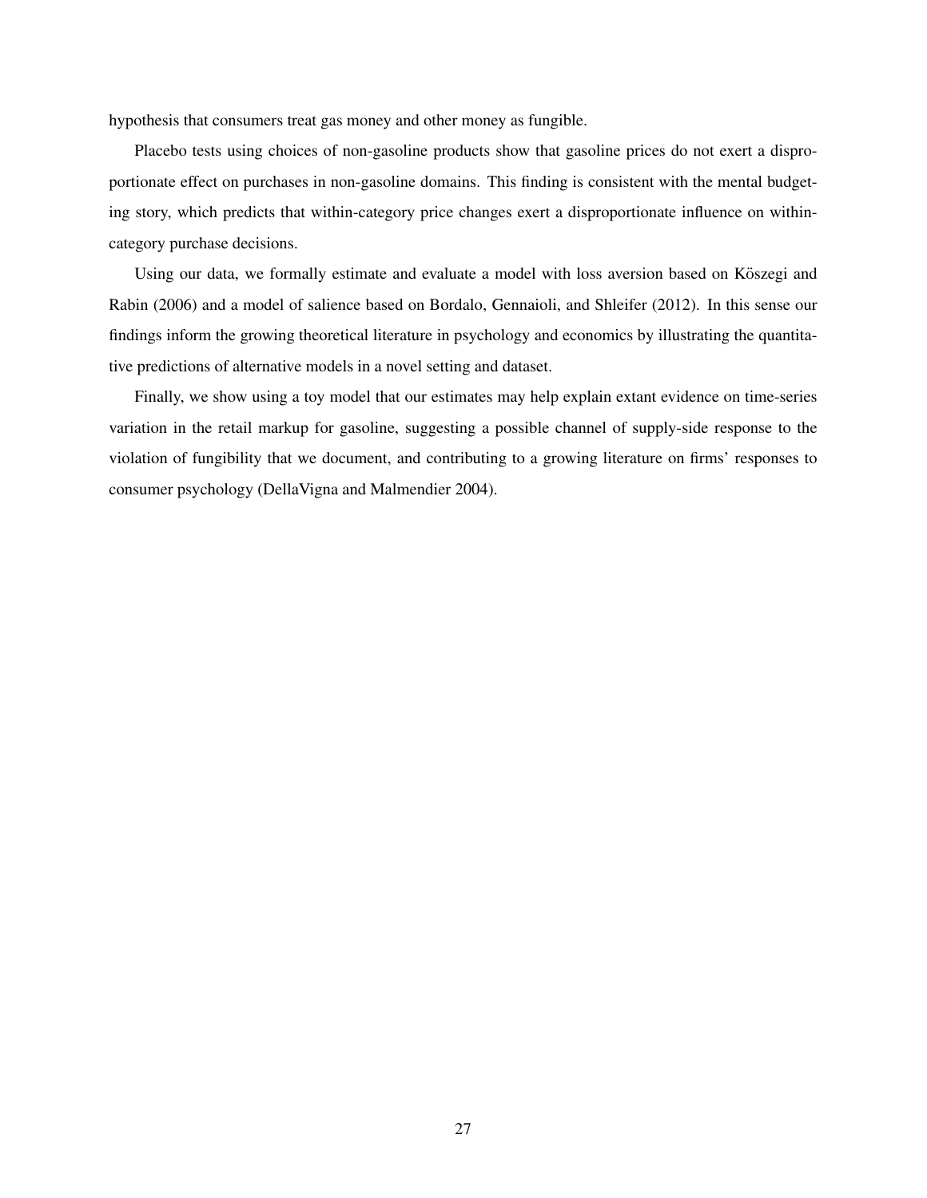hypothesis that consumers treat gas money and other money as fungible.

Placebo tests using choices of non-gasoline products show that gasoline prices do not exert a disproportionate effect on purchases in non-gasoline domains. This finding is consistent with the mental budgeting story, which predicts that within-category price changes exert a disproportionate influence on within-category purchase decisions.

Using our data, we formally estimate and evaluate a model with loss aversion based on Köszegi and Rabin (2006) and a model of salience based on Bordalo, Gennaioli, and Shleifer (2012). In this sense our findings inform the growing theoretical literature in psychology and economics by illustrating the quantitative predictions of alternative models in a novel setting and dataset.

Finally, we show using a toy model that our estimates may help explain extant evidence on time-series variation in the retail markup for gasoline, suggesting a possible channel of supply-side response to the violation of fungibility that we document, and contributing to a growing literature on firms' responses to consumer psychology (DellaVigna and Malmendier 2004).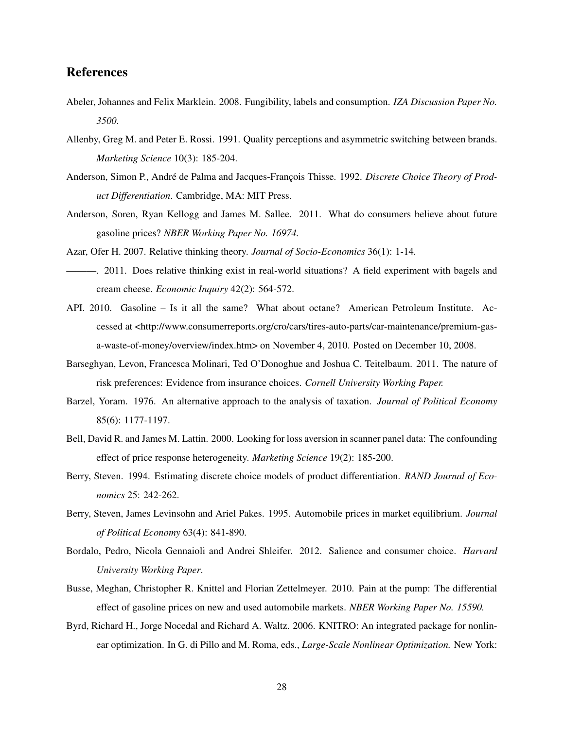## References

Abeler, Johannes and Felix Marklein. 2008. Fungibility, labels and consumption. *IZA Discussion Paper No. 3500*.

Allenby, Greg M. and Peter E. Rossi. 1991. Quality perceptions and asymmetric switching between brands. *Marketing Science* 10(3): 185-204.

Anderson, Simon P., André de Palma and Jacques-François Thisse. 1992. *Discrete Choice Theory of Product Differentiation*. Cambridge, MA: MIT Press.

Anderson, Soren, Ryan Kellogg and James M. Sallee. 2011. What do consumers believe about future gasoline prices? *NBER Working Paper No. 16974.*

Azar, Ofer H. 2007. Relative thinking theory. *Journal of Socio-Economics* 36(1): 1-14.

———. 2011. Does relative thinking exist in real-world situations? A field experiment with bagels and cream cheese. *Economic Inquiry* 42(2): 564-572.

API. 2010. Gasoline – Is it all the same? What about octane? American Petroleum Institute. Accessed at <http://www.consumerreports.org/cro/cars/tires-auto-parts/car-maintenance/premium-gas-a-waste-of-money/overview/index.htm> on November 4, 2010. Posted on December 10, 2008.

Barseghyan, Levon, Francesca Molinari, Ted O'Donoghue and Joshua C. Teitelbaum. 2011. The nature of risk preferences: Evidence from insurance choices. *Cornell University Working Paper.*

Barzel, Yoram. 1976. An alternative approach to the analysis of taxation. *Journal of Political Economy* 85(6): 1177-1197.

Bell, David R. and James M. Lattin. 2000. Looking for loss aversion in scanner panel data: The confounding effect of price response heterogeneity. *Marketing Science* 19(2): 185-200.

Berry, Steven. 1994. Estimating discrete choice models of product differentiation. *RAND Journal of Economics* 25: 242-262.

Berry, Steven, James Levinsohn and Ariel Pakes. 1995. Automobile prices in market equilibrium. *Journal of Political Economy* 63(4): 841-890.

Bordalo, Pedro, Nicola Gennaioli and Andrei Shleifer. 2012. Salience and consumer choice. *Harvard University Working Paper*.

Busse, Meghan, Christopher R. Knittel and Florian Zettelmeyer. 2010. Pain at the pump: The differential effect of gasoline prices on new and used automobile markets. *NBER Working Paper No. 15590.*

Byrd, Richard H., Jorge Nocedal and Richard A. Waltz. 2006. KNITRO: An integrated package for nonlinear optimization. In G. di Pillo and M. Roma, eds., *Large-Scale Nonlinear Optimization.* New York: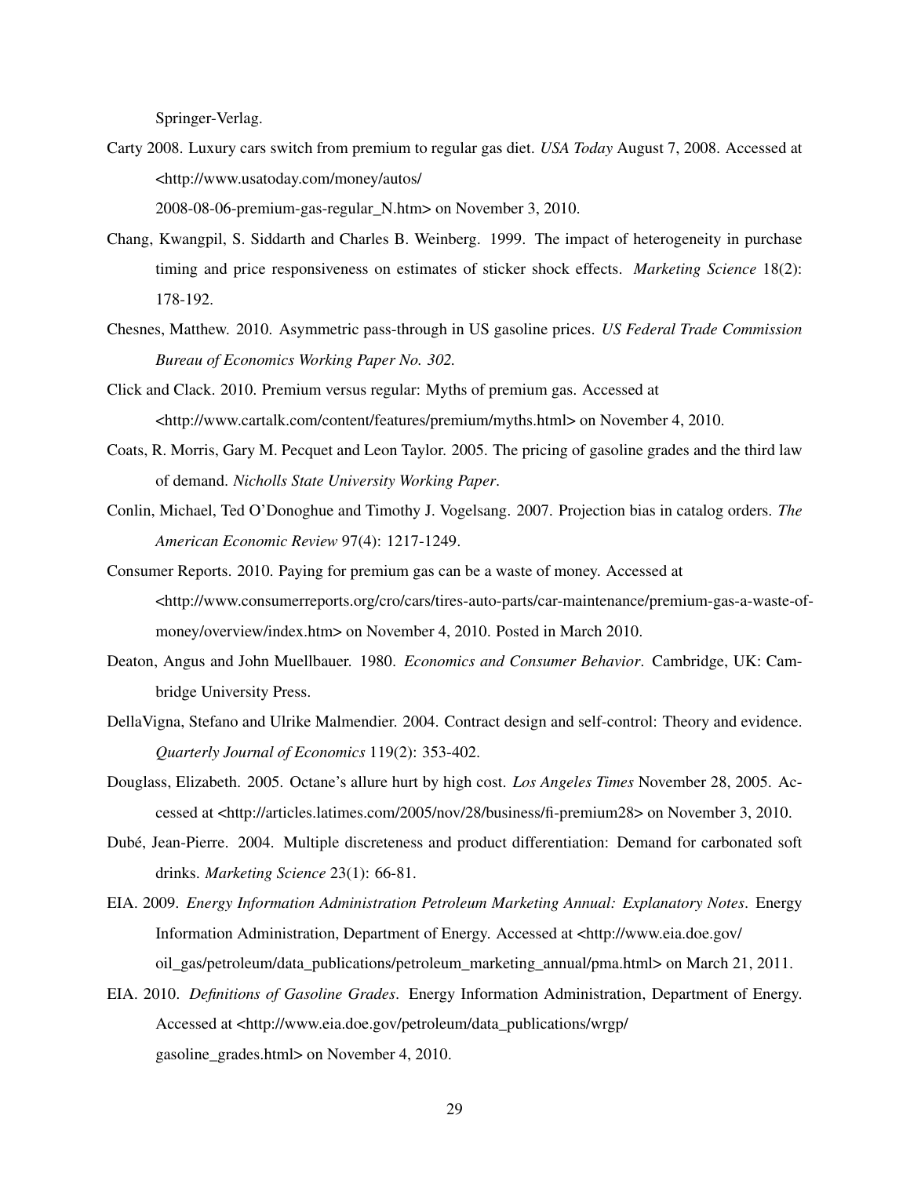Springer-Verlag.

Carty 2008. Luxury cars switch from premium to regular gas diet. *USA Today* August 7, 2008. Accessed at <http://www.usatoday.com/money/autos/2008-08-06-premium-gas-regular_N.htm> on November 3, 2010.

Chang, Kwangpil, S. Siddarth and Charles B. Weinberg. 1999. The impact of heterogeneity in purchase timing and price responsiveness on estimates of sticker shock effects. *Marketing Science* 18(2): 178-192.

Chesnes, Matthew. 2010. Asymmetric pass-through in US gasoline prices. *US Federal Trade Commission Bureau of Economics Working Paper No. 302.*

Click and Clack. 2010. Premium versus regular: Myths of premium gas. Accessed at <http://www.cartalk.com/content/features/premium/myths.html> on November 4, 2010.

Coats, R. Morris, Gary M. Pecquet and Leon Taylor. 2005. The pricing of gasoline grades and the third law of demand. *Nicholls State University Working Paper*.

Conlin, Michael, Ted O'Donoghue and Timothy J. Vogelsang. 2007. Projection bias in catalog orders. *The American Economic Review* 97(4): 1217-1249.

Consumer Reports. 2010. Paying for premium gas can be a waste of money. Accessed at <http://www.consumerreports.org/cro/cars/tires-auto-parts/car-maintenance/premium-gas-a-waste-of-money/overview/index.htm> on November 4, 2010. Posted in March 2010.

Deaton, Angus and John Muellbauer. 1980. *Economics and Consumer Behavior*. Cambridge, UK: Cambridge University Press.

DellaVigna, Stefano and Ulrike Malmendier. 2004. Contract design and self-control: Theory and evidence. *Quarterly Journal of Economics* 119(2): 353-402.

Douglass, Elizabeth. 2005. Octane's allure hurt by high cost. *Los Angeles Times* November 28, 2005. Accessed at <http://articles.latimes.com/2005/nov/28/business/fi-premium28> on November 3, 2010.

Dubé, Jean-Pierre. 2004. Multiple discreteness and product differentiation: Demand for carbonated soft drinks. *Marketing Science* 23(1): 66-81.

EIA. 2009. *Energy Information Administration Petroleum Marketing Annual: Explanatory Notes*. Energy Information Administration, Department of Energy. Accessed at <http://www.eia.doe.gov/oil_gas/petroleum/data_publications/petroleum_marketing_annual/pma.html> on March 21, 2011.

EIA. 2010. *Definitions of Gasoline Grades*. Energy Information Administration, Department of Energy. Accessed at <http://www.eia.doe.gov/petroleum/data_publications/wrgp/gasoline_grades.html> on November 4, 2010.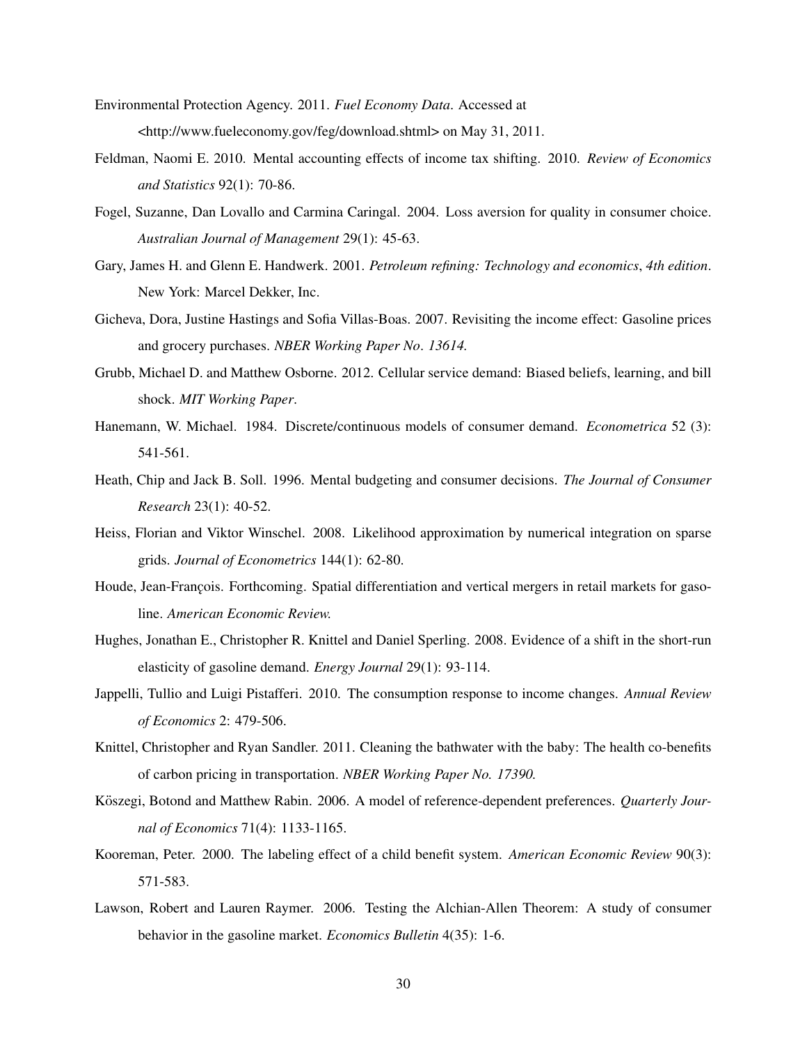Environmental Protection Agency. 2011. *Fuel Economy Data*. Accessed at <http://www.fueleconomy.gov/feg/download.shtml> on May 31, 2011.

Feldman, Naomi E. 2010. Mental accounting effects of income tax shifting. 2010. *Review of Economics and Statistics* 92(1): 70-86.

Fogel, Suzanne, Dan Lovallo and Carmina Caringal. 2004. Loss aversion for quality in consumer choice. *Australian Journal of Management* 29(1): 45-63.

Gary, James H. and Glenn E. Handwerk. 2001. *Petroleum refining: Technology and economics*, *4th edition*. New York: Marcel Dekker, Inc.

Gicheva, Dora, Justine Hastings and Sofia Villas-Boas. 2007. Revisiting the income effect: Gasoline prices and grocery purchases. *NBER Working Paper No. 13614.*

Grubb, Michael D. and Matthew Osborne. 2012. Cellular service demand: Biased beliefs, learning, and bill shock. *MIT Working Paper*.

Hanemann, W. Michael. 1984. Discrete/continuous models of consumer demand. *Econometrica* 52 (3): 541-561.

Heath, Chip and Jack B. Soll. 1996. Mental budgeting and consumer decisions. *The Journal of Consumer Research* 23(1): 40-52.

Heiss, Florian and Viktor Winschel. 2008. Likelihood approximation by numerical integration on sparse grids. *Journal of Econometrics* 144(1): 62-80.

Houde, Jean-François. Forthcoming. Spatial differentiation and vertical mergers in retail markets for gasoline. *American Economic Review.*

Hughes, Jonathan E., Christopher R. Knittel and Daniel Sperling. 2008. Evidence of a shift in the short-run elasticity of gasoline demand. *Energy Journal* 29(1): 93-114.

Jappelli, Tullio and Luigi Pistafferi. 2010. The consumption response to income changes. *Annual Review of Economics* 2: 479-506.

Knittel, Christopher and Ryan Sandler. 2011. Cleaning the bathwater with the baby: The health co-benefits of carbon pricing in transportation. *NBER Working Paper No. 17390.*

Köszegi, Botond and Matthew Rabin. 2006. A model of reference-dependent preferences. *Quarterly Journal of Economics* 71(4): 1133-1165.

Kooreman, Peter. 2000. The labeling effect of a child benefit system. *American Economic Review* 90(3): 571-583.

Lawson, Robert and Lauren Raymer. 2006. Testing the Alchian-Allen Theorem: A study of consumer behavior in the gasoline market. *Economics Bulletin* 4(35): 1-6.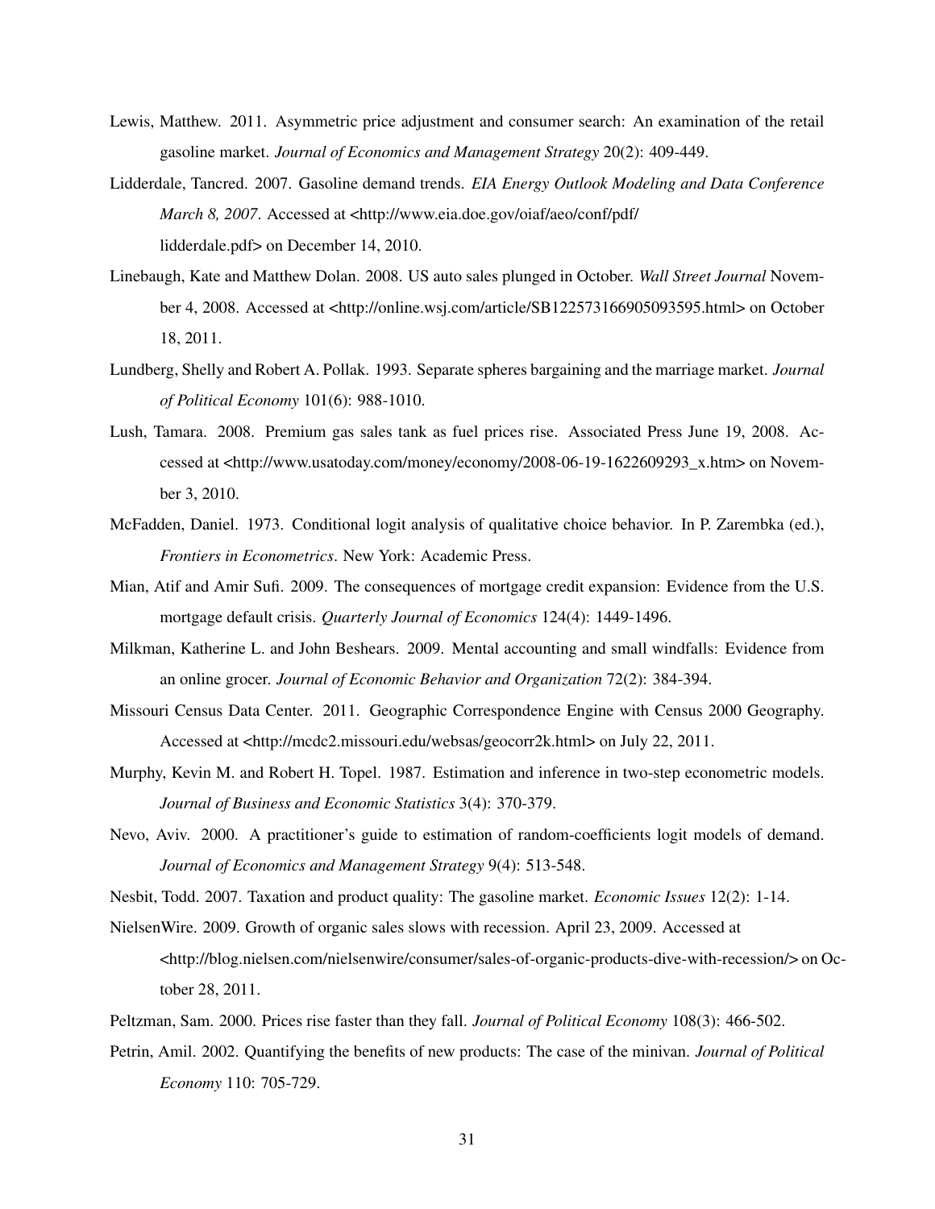Lewis, Matthew. 2011. Asymmetric price adjustment and consumer search: An examination of the retail gasoline market. *Journal of Economics and Management Strategy* 20(2): 409-449.

Lidderdale, Tancred. 2007. Gasoline demand trends. *EIA Energy Outlook Modeling and Data Conference March 8, 2007*. Accessed at <http://www.eia.doe.gov/oiaf/aeo/conf/pdf/lidderdale.pdf> on December 14, 2010.

Linebaugh, Kate and Matthew Dolan. 2008. US auto sales plunged in October. *Wall Street Journal* November 4, 2008. Accessed at <http://online.wsj.com/article/SB122573166905093595.html> on October 18, 2011.

Lundberg, Shelly and Robert A. Pollak. 1993. Separate spheres bargaining and the marriage market. *Journal of Political Economy* 101(6): 988-1010.

Lush, Tamara. 2008. Premium gas sales tank as fuel prices rise. Associated Press June 19, 2008. Accessed at <http://www.usatoday.com/money/economy/2008-06-19-1622609293_x.htm> on November 3, 2010.

McFadden, Daniel. 1973. Conditional logit analysis of qualitative choice behavior. In P. Zarembka (ed.), *Frontiers in Econometrics*. New York: Academic Press.

Mian, Atif and Amir Sufi. 2009. The consequences of mortgage credit expansion: Evidence from the U.S. mortgage default crisis. *Quarterly Journal of Economics* 124(4): 1449-1496.

Milkman, Katherine L. and John Beshears. 2009. Mental accounting and small windfalls: Evidence from an online grocer. *Journal of Economic Behavior and Organization* 72(2): 384-394.

Missouri Census Data Center. 2011. Geographic Correspondence Engine with Census 2000 Geography. Accessed at <http://mcdc2.missouri.edu/websas/geocorr2k.html> on July 22, 2011.

Murphy, Kevin M. and Robert H. Topel. 1987. Estimation and inference in two-step econometric models. *Journal of Business and Economic Statistics* 3(4): 370-379.

Nevo, Aviv. 2000. A practitioner's guide to estimation of random-coefficients logit models of demand. *Journal of Economics and Management Strategy* 9(4): 513-548.

Nesbit, Todd. 2007. Taxation and product quality: The gasoline market. *Economic Issues* 12(2): 1-14.

NielsenWire. 2009. Growth of organic sales slows with recession. April 23, 2009. Accessed at <http://blog.nielsen.com/nielsenwire/consumer/sales-of-organic-products-dive-with-recession/> on October 28, 2011.

Peltzman, Sam. 2000. Prices rise faster than they fall. *Journal of Political Economy* 108(3): 466-502.

Petrin, Amil. 2002. Quantifying the benefits of new products: The case of the minivan. *Journal of Political Economy* 110: 705-729.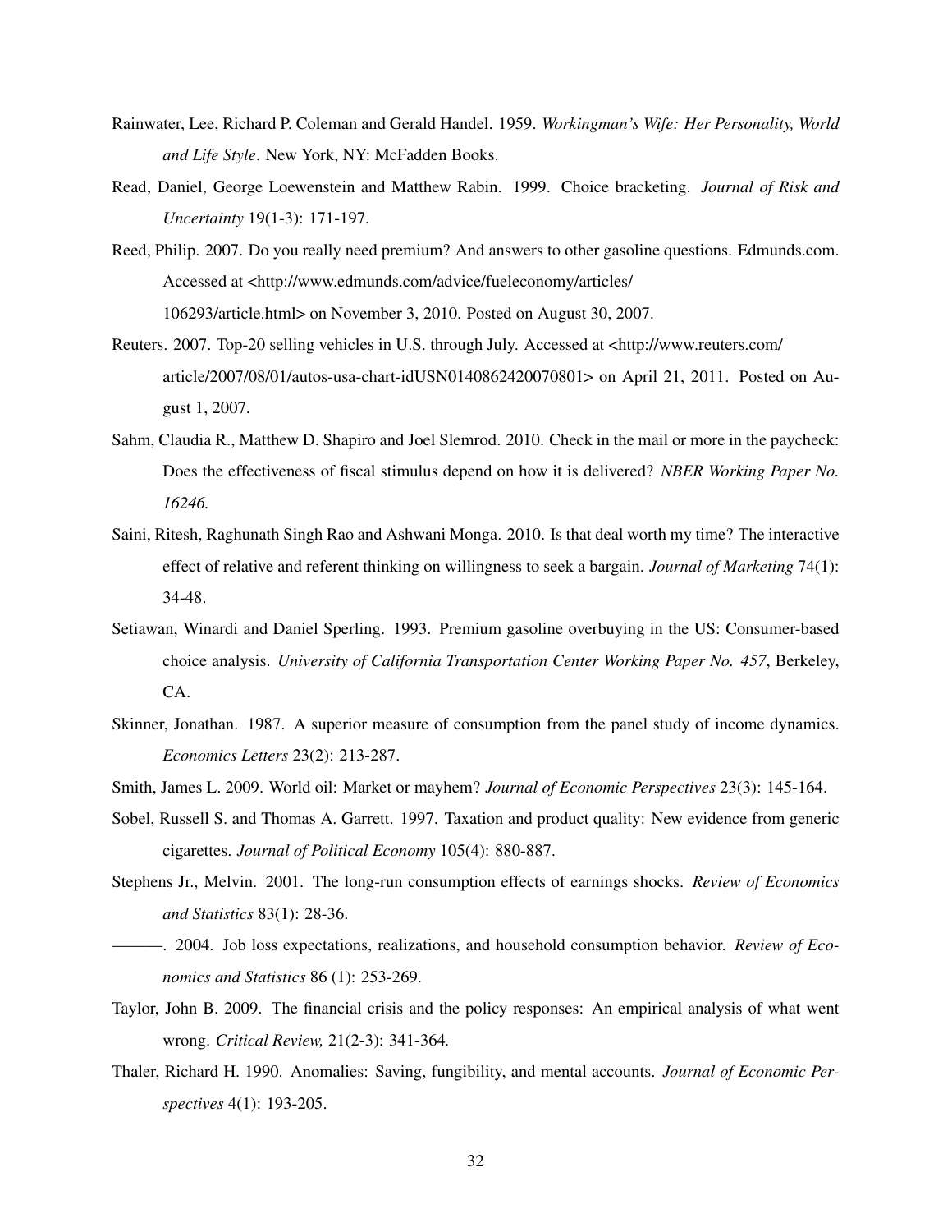Rainwater, Lee, Richard P. Coleman and Gerald Handel. 1959. *Workingman's Wife: Her Personality, World and Life Style*. New York, NY: McFadden Books.

Read, Daniel, George Loewenstein and Matthew Rabin. 1999. Choice bracketing. *Journal of Risk and Uncertainty* 19(1-3): 171-197.

Reed, Philip. 2007. Do you really need premium? And answers to other gasoline questions. Edmunds.com. Accessed at <http://www.edmunds.com/advice/fueleconomy/articles/106293/article.html> on November 3, 2010. Posted on August 30, 2007.

Reuters. 2007. Top-20 selling vehicles in U.S. through July. Accessed at <http://www.reuters.com/article/2007/08/01/autos-usa-chart-idUSN0140862420070801> on April 21, 2011. Posted on August 1, 2007.

Sahm, Claudia R., Matthew D. Shapiro and Joel Slemrod. 2010. Check in the mail or more in the paycheck: Does the effectiveness of fiscal stimulus depend on how it is delivered? *NBER Working Paper No. 16246.*

Saini, Ritesh, Raghunath Singh Rao and Ashwani Monga. 2010. Is that deal worth my time? The interactive effect of relative and referent thinking on willingness to seek a bargain. *Journal of Marketing* 74(1): 34-48.

Setiawan, Winardi and Daniel Sperling. 1993. Premium gasoline overbuying in the US: Consumer-based choice analysis. *University of California Transportation Center Working Paper No. 457*, Berkeley, CA.

Skinner, Jonathan. 1987. A superior measure of consumption from the panel study of income dynamics. *Economics Letters* 23(2): 213-287.

Smith, James L. 2009. World oil: Market or mayhem? *Journal of Economic Perspectives* 23(3): 145-164.

Sobel, Russell S. and Thomas A. Garrett. 1997. Taxation and product quality: New evidence from generic cigarettes. *Journal of Political Economy* 105(4): 880-887.

Stephens Jr., Melvin. 2001. The long-run consumption effects of earnings shocks. *Review of Economics and Statistics* 83(1): 28-36.

———. 2004. Job loss expectations, realizations, and household consumption behavior. *Review of Economics and Statistics* 86 (1): 253-269.

Taylor, John B. 2009. The financial crisis and the policy responses: An empirical analysis of what went wrong. *Critical Review,* 21(2-3): 341-364*.*

Thaler, Richard H. 1990. Anomalies: Saving, fungibility, and mental accounts. *Journal of Economic Perspectives* 4(1): 193-205.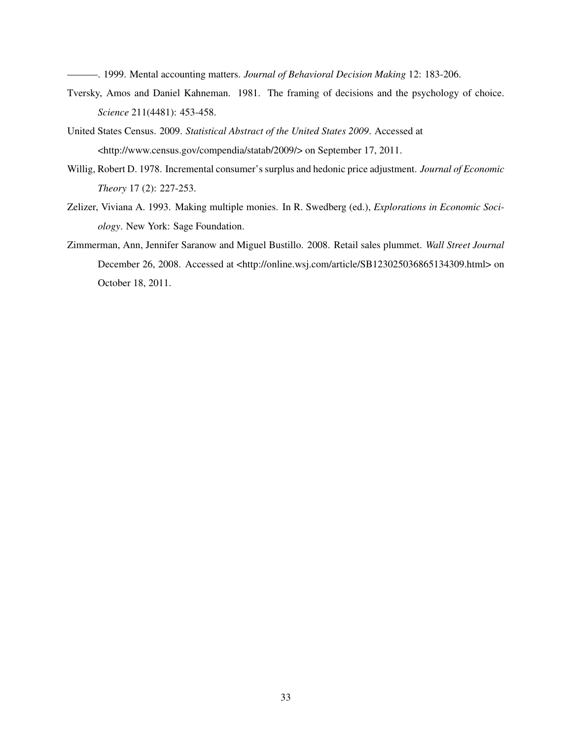———. 1999. Mental accounting matters. *Journal of Behavioral Decision Making* 12: 183-206.

Tversky, Amos and Daniel Kahneman. 1981. The framing of decisions and the psychology of choice. *Science* 211(4481): 453-458.

United States Census. 2009. *Statistical Abstract of the United States 2009*. Accessed at <http://www.census.gov/compendia/statab/2009/> on September 17, 2011.

Willig, Robert D. 1978. Incremental consumer's surplus and hedonic price adjustment. *Journal of Economic Theory* 17 (2): 227-253.

Zelizer, Viviana A. 1993. Making multiple monies. In R. Swedberg (ed.), *Explorations in Economic Sociology*. New York: Sage Foundation.

Zimmerman, Ann, Jennifer Saranow and Miguel Bustillo. 2008. Retail sales plummet. *Wall Street Journal* December 26, 2008. Accessed at <http://online.wsj.com/article/SB123025036865134309.html> on October 18, 2011.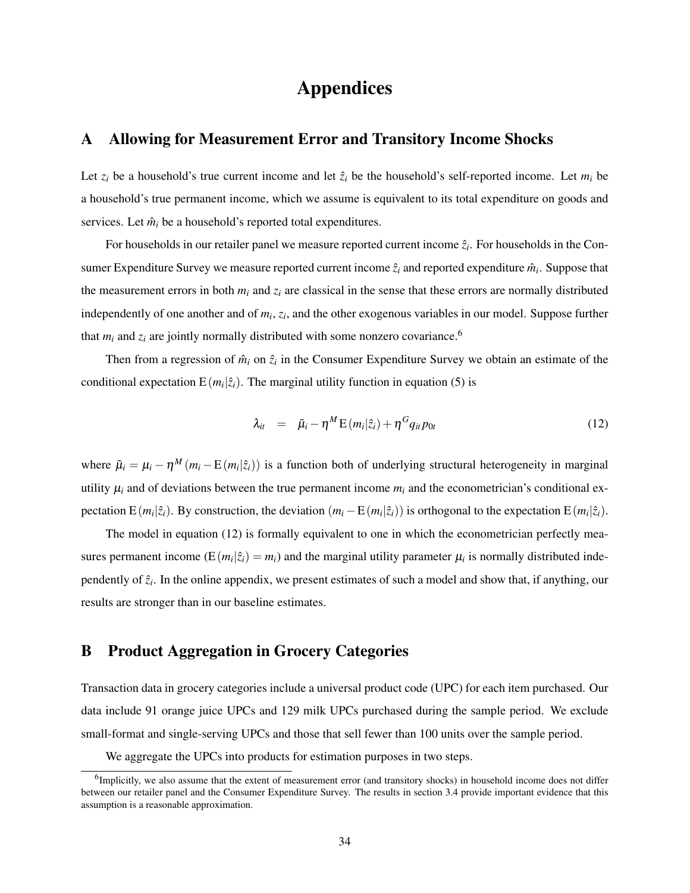# Appendices

## A Allowing for Measurement Error and Transitory Income Shocks

Let $z_i$ be a household's true current income and let $\hat{z}_i$ be the household's self-reported income. Let $m_i$ be a household's true permanent income, which we assume is equivalent to its total expenditure on goods and services. Let $\hat{m}_i$ be a household's reported total expenditures.

For households in our retailer panel we measure reported current income $\hat{z}_i$. For households in the Consumer Expenditure Survey we measure reported current income $\hat{z}_i$ and reported expenditure $\hat{m}_i$. Suppose that the measurement errors in both $m_i$ and $z_i$ are classical in the sense that these errors are normally distributed independently of one another and of $m_i$, $z_i$, and the other exogenous variables in our model. Suppose further that $m_i$ and $z_i$ are jointly normally distributed with some nonzero covariance.[6]

Then from a regression of $\hat{m}_i$ on $\hat{z}_i$ in the Consumer Expenditure Survey we obtain an estimate of the conditional expectation $\mathrm{E}(m_i|\hat{z}_i)$. The marginal utility function in equation (5) is

$$\lambda_{it} \quad = \quad \tilde{\mu}_i - \eta^M \mathrm{E}(m_i|\hat{z}_i) + \eta^G q_{it} p_{0t} \tag{12}$$

where $\tilde{\mu}_i = \mu_i - \eta^M (m_i - \mathrm{E}(m_i|\hat{z}_i))$ is a function both of underlying structural heterogeneity in marginal utility $\mu_i$ and of deviations between the true permanent income $m_i$ and the econometrician's conditional expectation $\mathrm{E}(m_i|\hat{z}_i)$. By construction, the deviation $(m_i - \mathrm{E}(m_i|\hat{z}_i))$ is orthogonal to the expectation $\mathrm{E}(m_i|\hat{z}_i)$.

The model in equation (12) is formally equivalent to one in which the econometrician perfectly measures permanent income ($\mathrm{E}(m_i|\hat{z}_i) = m_i$) and the marginal utility parameter $\mu_i$ is normally distributed independently of $\hat{z}_i$. In the online appendix, we present estimates of such a model and show that, if anything, our results are stronger than in our baseline estimates.

## B Product Aggregation in Grocery Categories

Transaction data in grocery categories include a universal product code (UPC) for each item purchased. Our data include 91 orange juice UPCs and 129 milk UPCs purchased during the sample period. We exclude small-format and single-serving UPCs and those that sell fewer than 100 units over the sample period.

We aggregate the UPCs into products for estimation purposes in two steps.

[6] Implicitly, we also assume that the extent of measurement error (and transitory shocks) in household income does not differ between our retailer panel and the Consumer Expenditure Survey. The results in section 3.4 provide important evidence that this assumption is a reasonable approximation.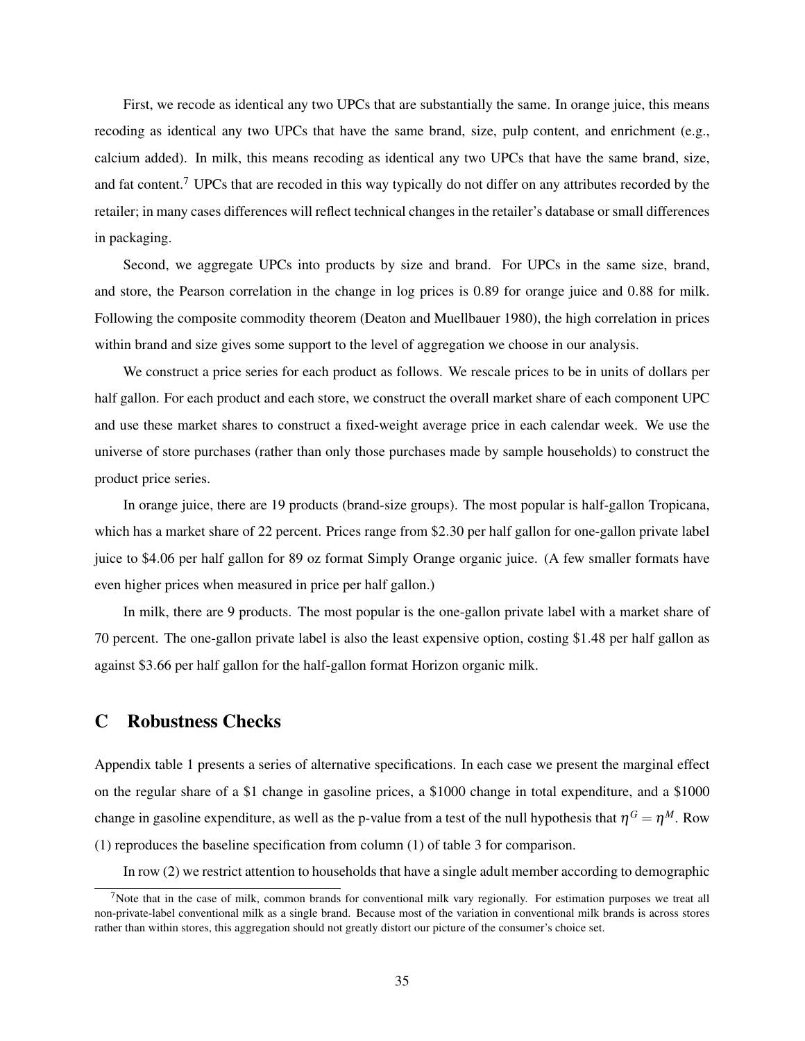First, we recode as identical any two UPCs that are substantially the same. In orange juice, this means recoding as identical any two UPCs that have the same brand, size, pulp content, and enrichment (e.g., calcium added). In milk, this means recoding as identical any two UPCs that have the same brand, size, and fat content.[7] UPCs that are recoded in this way typically do not differ on any attributes recorded by the retailer; in many cases differences will reflect technical changes in the retailer's database or small differences in packaging.

Second, we aggregate UPCs into products by size and brand. For UPCs in the same size, brand, and store, the Pearson correlation in the change in log prices is 0.89 for orange juice and 0.88 for milk. Following the composite commodity theorem (Deaton and Muellbauer 1980), the high correlation in prices within brand and size gives some support to the level of aggregation we choose in our analysis.

We construct a price series for each product as follows. We rescale prices to be in units of dollars per half gallon. For each product and each store, we construct the overall market share of each component UPC and use these market shares to construct a fixed-weight average price in each calendar week. We use the universe of store purchases (rather than only those purchases made by sample households) to construct the product price series.

In orange juice, there are 19 products (brand-size groups). The most popular is half-gallon Tropicana, which has a market share of 22 percent. Prices range from \$2.30 per half gallon for one-gallon private label juice to \$4.06 per half gallon for 89 oz format Simply Orange organic juice. (A few smaller formats have even higher prices when measured in price per half gallon.)

In milk, there are 9 products. The most popular is the one-gallon private label with a market share of 70 percent. The one-gallon private label is also the least expensive option, costing \$1.48 per half gallon as against \$3.66 per half gallon for the half-gallon format Horizon organic milk.

## C Robustness Checks

Appendix table 1 presents a series of alternative specifications. In each case we present the marginal effect on the regular share of a \$1 change in gasoline prices, a \$1000 change in total expenditure, and a \$1000 change in gasoline expenditure, as well as the p-value from a test of the null hypothesis that $\eta^G = \eta^M$. Row (1) reproduces the baseline specification from column (1) of table 3 for comparison.

In row (2) we restrict attention to households that have a single adult member according to demographic

[7] Note that in the case of milk, common brands for conventional milk vary regionally. For estimation purposes we treat all non-private-label conventional milk as a single brand. Because most of the variation in conventional milk brands is across stores rather than within stores, this aggregation should not greatly distort our picture of the consumer's choice set.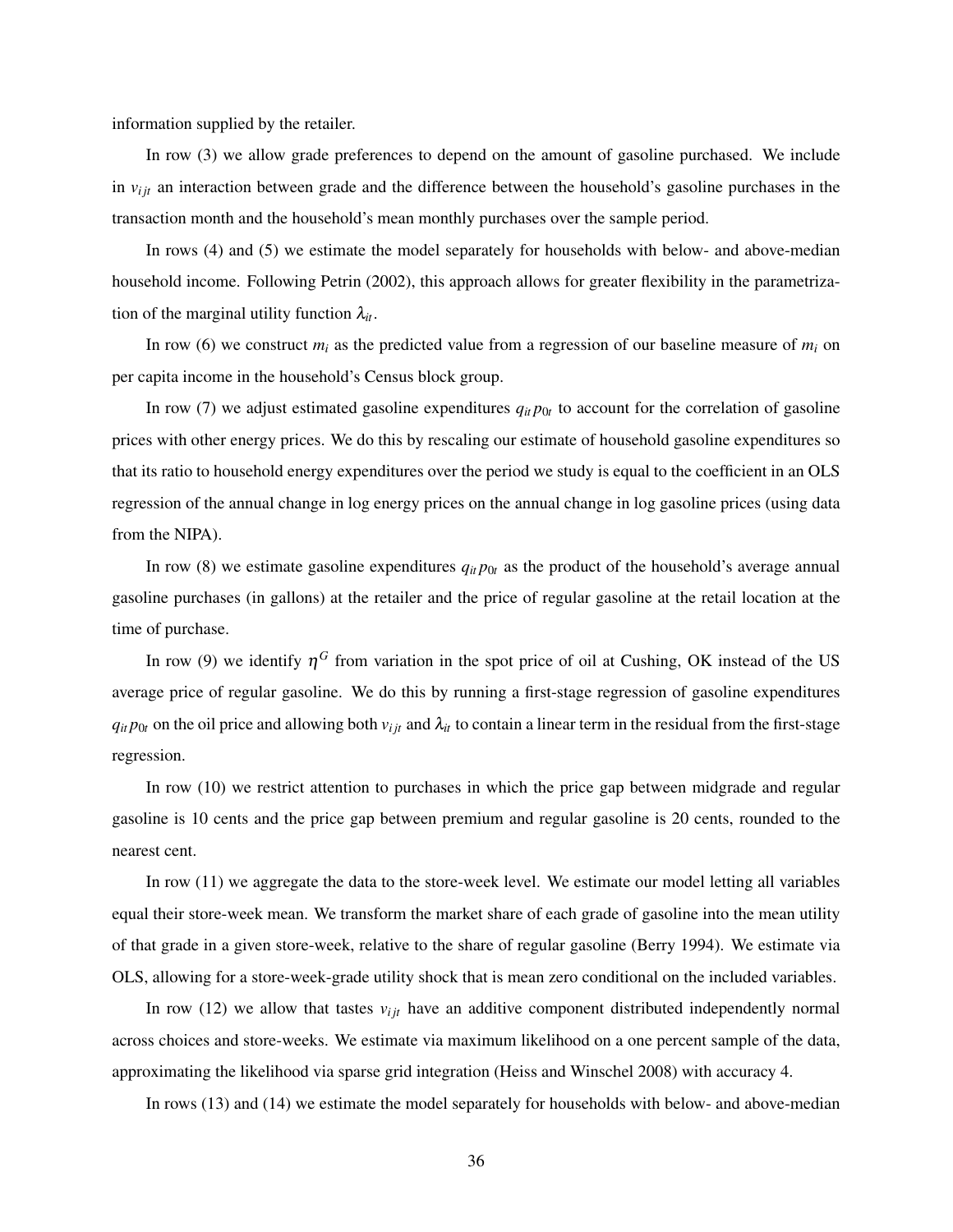information supplied by the retailer.

In row (3) we allow grade preferences to depend on the amount of gasoline purchased. We include in $v_{ijt}$ an interaction between grade and the difference between the household's gasoline purchases in the transaction month and the household's mean monthly purchases over the sample period.

In rows (4) and (5) we estimate the model separately for households with below- and above-median household income. Following Petrin (2002), this approach allows for greater flexibility in the parametrization of the marginal utility function $\lambda_{it}$.

In row (6) we construct $m_i$ as the predicted value from a regression of our baseline measure of $m_i$ on per capita income in the household's Census block group.

In row (7) we adjust estimated gasoline expenditures $q_{it}p_{0t}$ to account for the correlation of gasoline prices with other energy prices. We do this by rescaling our estimate of household gasoline expenditures so that its ratio to household energy expenditures over the period we study is equal to the coefficient in an OLS regression of the annual change in log energy prices on the annual change in log gasoline prices (using data from the NIPA).

In row (8) we estimate gasoline expenditures $q_{it}p_{0t}$ as the product of the household's average annual gasoline purchases (in gallons) at the retailer and the price of regular gasoline at the retail location at the time of purchase.

In row (9) we identify $\eta^G$ from variation in the spot price of oil at Cushing, OK instead of the US average price of regular gasoline. We do this by running a first-stage regression of gasoline expenditures $q_{it}p_{0t}$ on the oil price and allowing both $v_{ijt}$ and $\lambda_{it}$ to contain a linear term in the residual from the first-stage regression.

In row (10) we restrict attention to purchases in which the price gap between midgrade and regular gasoline is 10 cents and the price gap between premium and regular gasoline is 20 cents, rounded to the nearest cent.

In row (11) we aggregate the data to the store-week level. We estimate our model letting all variables equal their store-week mean. We transform the market share of each grade of gasoline into the mean utility of that grade in a given store-week, relative to the share of regular gasoline (Berry 1994). We estimate via OLS, allowing for a store-week-grade utility shock that is mean zero conditional on the included variables.

In row (12) we allow that tastes $v_{ijt}$ have an additive component distributed independently normal across choices and store-weeks. We estimate via maximum likelihood on a one percent sample of the data, approximating the likelihood via sparse grid integration (Heiss and Winschel 2008) with accuracy 4.

In rows (13) and (14) we estimate the model separately for households with below- and above-median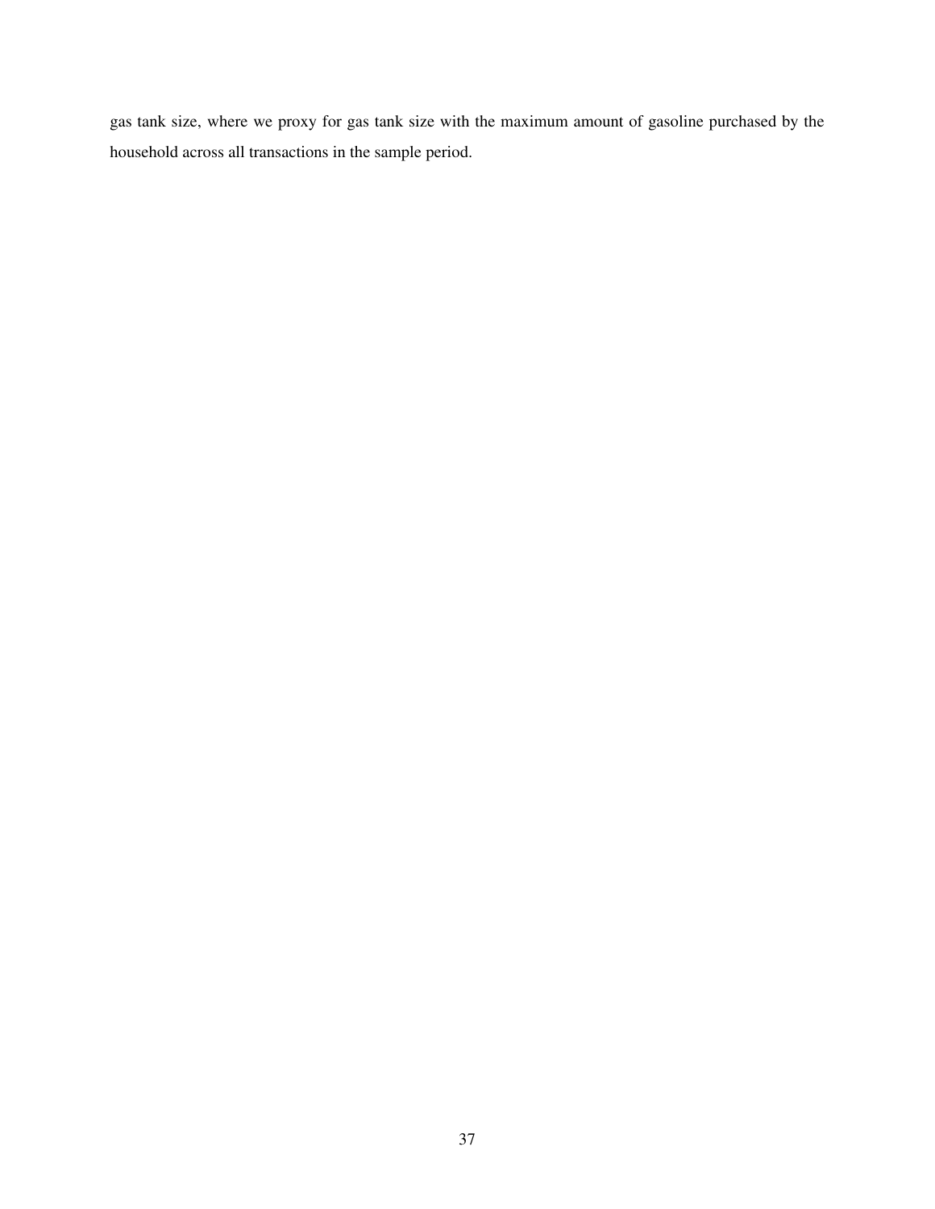gas tank size, where we proxy for gas tank size with the maximum amount of gasoline purchased by the household across all transactions in the sample period.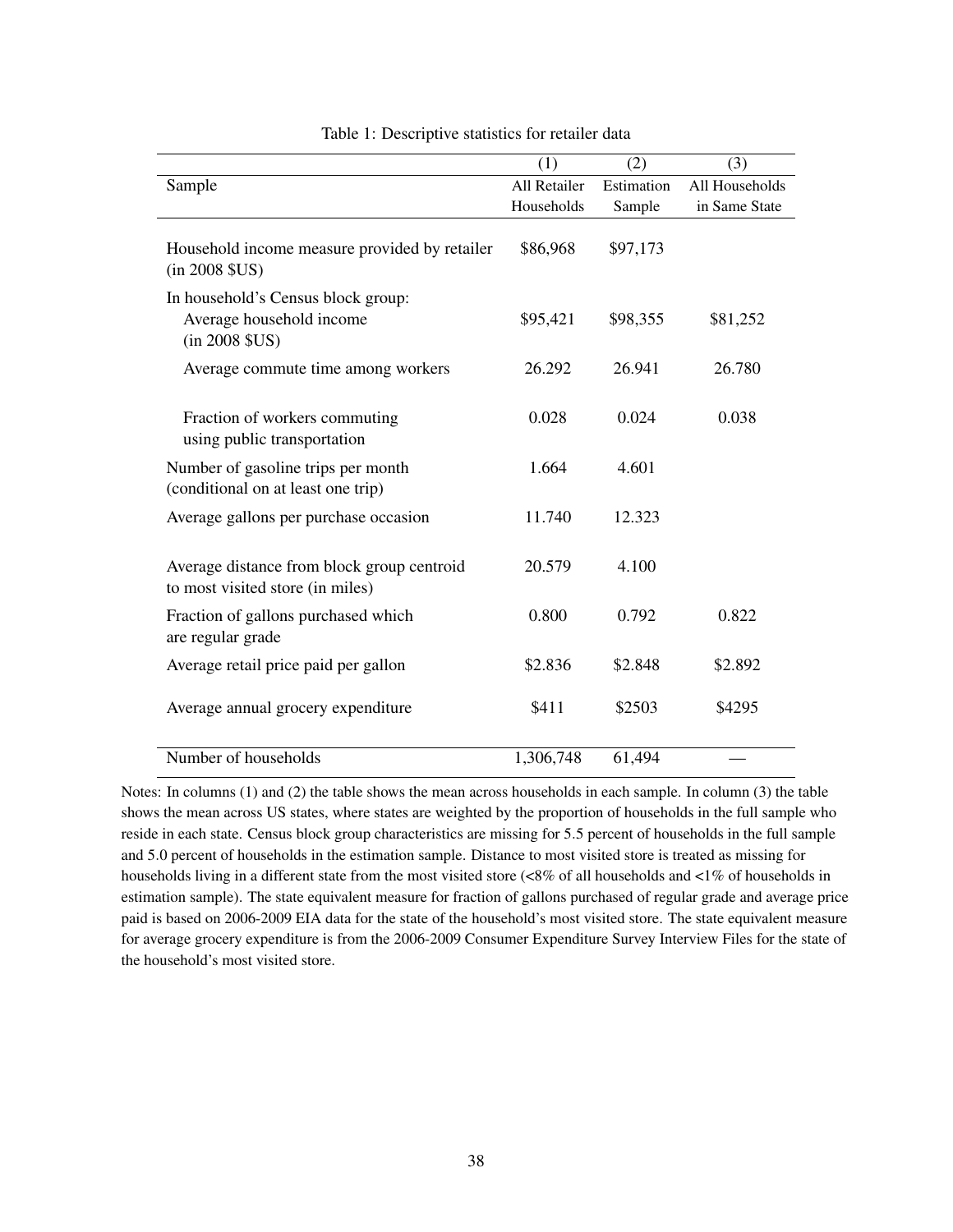Table 1: Descriptive statistics for retailer data

| | (1) | (2) | (3) |
|---|---|---|---|
| Sample | All Retailer Households | Estimation Sample | All Households in Same State |
| Household income measure provided by retailer (in 2008 $US) | $86,968 | $97,173 | |
| In household's Census block group: | | | |
| Average household income (in 2008 $US) | $95,421 | $98,355 | $81,252 |
| Average commute time among workers | 26.292 | 26.941 | 26.780 |
| Fraction of workers commuting using public transportation | 0.028 | 0.024 | 0.038 |
| Number of gasoline trips per month (conditional on at least one trip) | 1.664 | 4.601 | |
| Average gallons per purchase occasion | 11.740 | 12.323 | |
| Average distance from block group centroid to most visited store (in miles) | 20.579 | 4.100 | |
| Fraction of gallons purchased which are regular grade | 0.800 | 0.792 | 0.822 |
| Average retail price paid per gallon | $2.836 | $2.848 | $2.892 |
| Average annual grocery expenditure | $411 | $2503 | $4295 |
| Number of households | 1,306,748 | 61,494 | — |

Notes: In columns (1) and (2) the table shows the mean across households in each sample. In column (3) the table shows the mean across US states, where states are weighted by the proportion of households in the full sample who reside in each state. Census block group characteristics are missing for 5.5 percent of households in the full sample and 5.0 percent of households in the estimation sample. Distance to most visited store is treated as missing for households living in a different state from the most visited store (<8% of all households and <1% of households in estimation sample). The state equivalent measure for fraction of gallons purchased of regular grade and average price paid is based on 2006-2009 EIA data for the state of the household's most visited store. The state equivalent measure for average grocery expenditure is from the 2006-2009 Consumer Expenditure Survey Interview Files for the state of the household's most visited store.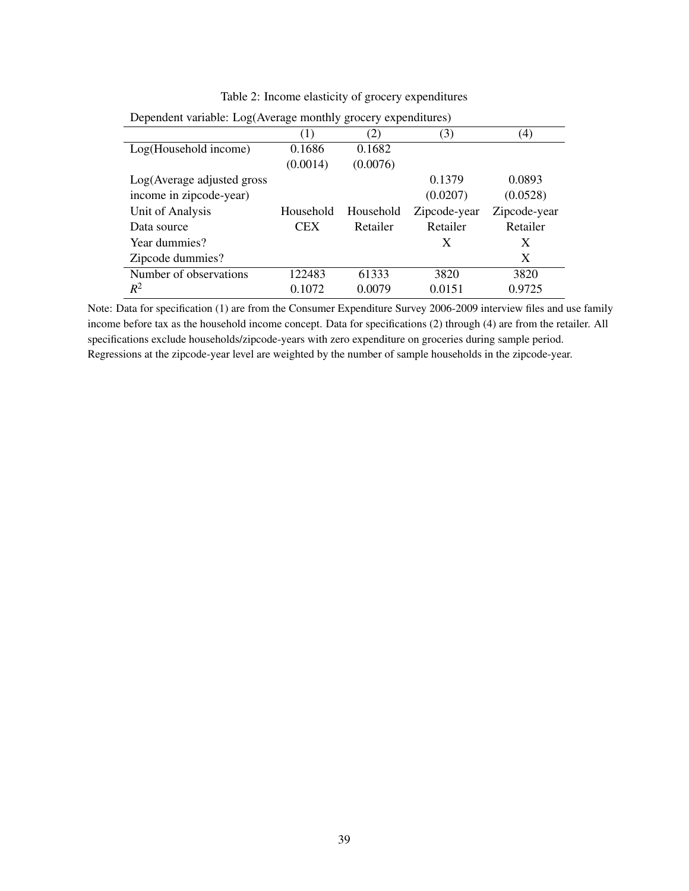Table 2: Income elasticity of grocery expenditures

| Dependent variable: Log(Average monthly grocery expenditures) | (1) | (2) | (3) | (4) |
|---|---|---|---|---|
| Log(Household income) | 0.1686 | 0.1682 | | |
| | (0.0014) | (0.0076) | | |
| Log(Average adjusted gross income in zipcode-year) | | | 0.1379 | 0.0893 |
| | | | (0.0207) | (0.0528) |
| Unit of Analysis | Household | Household | Zipcode-year | Zipcode-year |
| Data source | CEX | Retailer | Retailer | Retailer |
| Year dummies? | | | X | X |
| Zipcode dummies? | | | | X |
| Number of observations | 122483 | 61333 | 3820 | 3820 |
| $R^2$ | 0.1072 | 0.0079 | 0.0151 | 0.9725 |

Note: Data for specification (1) are from the Consumer Expenditure Survey 2006-2009 interview files and use family income before tax as the household income concept. Data for specifications (2) through (4) are from the retailer. All specifications exclude households/zipcode-years with zero expenditure on groceries during sample period. Regressions at the zipcode-year level are weighted by the number of sample households in the zipcode-year.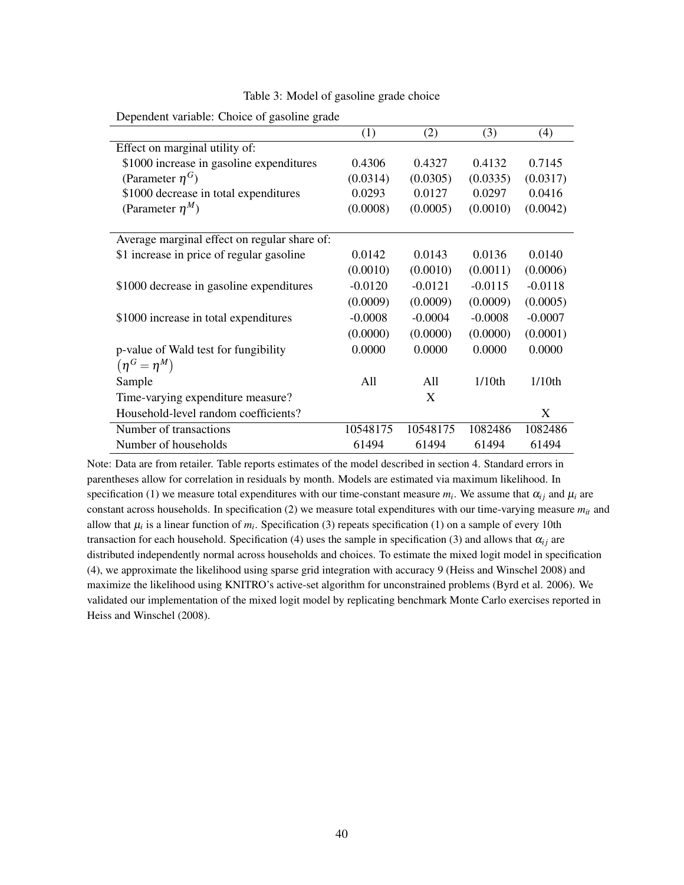Table 3: Model of gasoline grade choice

| Dependent variable: Choice of gasoline grade | (1) | (2) | (3) | (4) |
|---|---|---|---|---|
| Effect on marginal utility of: | | | | |
| \$1000 increase in gasoline expenditures | 0.4306 | 0.4327 | 0.4132 | 0.7145 |
| (Parameter $\eta^G$) | (0.0314) | (0.0305) | (0.0335) | (0.0317) |
| \$1000 decrease in total expenditures | 0.0293 | 0.0127 | 0.0297 | 0.0416 |
| (Parameter $\eta^M$) | (0.0008) | (0.0005) | (0.0010) | (0.0042) |
| | | | | |
| Average marginal effect on regular share of: | | | | |
| \$1 increase in price of regular gasoline | 0.0142 | 0.0143 | 0.0136 | 0.0140 |
| | (0.0010) | (0.0010) | (0.0011) | (0.0006) |
| \$1000 decrease in gasoline expenditures | -0.0120 | -0.0121 | -0.0115 | -0.0118 |
| | (0.0009) | (0.0009) | (0.0009) | (0.0005) |
| \$1000 increase in total expenditures | -0.0008 | -0.0004 | -0.0008 | -0.0007 |
| | (0.0000) | (0.0000) | (0.0000) | (0.0001) |
| p-value of Wald test for fungibility $(\eta^G = \eta^M)$ | 0.0000 | 0.0000 | 0.0000 | 0.0000 |
| Sample | All | All | 1/10th | 1/10th |
| Time-varying expenditure measure? | | X | | |
| Household-level random coefficients? | | | | X |
| Number of transactions | 10548175 | 10548175 | 1082486 | 1082486 |
| Number of households | 61494 | 61494 | 61494 | 61494 |

Note: Data are from retailer. Table reports estimates of the model described in section 4. Standard errors in parentheses allow for correlation in residuals by month. Models are estimated via maximum likelihood. In specification (1) we measure total expenditures with our time-constant measure $m_i$. We assume that $\alpha_{ij}$ and $\mu_i$ are constant across households. In specification (2) we measure total expenditures with our time-varying measure $m_{it}$ and allow that $\mu_i$ is a linear function of $m_i$. Specification (3) repeats specification (1) on a sample of every 10th transaction for each household. Specification (4) uses the sample in specification (3) and allows that $\alpha_{ij}$ are distributed independently normal across households and choices. To estimate the mixed logit model in specification (4), we approximate the likelihood using sparse grid integration with accuracy 9 (Heiss and Winschel 2008) and maximize the likelihood using KNITRO's active-set algorithm for unconstrained problems (Byrd et al. 2006). We validated our implementation of the mixed logit model by replicating benchmark Monte Carlo exercises reported in Heiss and Winschel (2008).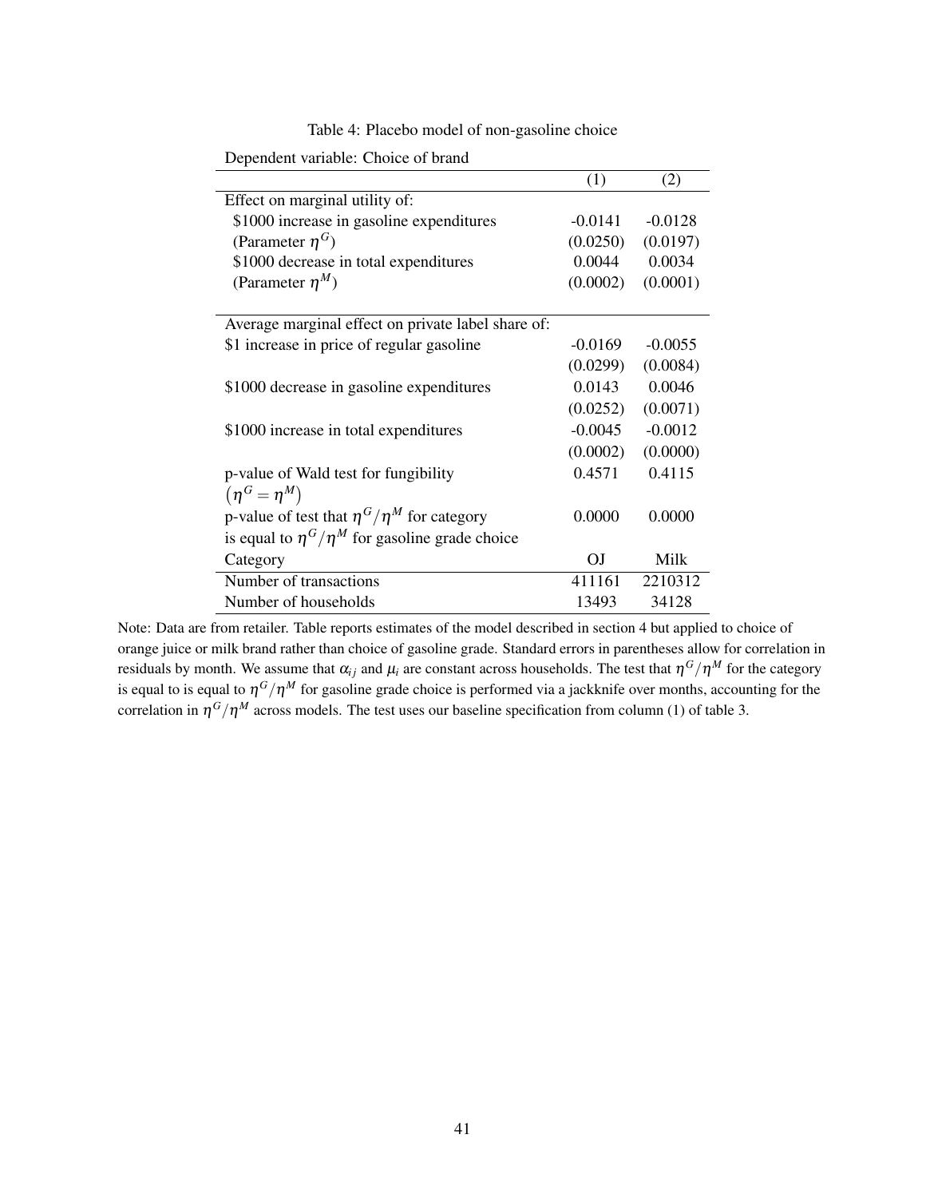Table 4: Placebo model of non-gasoline choice

| Dependent variable: Choice of brand | | |
|---|---|---|
| | (1) | (2) |
| Effect on marginal utility of: | | |
| \$1000 increase in gasoline expenditures | -0.0141 | -0.0128 |
| (Parameter $\eta^G$) | (0.0250) | (0.0197) |
| \$1000 decrease in total expenditures | 0.0044 | 0.0034 |
| (Parameter $\eta^M$) | (0.0002) | (0.0001) |
| | | |
| Average marginal effect on private label share of: | | |
| \$1 increase in price of regular gasoline | -0.0169 | -0.0055 |
| | (0.0299) | (0.0084) |
| \$1000 decrease in gasoline expenditures | 0.0143 | 0.0046 |
| | (0.0252) | (0.0071) |
| \$1000 increase in total expenditures | -0.0045 | -0.0012 |
| | (0.0002) | (0.0000) |
| p-value of Wald test for fungibility $\left(\eta^G = \eta^M\right)$ | 0.4571 | 0.4115 |
| p-value of test that $\eta^G/\eta^M$ for category is equal to $\eta^G/\eta^M$ for gasoline grade choice | 0.0000 | 0.0000 |
| Category | OJ | Milk |
| Number of transactions | 411161 | 2210312 |
| Number of households | 13493 | 34128 |

Note: Data are from retailer. Table reports estimates of the model described in section 4 but applied to choice of orange juice or milk brand rather than choice of gasoline grade. Standard errors in parentheses allow for correlation in residuals by month. We assume that $\alpha_{ij}$ and $\mu_i$ are constant across households. The test that $\eta^G/\eta^M$ for the category is equal to is equal to $\eta^G/\eta^M$ for gasoline grade choice is performed via a jackknife over months, accounting for the correlation in $\eta^G/\eta^M$ across models. The test uses our baseline specification from column (1) of table 3.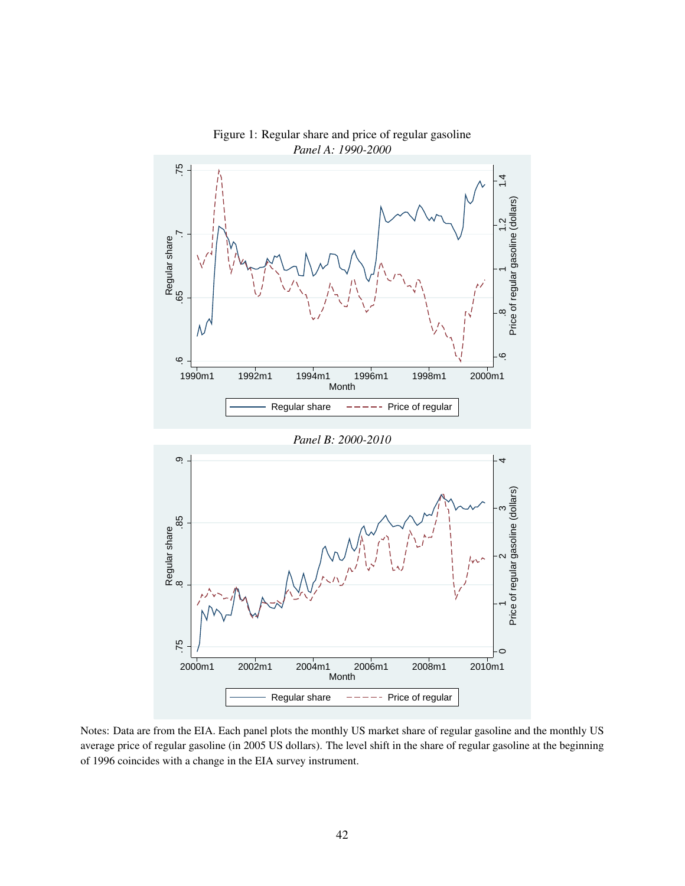Figure 1: Regular share and price of regular gasoline

*Panel A: 1990-2000*

Regular share

.6
.65
.7
.75

Price of regular gasoline (dollars)

.6
.8
1
1.2
1.4

1990m1
1992m1
1994m1
1996m1
1998m1
2000m1

Month

Regular share
Price of regular

*Panel B: 2000-2010*

Regular share

.75
.8
.85
.9

Price of regular gasoline (dollars)

0
1
2
3
4

2000m1
2002m1
2004m1
2006m1
2008m1
2010m1

Month

Regular share
Price of regular

Notes: Data are from the EIA. Each panel plots the monthly US market share of regular gasoline and the monthly US average price of regular gasoline (in 2005 US dollars). The level shift in the share of regular gasoline at the beginning of 1996 coincides with a change in the EIA survey instrument.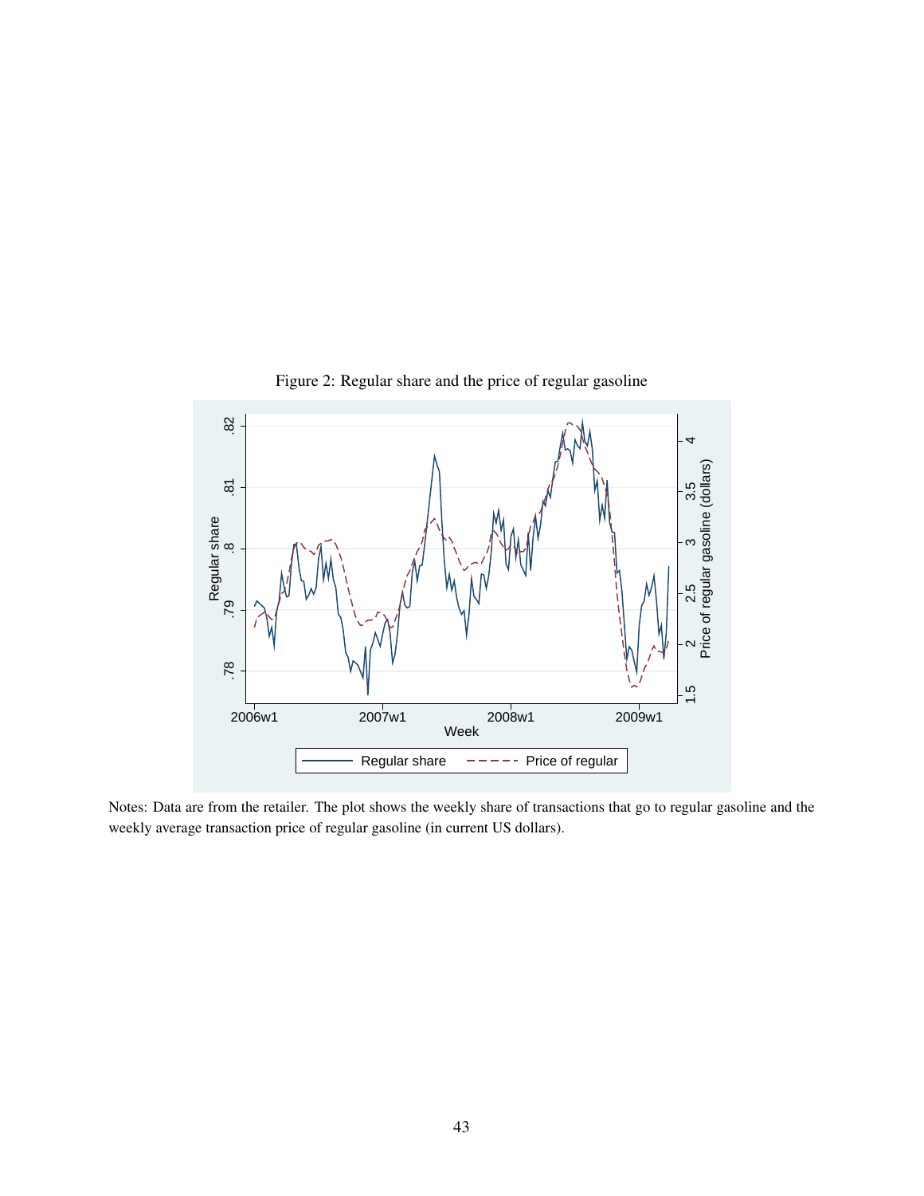Figure 2: Regular share and the price of regular gasoline

Regular share

.82

.81

.8

.79

.78

Price of regular gasoline (dollars)

4

3.5

3

2.5

2

1.5

2006w1

2007w1

2008w1

2009w1

Week

Regular share

Price of regular

Notes: Data are from the retailer. The plot shows the weekly share of transactions that go to regular gasoline and the weekly average transaction price of regular gasoline (in current US dollars).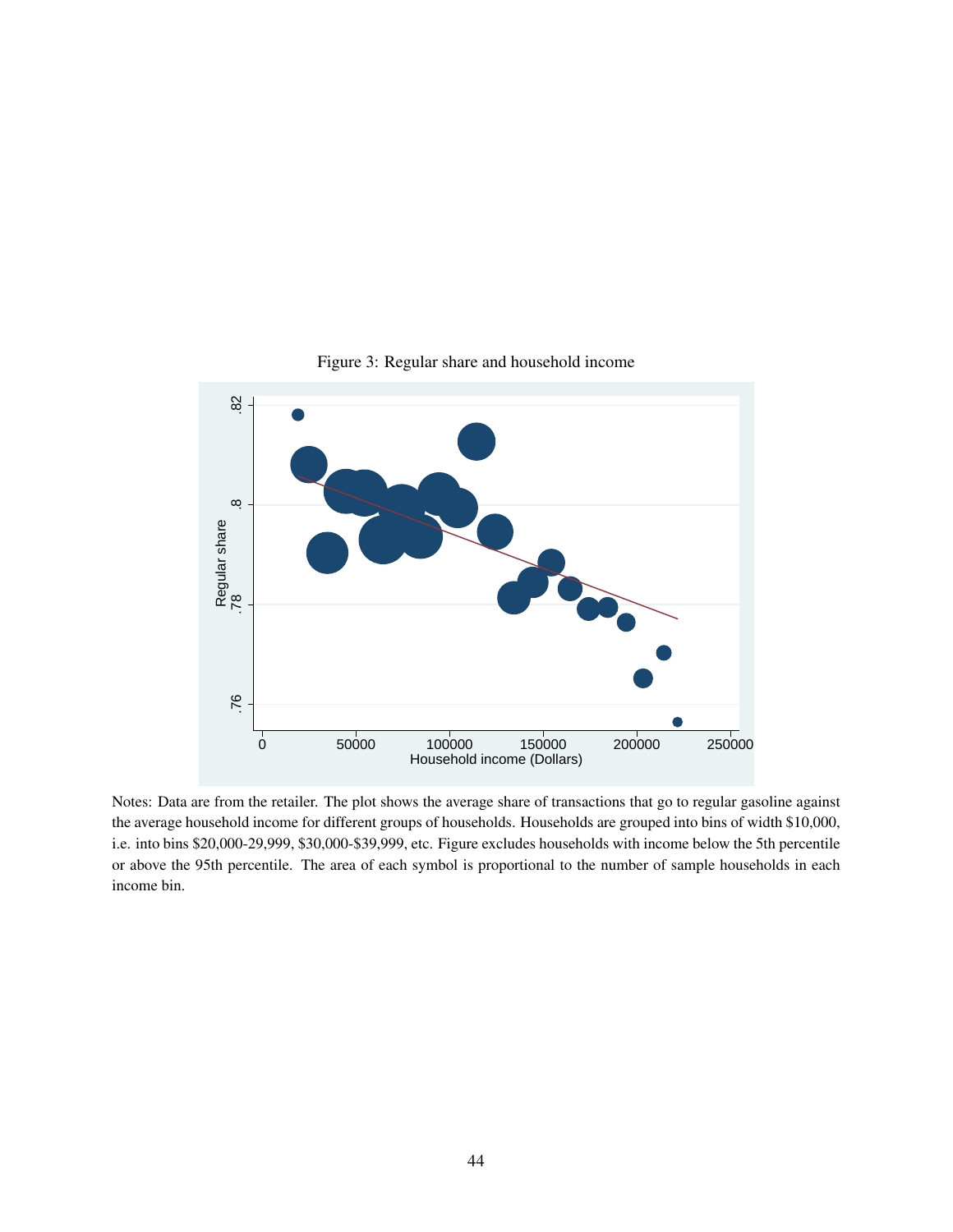Figure 3: Regular share and household income

Regular share

.82

.8

.78

.76

0

50000

100000

150000

200000

250000

Household income (Dollars)

Notes: Data are from the retailer. The plot shows the average share of transactions that go to regular gasoline against the average household income for different groups of households. Households are grouped into bins of width $10,000, i.e. into bins $20,000-29,999, $30,000-$39,999, etc. Figure excludes households with income below the 5th percentile or above the 95th percentile. The area of each symbol is proportional to the number of sample households in each income bin.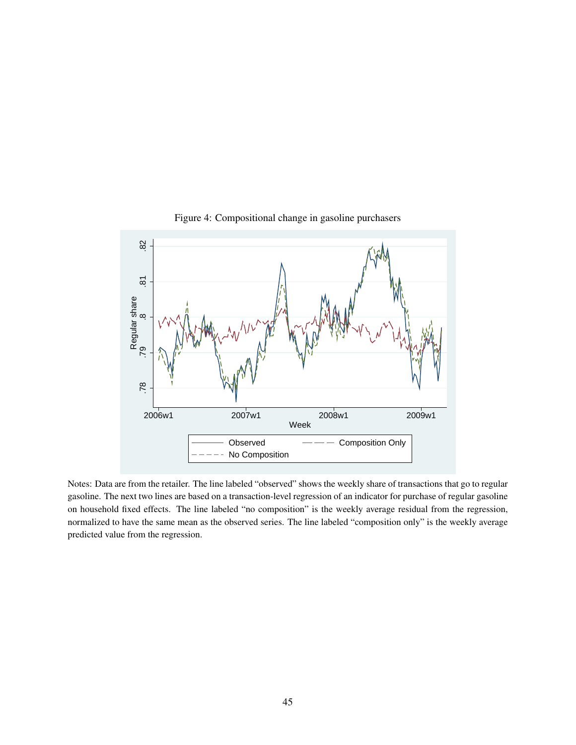Figure 4: Compositional change in gasoline purchasers

Regular share

.82

.81

.8

.79

.78

2006w1

2007w1

2008w1

2009w1

Week

Observed

Composition Only

No Composition

Notes: Data are from the retailer. The line labeled "observed" shows the weekly share of transactions that go to regular gasoline. The next two lines are based on a transaction-level regression of an indicator for purchase of regular gasoline on household fixed effects. The line labeled "no composition" is the weekly average residual from the regression, normalized to have the same mean as the observed series. The line labeled "composition only" is the weekly average predicted value from the regression.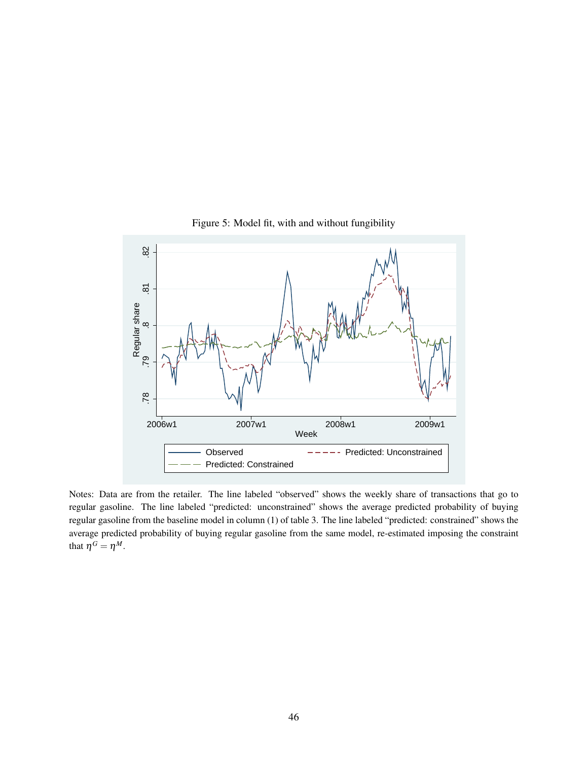Figure 5: Model fit, with and without fungibility

Regular share

.82

.81

.8

.79

.78

2006w1

2007w1

2008w1

2009w1

Week

Observed

Predicted: Unconstrained

Predicted: Constrained

Notes: Data are from the retailer. The line labeled "observed" shows the weekly share of transactions that go to regular gasoline. The line labeled "predicted: unconstrained" shows the average predicted probability of buying regular gasoline from the baseline model in column (1) of table 3. The line labeled "predicted: constrained" shows the average predicted probability of buying regular gasoline from the same model, re-estimated imposing the constraint that $\eta^G = \eta^M$.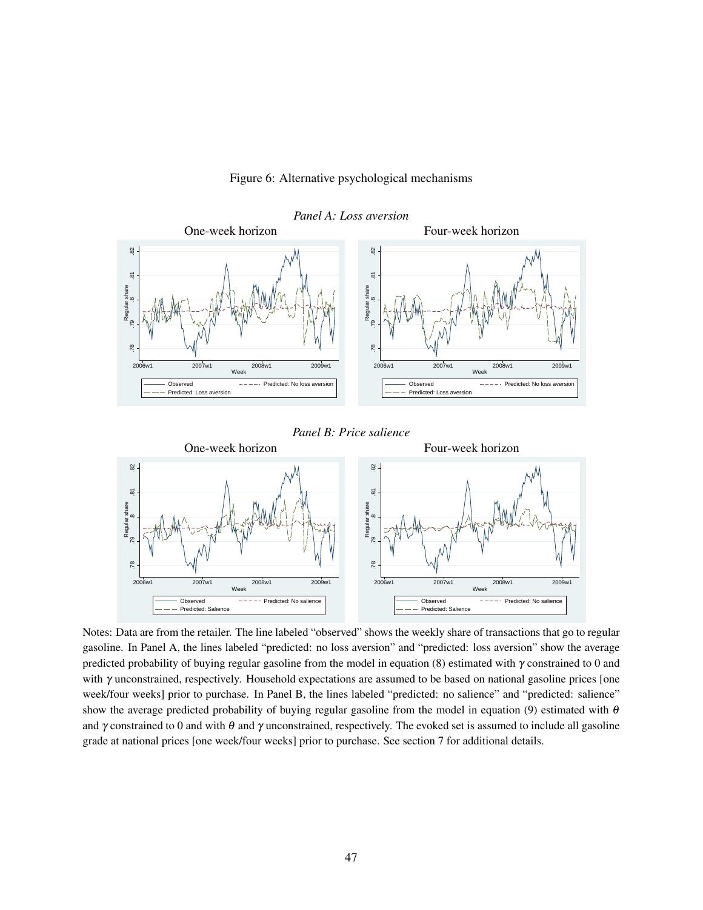Figure 6: Alternative psychological mechanisms

*Panel A: Loss aversion*

One-week horizon

.82
.81
.8
.79
.78
Regular share
2006w1
2007w1
2008w1
2009w1
Week
Observed
Predicted: No loss aversion
Predicted: Loss aversion

Four-week horizon

.82
.81
.8
.79
.78
Regular share
2006w1
2007w1
2008w1
2009w1
Week
Observed
Predicted: No loss aversion
Predicted: Loss aversion

*Panel B: Price salience*

One-week horizon

.82
.81
.8
.79
.78
Regular share
2006w1
2007w1
2008w1
2009w1
Week
Observed
Predicted: No salience
Predicted: Salience

Four-week horizon

.82
.81
.8
.79
.78
Regular share
2006w1
2007w1
2008w1
2009w1
Week
Observed
Predicted: No salience
Predicted: Salience

Notes: Data are from the retailer. The line labeled "observed" shows the weekly share of transactions that go to regular gasoline. In Panel A, the lines labeled "predicted: no loss aversion" and "predicted: loss aversion" show the average predicted probability of buying regular gasoline from the model in equation (8) estimated with $\gamma$ constrained to 0 and with $\gamma$ unconstrained, respectively. Household expectations are assumed to be based on national gasoline prices [one week/four weeks] prior to purchase. In Panel B, the lines labeled "predicted: no salience" and "predicted: salience" show the average predicted probability of buying regular gasoline from the model in equation (9) estimated with $\theta$ and $\gamma$ constrained to 0 and with $\theta$ and $\gamma$ unconstrained, respectively. The evoked set is assumed to include all gasoline grade at national prices [one week/four weeks] prior to purchase. See section 7 for additional details.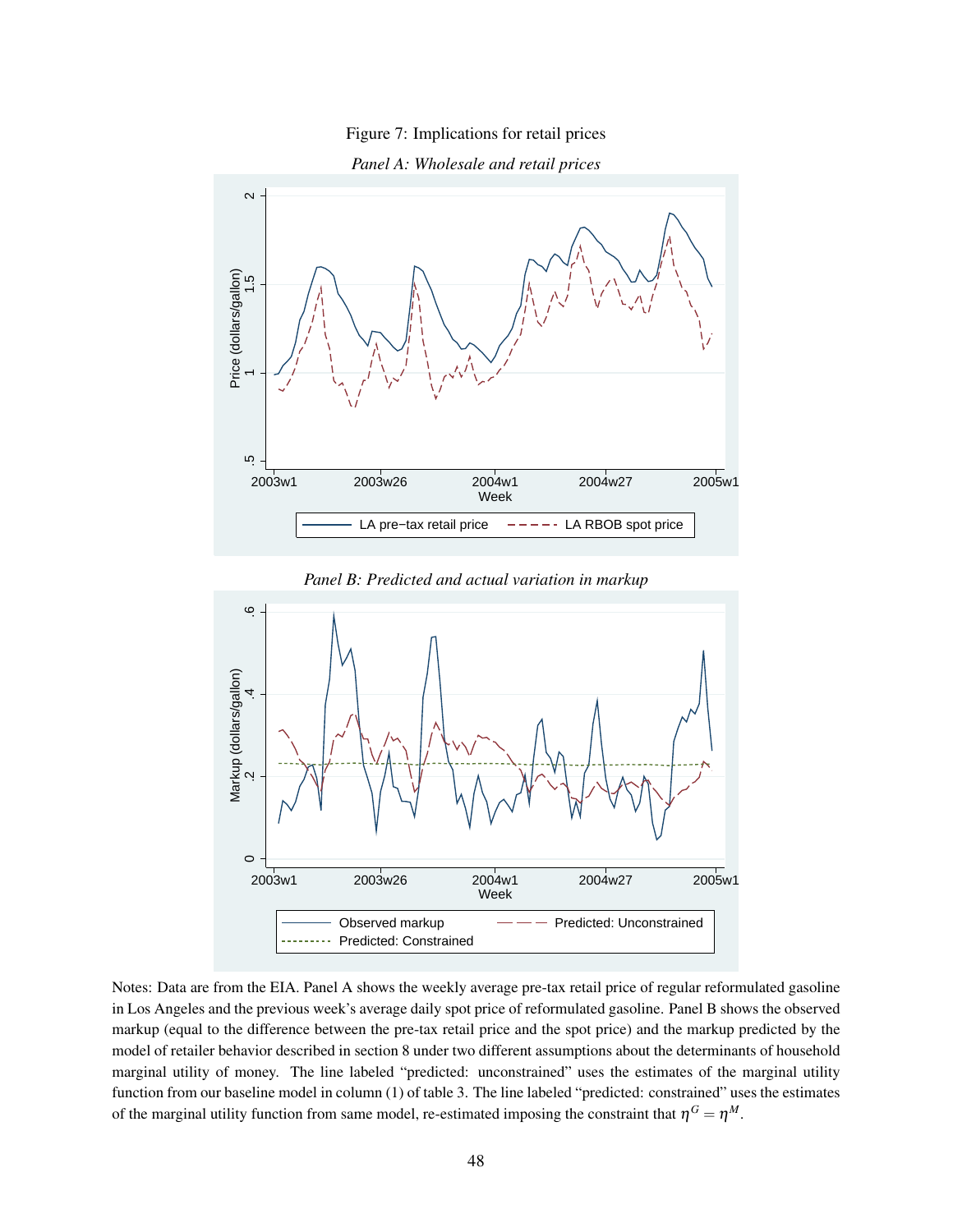Figure 7: Implications for retail prices

*Panel A: Wholesale and retail prices*

Price (dollars/gallon)

2

1.5

1

.5

2003w1 2003w26 2004w1 2004w27 2005w1

Week

LA pre−tax retail price

LA RBOB spot price

*Panel B: Predicted and actual variation in markup*

Markup (dollars/gallon)

.6

.4

.2

0

2003w1 2003w26 2004w1 2004w27 2005w1

Week

Observed markup

Predicted: Unconstrained

Predicted: Constrained

Notes: Data are from the EIA. Panel A shows the weekly average pre-tax retail price of regular reformulated gasoline in Los Angeles and the previous week's average daily spot price of reformulated gasoline. Panel B shows the observed markup (equal to the difference between the pre-tax retail price and the spot price) and the markup predicted by the model of retailer behavior described in section 8 under two different assumptions about the determinants of household marginal utility of money. The line labeled "predicted: unconstrained" uses the estimates of the marginal utility function from our baseline model in column (1) of table 3. The line labeled "predicted: constrained" uses the estimates of the marginal utility function from same model, re-estimated imposing the constraint that $\eta^G = \eta^M$.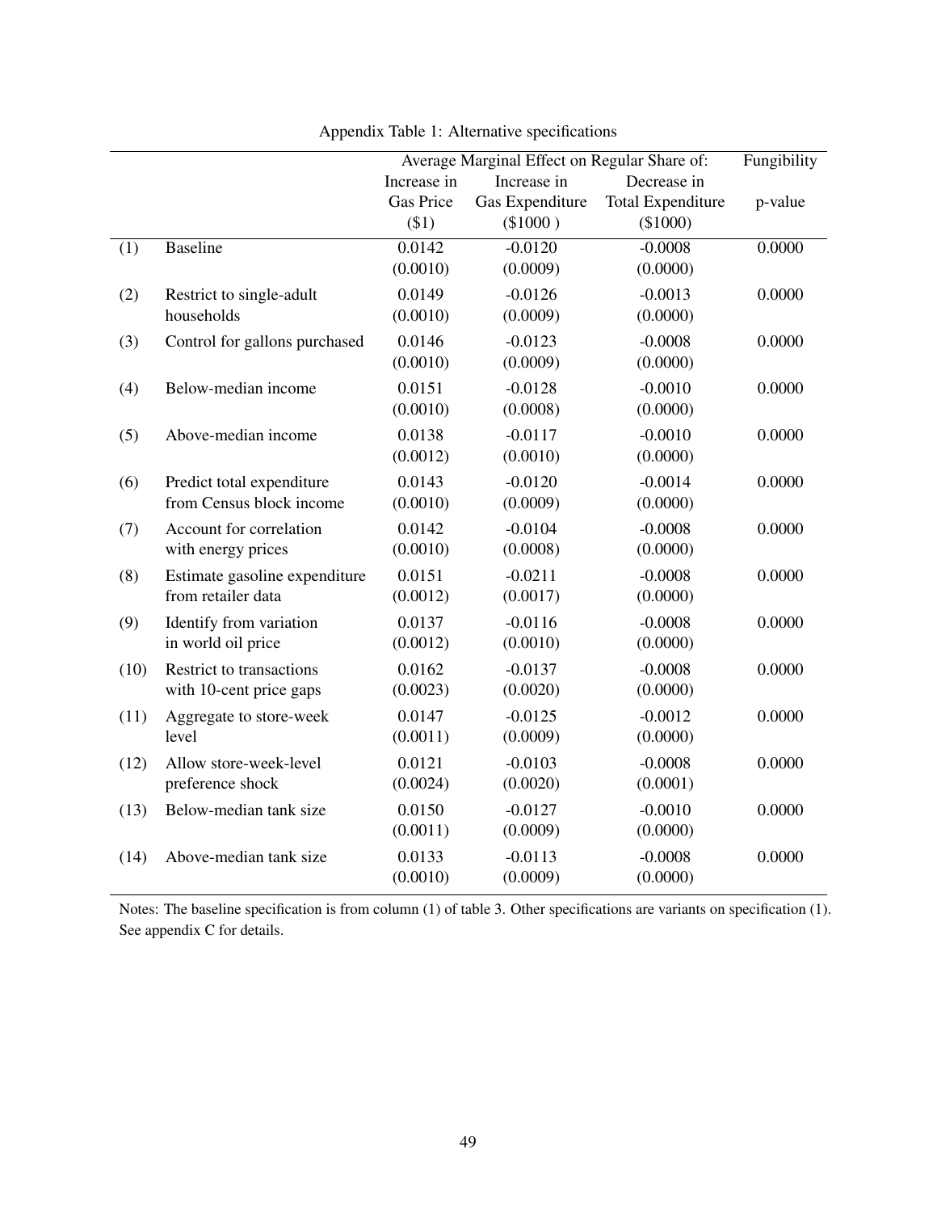Appendix Table 1: Alternative specifications

| | | Average Marginal Effect on Regular Share of: | | | Fungibility |
|---|---|---|---|---|---|
| | | Increase in Gas Price ($1) | Increase in Gas Expenditure ($1000 ) | Decrease in Total Expenditure ($1000) | p-value |
| (1) | Baseline | 0.0142<br>(0.0010) | -0.0120<br>(0.0009) | -0.0008<br>(0.0000) | 0.0000 |
| (2) | Restrict to single-adult households | 0.0149<br>(0.0010) | -0.0126<br>(0.0009) | -0.0013<br>(0.0000) | 0.0000 |
| (3) | Control for gallons purchased | 0.0146<br>(0.0010) | -0.0123<br>(0.0009) | -0.0008<br>(0.0000) | 0.0000 |
| (4) | Below-median income | 0.0151<br>(0.0010) | -0.0128<br>(0.0008) | -0.0010<br>(0.0000) | 0.0000 |
| (5) | Above-median income | 0.0138<br>(0.0012) | -0.0117<br>(0.0010) | -0.0010<br>(0.0000) | 0.0000 |
| (6) | Predict total expenditure from Census block income | 0.0143<br>(0.0010) | -0.0120<br>(0.0009) | -0.0014<br>(0.0000) | 0.0000 |
| (7) | Account for correlation with energy prices | 0.0142<br>(0.0010) | -0.0104<br>(0.0008) | -0.0008<br>(0.0000) | 0.0000 |
| (8) | Estimate gasoline expenditure from retailer data | 0.0151<br>(0.0012) | -0.0211<br>(0.0017) | -0.0008<br>(0.0000) | 0.0000 |
| (9) | Identify from variation in world oil price | 0.0137<br>(0.0012) | -0.0116<br>(0.0010) | -0.0008<br>(0.0000) | 0.0000 |
| (10) | Restrict to transactions with 10-cent price gaps | 0.0162<br>(0.0023) | -0.0137<br>(0.0020) | -0.0008<br>(0.0000) | 0.0000 |
| (11) | Aggregate to store-week level | 0.0147<br>(0.0011) | -0.0125<br>(0.0009) | -0.0012<br>(0.0000) | 0.0000 |
| (12) | Allow store-week-level preference shock | 0.0121<br>(0.0024) | -0.0103<br>(0.0020) | -0.0008<br>(0.0001) | 0.0000 |
| (13) | Below-median tank size | 0.0150<br>(0.0011) | -0.0127<br>(0.0009) | -0.0010<br>(0.0000) | 0.0000 |
| (14) | Above-median tank size | 0.0133<br>(0.0010) | -0.0113<br>(0.0009) | -0.0008<br>(0.0000) | 0.0000 |

Notes: The baseline specification is from column (1) of table 3. Other specifications are variants on specification (1). See appendix C for details.